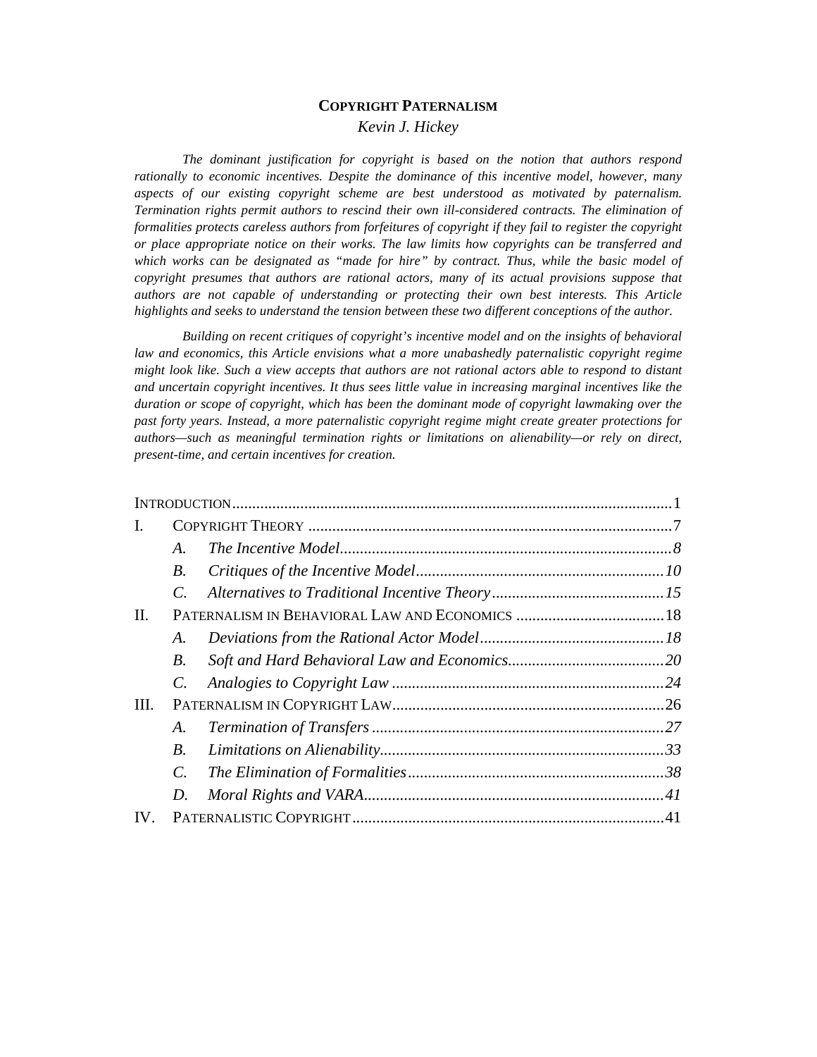# COPYRIGHT PATERNALISM

*Kevin J. Hickey*

*The dominant justification for copyright is based on the notion that authors respond rationally to economic incentives. Despite the dominance of this incentive model, however, many aspects of our existing copyright scheme are best understood as motivated by paternalism. Termination rights permit authors to rescind their own ill-considered contracts. The elimination of formalities protects careless authors from forfeitures of copyright if they fail to register the copyright or place appropriate notice on their works. The law limits how copyrights can be transferred and which works can be designated as "made for hire" by contract. Thus, while the basic model of copyright presumes that authors are rational actors, many of its actual provisions suppose that authors are not capable of understanding or protecting their own best interests. This Article highlights and seeks to understand the tension between these two different conceptions of the author.*

*Building on recent critiques of copyright's incentive model and on the insights of behavioral law and economics, this Article envisions what a more unabashedly paternalistic copyright regime might look like. Such a view accepts that authors are not rational actors able to respond to distant and uncertain copyright incentives. It thus sees little value in increasing marginal incentives like the duration or scope of copyright, which has been the dominant mode of copyright lawmaking over the past forty years. Instead, a more paternalistic copyright regime might create greater protections for authors—such as meaningful termination rights or limitations on alienability—or rely on direct, present-time, and certain incentives for creation.*

| | | | |
|---|---|---|---|
| INTRODUCTION | | | 1 |
| I. | COPYRIGHT THEORY | | 7 |
| | *A.* | *The Incentive Model* | *8* |
| | *B.* | *Critiques of the Incentive Model* | *10* |
| | *C.* | *Alternatives to Traditional Incentive Theory* | *15* |
| II. | PATERNALISM IN BEHAVIORAL LAW AND ECONOMICS | | 18 |
| | *A.* | *Deviations from the Rational Actor Model* | *18* |
| | *B.* | *Soft and Hard Behavioral Law and Economics* | *20* |
| | *C.* | *Analogies to Copyright Law* | *24* |
| III. | PATERNALISM IN COPYRIGHT LAW | | 26 |
| | *A.* | *Termination of Transfers* | *27* |
| | *B.* | *Limitations on Alienability* | *33* |
| | *C.* | *The Elimination of Formalities* | *38* |
| | *D.* | *Moral Rights and VARA* | *41* |
| IV. | PATERNALISTIC COPYRIGHT | | 41 |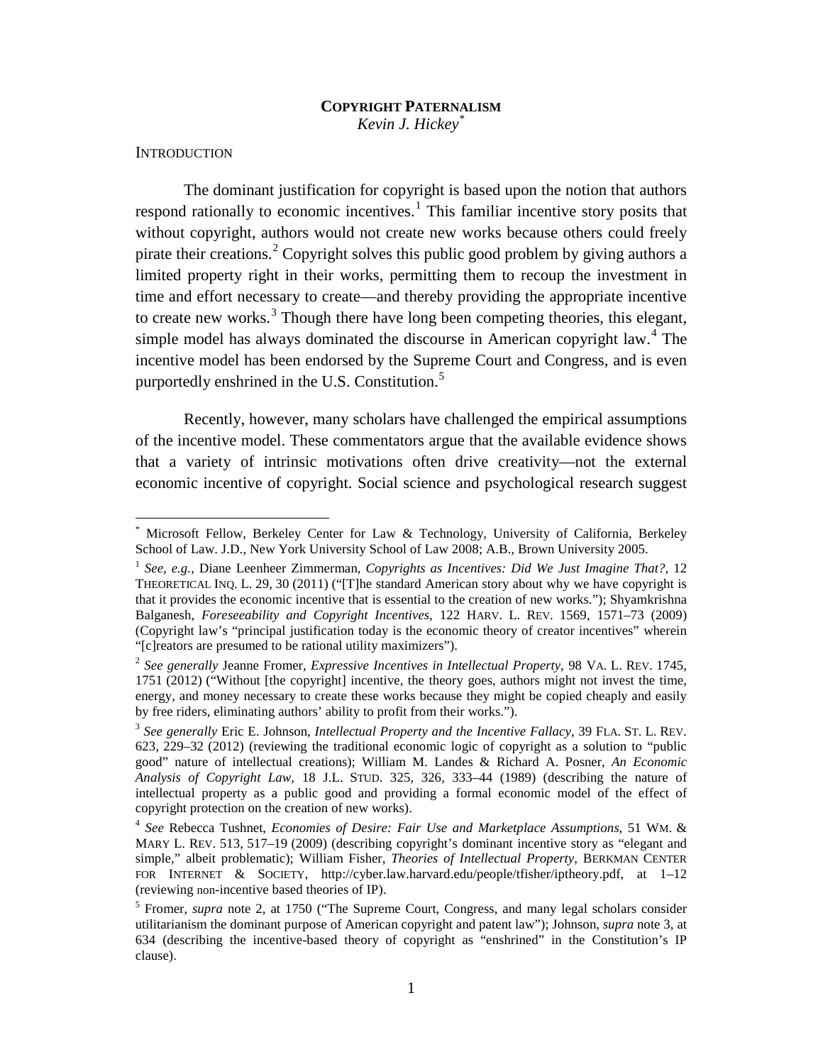# COPYRIGHT PATERNALISM

*Kevin J. Hickey*[*]

INTRODUCTION

The dominant justification for copyright is based upon the notion that authors respond rationally to economic incentives.[1] This familiar incentive story posits that without copyright, authors would not create new works because others could freely pirate their creations.[2] Copyright solves this public good problem by giving authors a limited property right in their works, permitting them to recoup the investment in time and effort necessary to create—and thereby providing the appropriate incentive to create new works.[3] Though there have long been competing theories, this elegant, simple model has always dominated the discourse in American copyright law.[4] The incentive model has been endorsed by the Supreme Court and Congress, and is even purportedly enshrined in the U.S. Constitution.[5]

Recently, however, many scholars have challenged the empirical assumptions of the incentive model. These commentators argue that the available evidence shows that a variety of intrinsic motivations often drive creativity—not the external economic incentive of copyright. Social science and psychological research suggest

---

[*] Microsoft Fellow, Berkeley Center for Law & Technology, University of California, Berkeley School of Law. J.D., New York University School of Law 2008; A.B., Brown University 2005.

[1] *See, e.g.*, Diane Leenheer Zimmerman, *Copyrights as Incentives: Did We Just Imagine That?*, 12 THEORETICAL INQ. L. 29, 30 (2011) ("[T]he standard American story about why we have copyright is that it provides the economic incentive that is essential to the creation of new works."); Shyamkrishna Balganesh, *Foreseeability and Copyright Incentives*, 122 HARV. L. REV. 1569, 1571–73 (2009) (Copyright law's "principal justification today is the economic theory of creator incentives" wherein "[c]reators are presumed to be rational utility maximizers").

[2] *See generally* Jeanne Fromer, *Expressive Incentives in Intellectual Property*, 98 VA. L. REV. 1745, 1751 (2012) ("Without [the copyright] incentive, the theory goes, authors might not invest the time, energy, and money necessary to create these works because they might be copied cheaply and easily by free riders, eliminating authors' ability to profit from their works.").

[3] *See generally* Eric E. Johnson, *Intellectual Property and the Incentive Fallacy*, 39 FLA. ST. L. REV. 623, 229–32 (2012) (reviewing the traditional economic logic of copyright as a solution to "public good" nature of intellectual creations); William M. Landes & Richard A. Posner, *An Economic Analysis of Copyright Law*, 18 J.L. STUD. 325, 326, 333–44 (1989) (describing the nature of intellectual property as a public good and providing a formal economic model of the effect of copyright protection on the creation of new works).

[4] *See* Rebecca Tushnet, *Economies of Desire: Fair Use and Marketplace Assumptions*, 51 WM. & MARY L. REV. 513, 517–19 (2009) (describing copyright's dominant incentive story as "elegant and simple," albeit problematic); William Fisher, *Theories of Intellectual Property*, BERKMAN CENTER FOR INTERNET & SOCIETY, http://cyber.law.harvard.edu/people/tfisher/iptheory.pdf, at 1–12 (reviewing non-incentive based theories of IP).

[5] Fromer, *supra* note 2, at 1750 ("The Supreme Court, Congress, and many legal scholars consider utilitarianism the dominant purpose of American copyright and patent law"); Johnson, *supra* note 3, at 634 (describing the incentive-based theory of copyright as "enshrined" in the Constitution's IP clause).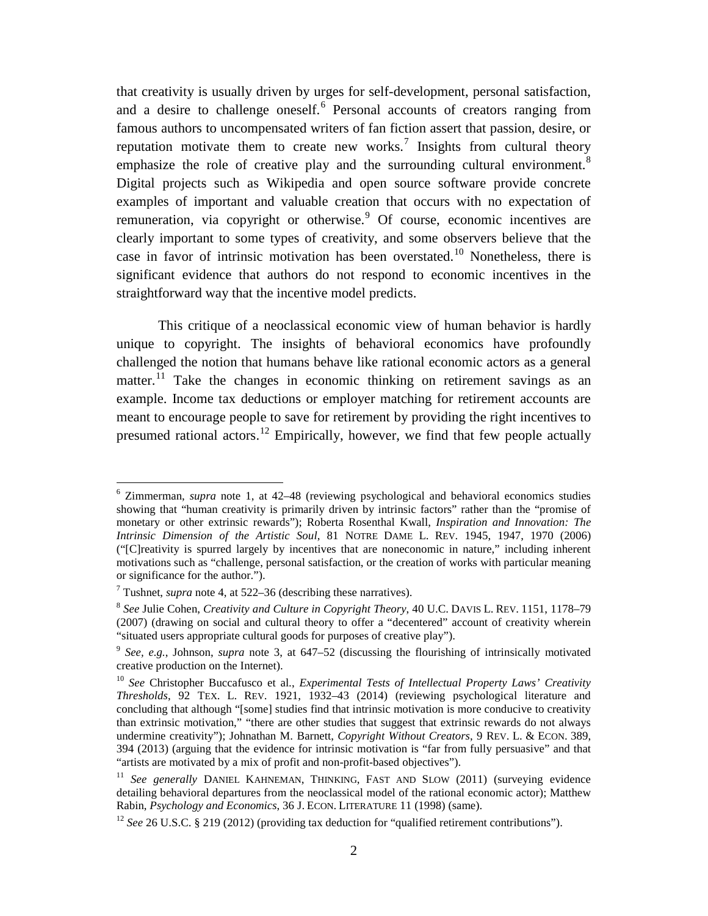that creativity is usually driven by urges for self-development, personal satisfaction, and a desire to challenge oneself.[6] Personal accounts of creators ranging from famous authors to uncompensated writers of fan fiction assert that passion, desire, or reputation motivate them to create new works.[7] Insights from cultural theory emphasize the role of creative play and the surrounding cultural environment.[8] Digital projects such as Wikipedia and open source software provide concrete examples of important and valuable creation that occurs with no expectation of remuneration, via copyright or otherwise.[9] Of course, economic incentives are clearly important to some types of creativity, and some observers believe that the case in favor of intrinsic motivation has been overstated.[10] Nonetheless, there is significant evidence that authors do not respond to economic incentives in the straightforward way that the incentive model predicts.

This critique of a neoclassical economic view of human behavior is hardly unique to copyright. The insights of behavioral economics have profoundly challenged the notion that humans behave like rational economic actors as a general matter.[11] Take the changes in economic thinking on retirement savings as an example. Income tax deductions or employer matching for retirement accounts are meant to encourage people to save for retirement by providing the right incentives to presumed rational actors.[12] Empirically, however, we find that few people actually

---

[6] Zimmerman, *supra* note 1, at 42–48 (reviewing psychological and behavioral economics studies showing that "human creativity is primarily driven by intrinsic factors" rather than the "promise of monetary or other extrinsic rewards"); Roberta Rosenthal Kwall, *Inspiration and Innovation: The Intrinsic Dimension of the Artistic Soul*, 81 NOTRE DAME L. REV. 1945, 1947, 1970 (2006) ("[C]reativity is spurred largely by incentives that are noneconomic in nature," including inherent motivations such as "challenge, personal satisfaction, or the creation of works with particular meaning or significance for the author.").

[7] Tushnet, *supra* note 4, at 522–36 (describing these narratives).

[8] *See* Julie Cohen, *Creativity and Culture in Copyright Theory*, 40 U.C. DAVIS L. REV. 1151, 1178–79 (2007) (drawing on social and cultural theory to offer a "decentered" account of creativity wherein "situated users appropriate cultural goods for purposes of creative play").

[9] *See, e.g.*, Johnson, *supra* note 3, at 647–52 (discussing the flourishing of intrinsically motivated creative production on the Internet).

[10] *See* Christopher Buccafusco et al., *Experimental Tests of Intellectual Property Laws' Creativity Thresholds*, 92 TEX. L. REV. 1921, 1932–43 (2014) (reviewing psychological literature and concluding that although "[some] studies find that intrinsic motivation is more conducive to creativity than extrinsic motivation," "there are other studies that suggest that extrinsic rewards do not always undermine creativity"); Johnathan M. Barnett, *Copyright Without Creators*, 9 REV. L. & ECON. 389, 394 (2013) (arguing that the evidence for intrinsic motivation is "far from fully persuasive" and that "artists are motivated by a mix of profit and non-profit-based objectives").

[11] *See generally* DANIEL KAHNEMAN, THINKING, FAST AND SLOW (2011) (surveying evidence detailing behavioral departures from the neoclassical model of the rational economic actor); Matthew Rabin, *Psychology and Economics*, 36 J. ECON. LITERATURE 11 (1998) (same).

[12] *See* 26 U.S.C. § 219 (2012) (providing tax deduction for "qualified retirement contributions").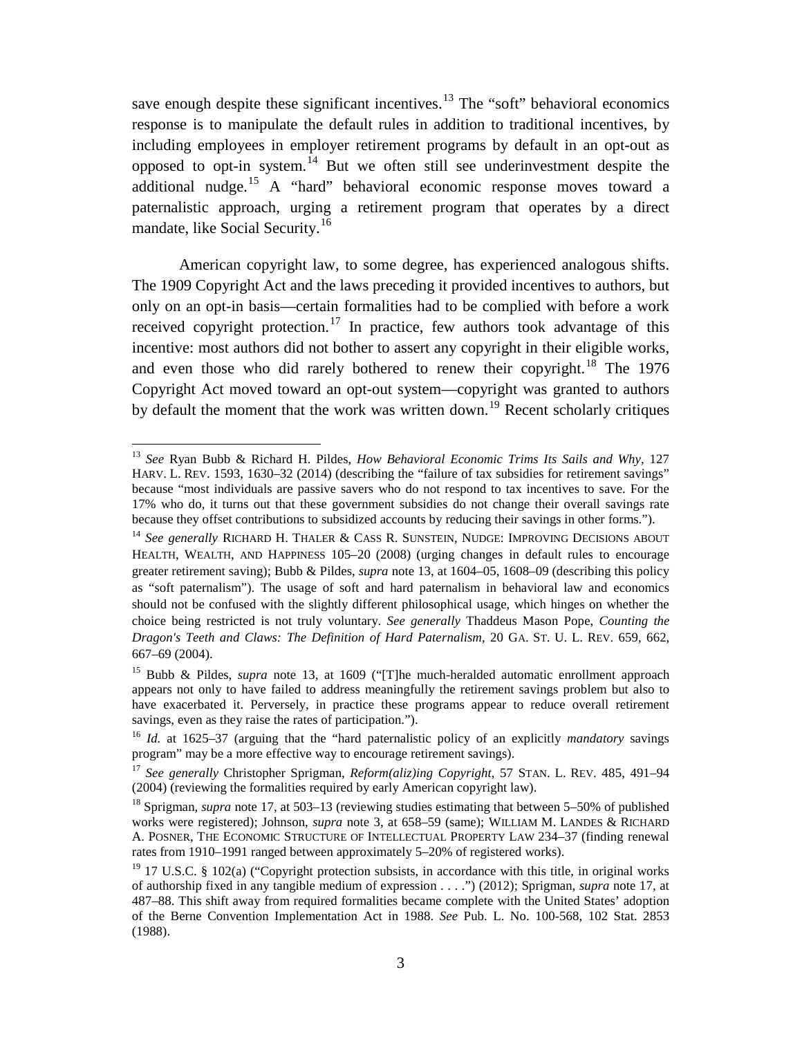save enough despite these significant incentives.[13] The "soft" behavioral economics response is to manipulate the default rules in addition to traditional incentives, by including employees in employer retirement programs by default in an opt-out as opposed to opt-in system.[14] But we often still see underinvestment despite the additional nudge.[15] A "hard" behavioral economic response moves toward a paternalistic approach, urging a retirement program that operates by a direct mandate, like Social Security.[16]

American copyright law, to some degree, has experienced analogous shifts. The 1909 Copyright Act and the laws preceding it provided incentives to authors, but only on an opt-in basis—certain formalities had to be complied with before a work received copyright protection.[17] In practice, few authors took advantage of this incentive: most authors did not bother to assert any copyright in their eligible works, and even those who did rarely bothered to renew their copyright.[18] The 1976 Copyright Act moved toward an opt-out system—copyright was granted to authors by default the moment that the work was written down.[19] Recent scholarly critiques

---

[13] *See* Ryan Bubb & Richard H. Pildes, *How Behavioral Economic Trims Its Sails and Why*, 127 HARV. L. REV. 1593, 1630–32 (2014) (describing the "failure of tax subsidies for retirement savings" because "most individuals are passive savers who do not respond to tax incentives to save. For the 17% who do, it turns out that these government subsidies do not change their overall savings rate because they offset contributions to subsidized accounts by reducing their savings in other forms.").

[14] *See generally* RICHARD H. THALER & CASS R. SUNSTEIN, NUDGE: IMPROVING DECISIONS ABOUT HEALTH, WEALTH, AND HAPPINESS 105–20 (2008) (urging changes in default rules to encourage greater retirement saving); Bubb & Pildes, *supra* note 13, at 1604–05, 1608–09 (describing this policy as "soft paternalism"). The usage of soft and hard paternalism in behavioral law and economics should not be confused with the slightly different philosophical usage, which hinges on whether the choice being restricted is not truly voluntary. *See generally* Thaddeus Mason Pope, *Counting the Dragon's Teeth and Claws: The Definition of Hard Paternalism*, 20 GA. ST. U. L. REV. 659, 662, 667–69 (2004).

[15] Bubb & Pildes, *supra* note 13, at 1609 ("[T]he much-heralded automatic enrollment approach appears not only to have failed to address meaningfully the retirement savings problem but also to have exacerbated it. Perversely, in practice these programs appear to reduce overall retirement savings, even as they raise the rates of participation.").

[16] *Id.* at 1625–37 (arguing that the "hard paternalistic policy of an explicitly *mandatory* savings program" may be a more effective way to encourage retirement savings).

[17] *See generally* Christopher Sprigman, *Reform(aliz)ing Copyright*, 57 STAN. L. REV. 485, 491–94 (2004) (reviewing the formalities required by early American copyright law).

[18] Sprigman, *supra* note 17, at 503–13 (reviewing studies estimating that between 5–50% of published works were registered); Johnson, *supra* note 3, at 658–59 (same); WILLIAM M. LANDES & RICHARD A. POSNER, THE ECONOMIC STRUCTURE OF INTELLECTUAL PROPERTY LAW 234–37 (finding renewal rates from 1910–1991 ranged between approximately 5–20% of registered works).

[19] 17 U.S.C. § 102(a) ("Copyright protection subsists, in accordance with this title, in original works of authorship fixed in any tangible medium of expression . . . .") (2012); Sprigman, *supra* note 17, at 487–88. This shift away from required formalities became complete with the United States' adoption of the Berne Convention Implementation Act in 1988. *See* Pub. L. No. 100-568, 102 Stat. 2853 (1988).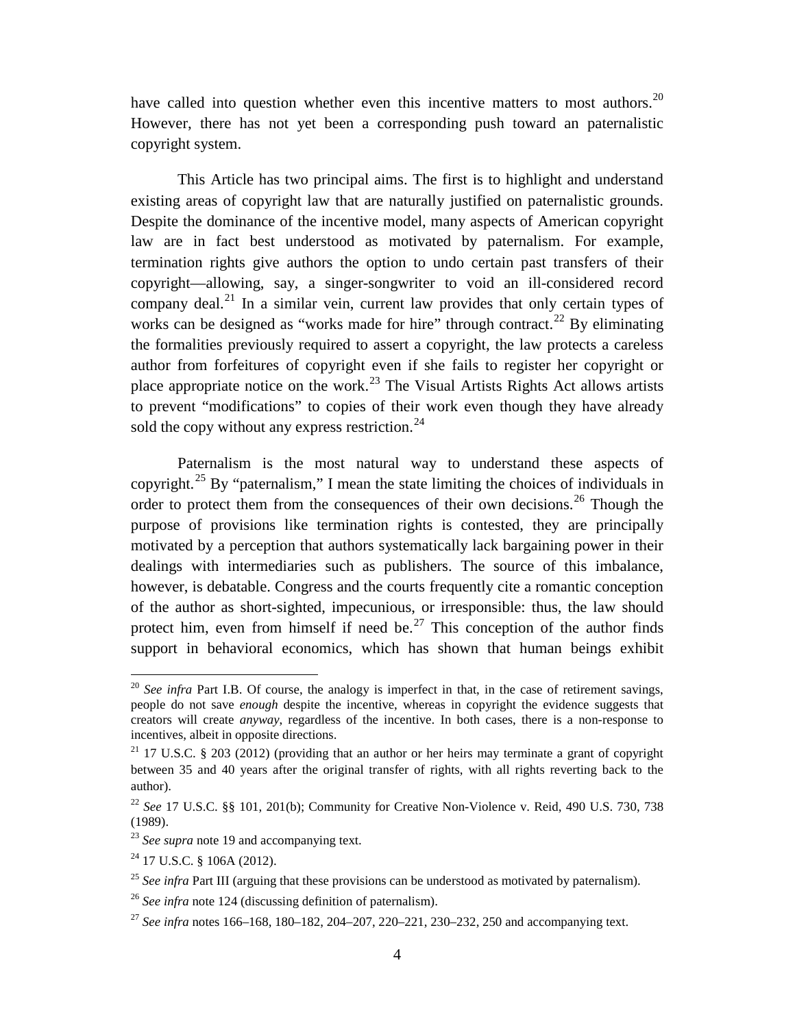have called into question whether even this incentive matters to most authors.[20] However, there has not yet been a corresponding push toward an paternalistic copyright system.

This Article has two principal aims. The first is to highlight and understand existing areas of copyright law that are naturally justified on paternalistic grounds. Despite the dominance of the incentive model, many aspects of American copyright law are in fact best understood as motivated by paternalism. For example, termination rights give authors the option to undo certain past transfers of their copyright—allowing, say, a singer-songwriter to void an ill-considered record company deal.[21] In a similar vein, current law provides that only certain types of works can be designed as "works made for hire" through contract.[22] By eliminating the formalities previously required to assert a copyright, the law protects a careless author from forfeitures of copyright even if she fails to register her copyright or place appropriate notice on the work.[23] The Visual Artists Rights Act allows artists to prevent "modifications" to copies of their work even though they have already sold the copy without any express restriction.[24]

Paternalism is the most natural way to understand these aspects of copyright.[25] By "paternalism," I mean the state limiting the choices of individuals in order to protect them from the consequences of their own decisions.[26] Though the purpose of provisions like termination rights is contested, they are principally motivated by a perception that authors systematically lack bargaining power in their dealings with intermediaries such as publishers. The source of this imbalance, however, is debatable. Congress and the courts frequently cite a romantic conception of the author as short-sighted, impecunious, or irresponsible: thus, the law should protect him, even from himself if need be.[27] This conception of the author finds support in behavioral economics, which has shown that human beings exhibit

---

[20] *See infra* Part I.B. Of course, the analogy is imperfect in that, in the case of retirement savings, people do not save *enough* despite the incentive, whereas in copyright the evidence suggests that creators will create *anyway*, regardless of the incentive. In both cases, there is a non-response to incentives, albeit in opposite directions.

[21] 17 U.S.C. § 203 (2012) (providing that an author or her heirs may terminate a grant of copyright between 35 and 40 years after the original transfer of rights, with all rights reverting back to the author).

[22] *See* 17 U.S.C. §§ 101, 201(b); Community for Creative Non-Violence v. Reid, 490 U.S. 730, 738 (1989).

[23] *See supra* note 19 and accompanying text.

[24] 17 U.S.C. § 106A (2012).

[25] *See infra* Part III (arguing that these provisions can be understood as motivated by paternalism).

[26] *See infra* note 124 (discussing definition of paternalism).

[27] *See infra* notes 166–168, 180–182, 204–207, 220–221, 230–232, 250 and accompanying text.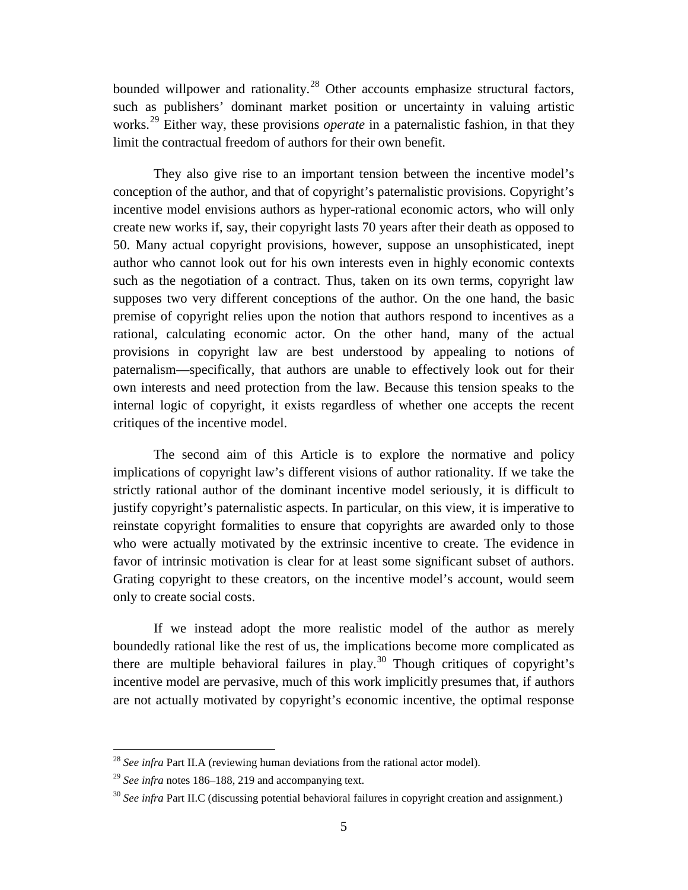bounded willpower and rationality.[28] Other accounts emphasize structural factors, such as publishers' dominant market position or uncertainty in valuing artistic works.[29] Either way, these provisions *operate* in a paternalistic fashion, in that they limit the contractual freedom of authors for their own benefit.

They also give rise to an important tension between the incentive model's conception of the author, and that of copyright's paternalistic provisions. Copyright's incentive model envisions authors as hyper-rational economic actors, who will only create new works if, say, their copyright lasts 70 years after their death as opposed to 50. Many actual copyright provisions, however, suppose an unsophisticated, inept author who cannot look out for his own interests even in highly economic contexts such as the negotiation of a contract. Thus, taken on its own terms, copyright law supposes two very different conceptions of the author. On the one hand, the basic premise of copyright relies upon the notion that authors respond to incentives as a rational, calculating economic actor. On the other hand, many of the actual provisions in copyright law are best understood by appealing to notions of paternalism—specifically, that authors are unable to effectively look out for their own interests and need protection from the law. Because this tension speaks to the internal logic of copyright, it exists regardless of whether one accepts the recent critiques of the incentive model.

The second aim of this Article is to explore the normative and policy implications of copyright law's different visions of author rationality. If we take the strictly rational author of the dominant incentive model seriously, it is difficult to justify copyright's paternalistic aspects. In particular, on this view, it is imperative to reinstate copyright formalities to ensure that copyrights are awarded only to those who were actually motivated by the extrinsic incentive to create. The evidence in favor of intrinsic motivation is clear for at least some significant subset of authors. Grating copyright to these creators, on the incentive model's account, would seem only to create social costs.

If we instead adopt the more realistic model of the author as merely boundedly rational like the rest of us, the implications become more complicated as there are multiple behavioral failures in play.[30] Though critiques of copyright's incentive model are pervasive, much of this work implicitly presumes that, if authors are not actually motivated by copyright's economic incentive, the optimal response

---

[28] *See infra* Part II.A (reviewing human deviations from the rational actor model).

[29] *See infra* notes 186–188, 219 and accompanying text.

[30] *See infra* Part II.C (discussing potential behavioral failures in copyright creation and assignment.)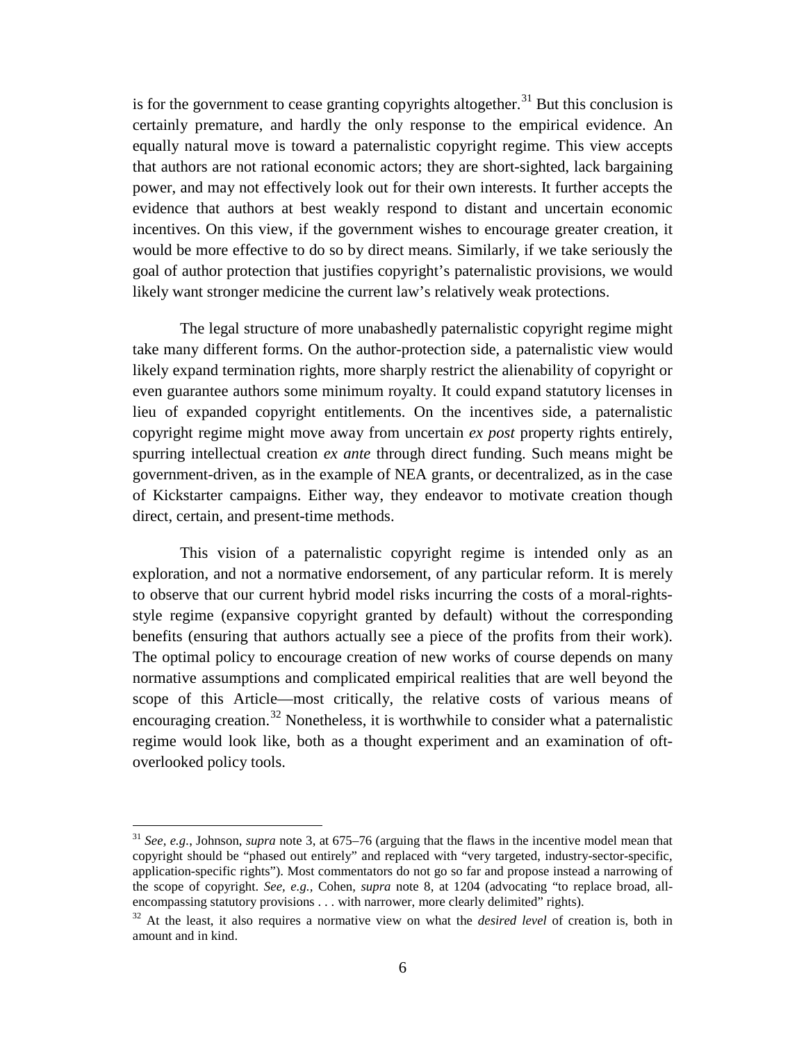is for the government to cease granting copyrights altogether.[31] But this conclusion is certainly premature, and hardly the only response to the empirical evidence. An equally natural move is toward a paternalistic copyright regime. This view accepts that authors are not rational economic actors; they are short-sighted, lack bargaining power, and may not effectively look out for their own interests. It further accepts the evidence that authors at best weakly respond to distant and uncertain economic incentives. On this view, if the government wishes to encourage greater creation, it would be more effective to do so by direct means. Similarly, if we take seriously the goal of author protection that justifies copyright's paternalistic provisions, we would likely want stronger medicine the current law's relatively weak protections.

The legal structure of more unabashedly paternalistic copyright regime might take many different forms. On the author-protection side, a paternalistic view would likely expand termination rights, more sharply restrict the alienability of copyright or even guarantee authors some minimum royalty. It could expand statutory licenses in lieu of expanded copyright entitlements. On the incentives side, a paternalistic copyright regime might move away from uncertain *ex post* property rights entirely, spurring intellectual creation *ex ante* through direct funding. Such means might be government-driven, as in the example of NEA grants, or decentralized, as in the case of Kickstarter campaigns. Either way, they endeavor to motivate creation though direct, certain, and present-time methods.

This vision of a paternalistic copyright regime is intended only as an exploration, and not a normative endorsement, of any particular reform. It is merely to observe that our current hybrid model risks incurring the costs of a moral-rights-style regime (expansive copyright granted by default) without the corresponding benefits (ensuring that authors actually see a piece of the profits from their work). The optimal policy to encourage creation of new works of course depends on many normative assumptions and complicated empirical realities that are well beyond the scope of this Article—most critically, the relative costs of various means of encouraging creation.[32] Nonetheless, it is worthwhile to consider what a paternalistic regime would look like, both as a thought experiment and an examination of oft-overlooked policy tools.

---

[31] *See, e.g.*, Johnson, *supra* note 3, at 675–76 (arguing that the flaws in the incentive model mean that copyright should be "phased out entirely" and replaced with "very targeted, industry-sector-specific, application-specific rights"). Most commentators do not go so far and propose instead a narrowing of the scope of copyright. *See, e.g.*, Cohen, *supra* note 8, at 1204 (advocating "to replace broad, all-encompassing statutory provisions . . . with narrower, more clearly delimited" rights).

[32] At the least, it also requires a normative view on what the *desired level* of creation is, both in amount and in kind.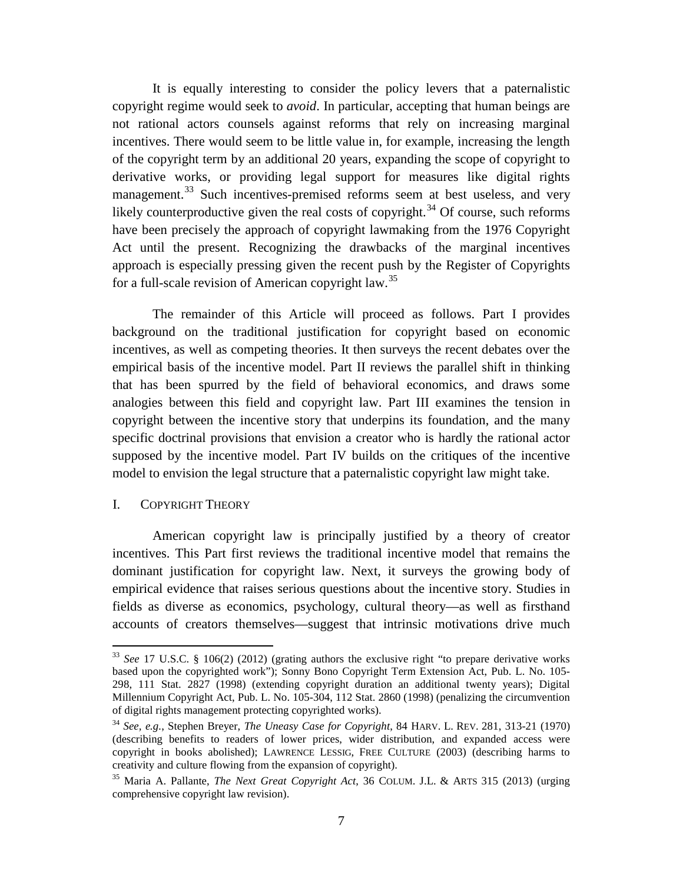It is equally interesting to consider the policy levers that a paternalistic copyright regime would seek to *avoid*. In particular, accepting that human beings are not rational actors counsels against reforms that rely on increasing marginal incentives. There would seem to be little value in, for example, increasing the length of the copyright term by an additional 20 years, expanding the scope of copyright to derivative works, or providing legal support for measures like digital rights management.[33] Such incentives-premised reforms seem at best useless, and very likely counterproductive given the real costs of copyright.[34] Of course, such reforms have been precisely the approach of copyright lawmaking from the 1976 Copyright Act until the present. Recognizing the drawbacks of the marginal incentives approach is especially pressing given the recent push by the Register of Copyrights for a full-scale revision of American copyright law.[35]

The remainder of this Article will proceed as follows. Part I provides background on the traditional justification for copyright based on economic incentives, as well as competing theories. It then surveys the recent debates over the empirical basis of the incentive model. Part II reviews the parallel shift in thinking that has been spurred by the field of behavioral economics, and draws some analogies between this field and copyright law. Part III examines the tension in copyright between the incentive story that underpins its foundation, and the many specific doctrinal provisions that envision a creator who is hardly the rational actor supposed by the incentive model. Part IV builds on the critiques of the incentive model to envision the legal structure that a paternalistic copyright law might take.

## I. COPYRIGHT THEORY

American copyright law is principally justified by a theory of creator incentives. This Part first reviews the traditional incentive model that remains the dominant justification for copyright law. Next, it surveys the growing body of empirical evidence that raises serious questions about the incentive story. Studies in fields as diverse as economics, psychology, cultural theory—as well as firsthand accounts of creators themselves—suggest that intrinsic motivations drive much

---

[33] *See* 17 U.S.C. § 106(2) (2012) (grating authors the exclusive right "to prepare derivative works based upon the copyrighted work"); Sonny Bono Copyright Term Extension Act, Pub. L. No. 105-298, 111 Stat. 2827 (1998) (extending copyright duration an additional twenty years); Digital Millennium Copyright Act, Pub. L. No. 105-304, 112 Stat. 2860 (1998) (penalizing the circumvention of digital rights management protecting copyrighted works).

[34] *See, e.g.*, Stephen Breyer, *The Uneasy Case for Copyright*, 84 HARV. L. REV. 281, 313-21 (1970) (describing benefits to readers of lower prices, wider distribution, and expanded access were copyright in books abolished); LAWRENCE LESSIG, FREE CULTURE (2003) (describing harms to creativity and culture flowing from the expansion of copyright).

[35] Maria A. Pallante, *The Next Great Copyright Act*, 36 COLUM. J.L. & ARTS 315 (2013) (urging comprehensive copyright law revision).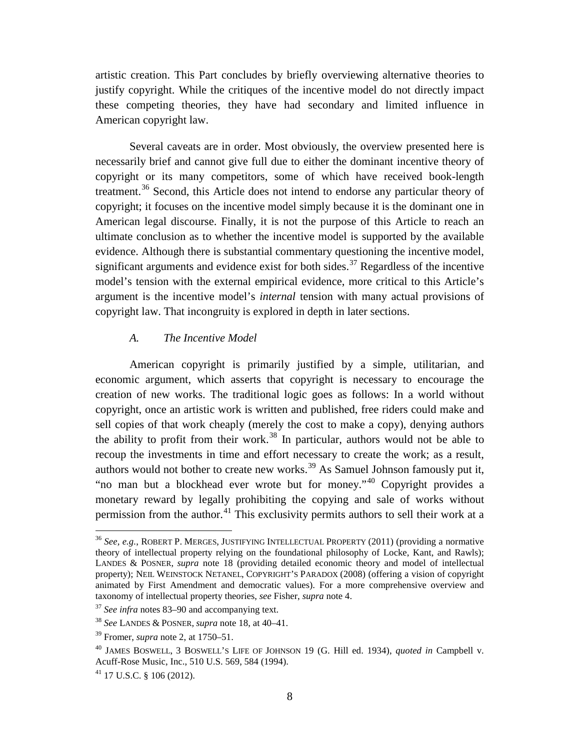artistic creation. This Part concludes by briefly overviewing alternative theories to justify copyright. While the critiques of the incentive model do not directly impact these competing theories, they have had secondary and limited influence in American copyright law.

Several caveats are in order. Most obviously, the overview presented here is necessarily brief and cannot give full due to either the dominant incentive theory of copyright or its many competitors, some of which have received book-length treatment.[36] Second, this Article does not intend to endorse any particular theory of copyright; it focuses on the incentive model simply because it is the dominant one in American legal discourse. Finally, it is not the purpose of this Article to reach an ultimate conclusion as to whether the incentive model is supported by the available evidence. Although there is substantial commentary questioning the incentive model, significant arguments and evidence exist for both sides.[37] Regardless of the incentive model's tension with the external empirical evidence, more critical to this Article's argument is the incentive model's *internal* tension with many actual provisions of copyright law. That incongruity is explored in depth in later sections.

### *A. The Incentive Model*

American copyright is primarily justified by a simple, utilitarian, and economic argument, which asserts that copyright is necessary to encourage the creation of new works. The traditional logic goes as follows: In a world without copyright, once an artistic work is written and published, free riders could make and sell copies of that work cheaply (merely the cost to make a copy), denying authors the ability to profit from their work.[38] In particular, authors would not be able to recoup the investments in time and effort necessary to create the work; as a result, authors would not bother to create new works.[39] As Samuel Johnson famously put it, "no man but a blockhead ever wrote but for money."[40] Copyright provides a monetary reward by legally prohibiting the copying and sale of works without permission from the author.[41] This exclusivity permits authors to sell their work at a

---

[36] *See, e.g.*, ROBERT P. MERGES, JUSTIFYING INTELLECTUAL PROPERTY (2011) (providing a normative theory of intellectual property relying on the foundational philosophy of Locke, Kant, and Rawls); LANDES & POSNER, *supra* note 18 (providing detailed economic theory and model of intellectual property); NEIL WEINSTOCK NETANEL, COPYRIGHT'S PARADOX (2008) (offering a vision of copyright animated by First Amendment and democratic values). For a more comprehensive overview and taxonomy of intellectual property theories, *see* Fisher, *supra* note 4.

[37] *See infra* notes 83–90 and accompanying text.

[38] *See* LANDES & POSNER, *supra* note 18, at 40–41.

[39] Fromer, *supra* note 2, at 1750–51.

[40] JAMES BOSWELL, 3 BOSWELL'S LIFE OF JOHNSON 19 (G. Hill ed. 1934), *quoted in* Campbell v. Acuff-Rose Music, Inc., 510 U.S. 569, 584 (1994).

[41] 17 U.S.C. § 106 (2012).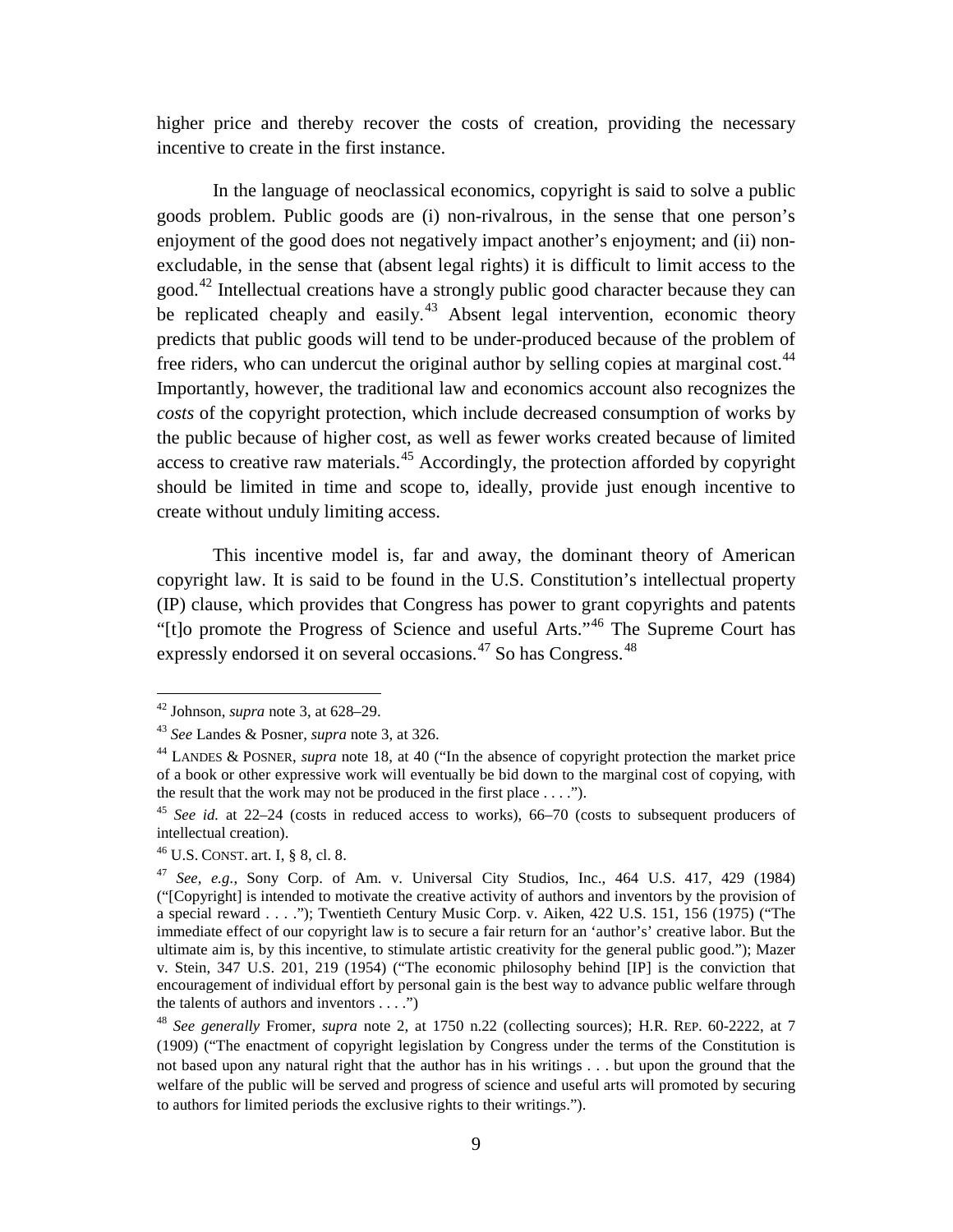higher price and thereby recover the costs of creation, providing the necessary incentive to create in the first instance.

In the language of neoclassical economics, copyright is said to solve a public goods problem. Public goods are (i) non-rivalrous, in the sense that one person's enjoyment of the good does not negatively impact another's enjoyment; and (ii) non-excludable, in the sense that (absent legal rights) it is difficult to limit access to the good.[42] Intellectual creations have a strongly public good character because they can be replicated cheaply and easily.[43] Absent legal intervention, economic theory predicts that public goods will tend to be under-produced because of the problem of free riders, who can undercut the original author by selling copies at marginal cost.[44] Importantly, however, the traditional law and economics account also recognizes the *costs* of the copyright protection, which include decreased consumption of works by the public because of higher cost, as well as fewer works created because of limited access to creative raw materials.[45] Accordingly, the protection afforded by copyright should be limited in time and scope to, ideally, provide just enough incentive to create without unduly limiting access.

This incentive model is, far and away, the dominant theory of American copyright law. It is said to be found in the U.S. Constitution's intellectual property (IP) clause, which provides that Congress has power to grant copyrights and patents "[t]o promote the Progress of Science and useful Arts."[46] The Supreme Court has expressly endorsed it on several occasions.[47] So has Congress.[48]

---

[42] Johnson, *supra* note 3, at 628–29.

[43] *See* Landes & Posner, *supra* note 3, at 326.

[44] LANDES & POSNER, *supra* note 18, at 40 ("In the absence of copyright protection the market price of a book or other expressive work will eventually be bid down to the marginal cost of copying, with the result that the work may not be produced in the first place . . . .").

[45] *See id.* at 22–24 (costs in reduced access to works), 66–70 (costs to subsequent producers of intellectual creation).

[46] U.S. CONST. art. I, § 8, cl. 8.

[47] *See, e.g.*, Sony Corp. of Am. v. Universal City Studios, Inc., 464 U.S. 417, 429 (1984) ("[Copyright] is intended to motivate the creative activity of authors and inventors by the provision of a special reward . . . ."); Twentieth Century Music Corp. v. Aiken, 422 U.S. 151, 156 (1975) ("The immediate effect of our copyright law is to secure a fair return for an 'author's' creative labor. But the ultimate aim is, by this incentive, to stimulate artistic creativity for the general public good."); Mazer v. Stein, 347 U.S. 201, 219 (1954) ("The economic philosophy behind [IP] is the conviction that encouragement of individual effort by personal gain is the best way to advance public welfare through the talents of authors and inventors . . . .")

[48] *See generally* Fromer, *supra* note 2, at 1750 n.22 (collecting sources); H.R. REP. 60-2222, at 7 (1909) ("The enactment of copyright legislation by Congress under the terms of the Constitution is not based upon any natural right that the author has in his writings . . . but upon the ground that the welfare of the public will be served and progress of science and useful arts will promoted by securing to authors for limited periods the exclusive rights to their writings.").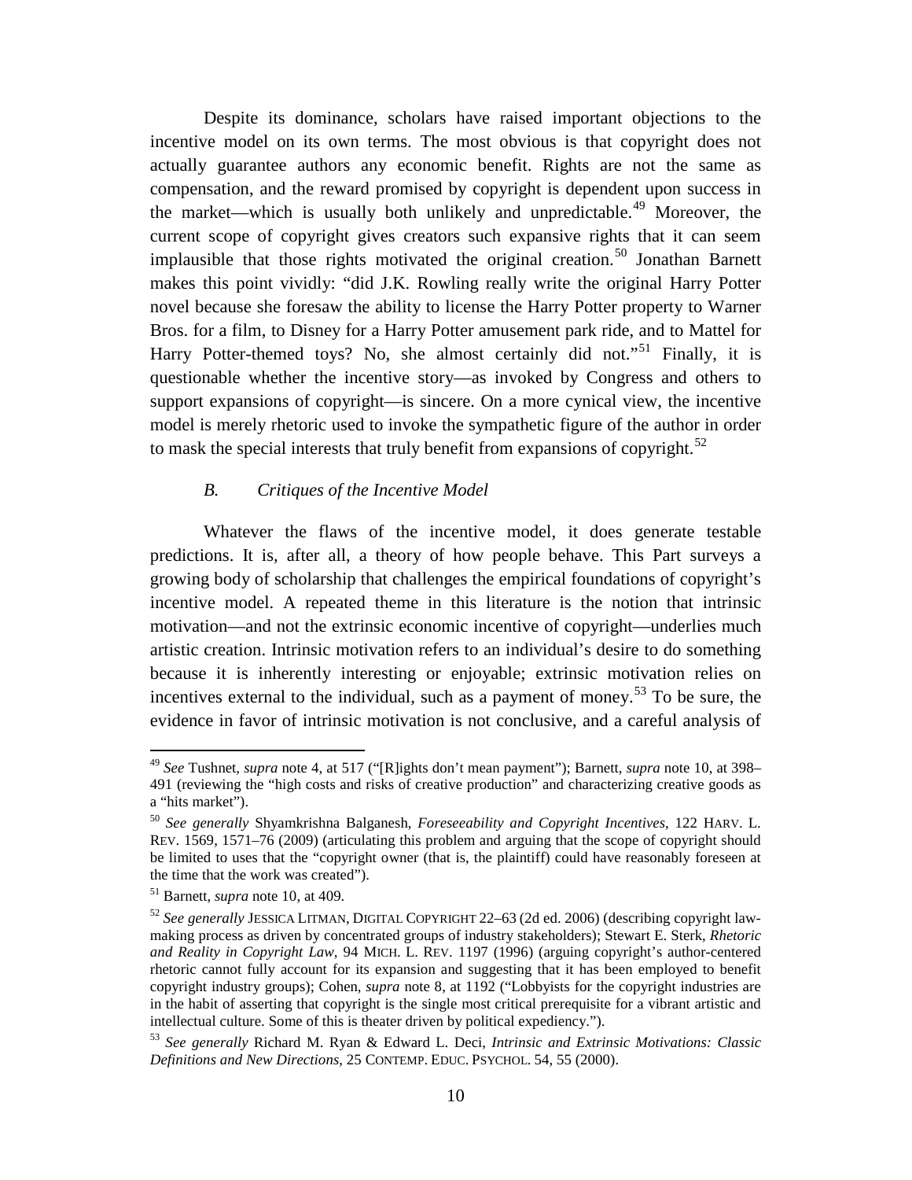Despite its dominance, scholars have raised important objections to the incentive model on its own terms. The most obvious is that copyright does not actually guarantee authors any economic benefit. Rights are not the same as compensation, and the reward promised by copyright is dependent upon success in the market—which is usually both unlikely and unpredictable.[49] Moreover, the current scope of copyright gives creators such expansive rights that it can seem implausible that those rights motivated the original creation.[50] Jonathan Barnett makes this point vividly: "did J.K. Rowling really write the original Harry Potter novel because she foresaw the ability to license the Harry Potter property to Warner Bros. for a film, to Disney for a Harry Potter amusement park ride, and to Mattel for Harry Potter-themed toys? No, she almost certainly did not."[51] Finally, it is questionable whether the incentive story—as invoked by Congress and others to support expansions of copyright—is sincere. On a more cynical view, the incentive model is merely rhetoric used to invoke the sympathetic figure of the author in order to mask the special interests that truly benefit from expansions of copyright.[52]

### *B. Critiques of the Incentive Model*

Whatever the flaws of the incentive model, it does generate testable predictions. It is, after all, a theory of how people behave. This Part surveys a growing body of scholarship that challenges the empirical foundations of copyright's incentive model. A repeated theme in this literature is the notion that intrinsic motivation—and not the extrinsic economic incentive of copyright—underlies much artistic creation. Intrinsic motivation refers to an individual's desire to do something because it is inherently interesting or enjoyable; extrinsic motivation relies on incentives external to the individual, such as a payment of money.[53] To be sure, the evidence in favor of intrinsic motivation is not conclusive, and a careful analysis of

---

[49] *See* Tushnet, *supra* note 4, at 517 ("[R]ights don't mean payment"); Barnett, *supra* note 10, at 398–491 (reviewing the "high costs and risks of creative production" and characterizing creative goods as a "hits market").

[50] *See generally* Shyamkrishna Balganesh, *Foreseeability and Copyright Incentives*, 122 HARV. L. REV. 1569, 1571–76 (2009) (articulating this problem and arguing that the scope of copyright should be limited to uses that the "copyright owner (that is, the plaintiff) could have reasonably foreseen at the time that the work was created").

[51] Barnett, *supra* note 10, at 409.

[52] *See generally* JESSICA LITMAN, DIGITAL COPYRIGHT 22–63 (2d ed. 2006) (describing copyright law-making process as driven by concentrated groups of industry stakeholders); Stewart E. Sterk, *Rhetoric and Reality in Copyright Law*, 94 MICH. L. REV. 1197 (1996) (arguing copyright's author-centered rhetoric cannot fully account for its expansion and suggesting that it has been employed to benefit copyright industry groups); Cohen, *supra* note 8, at 1192 ("Lobbyists for the copyright industries are in the habit of asserting that copyright is the single most critical prerequisite for a vibrant artistic and intellectual culture. Some of this is theater driven by political expediency.").

[53] *See generally* Richard M. Ryan & Edward L. Deci, *Intrinsic and Extrinsic Motivations: Classic Definitions and New Directions*, 25 CONTEMP. EDUC. PSYCHOL. 54, 55 (2000).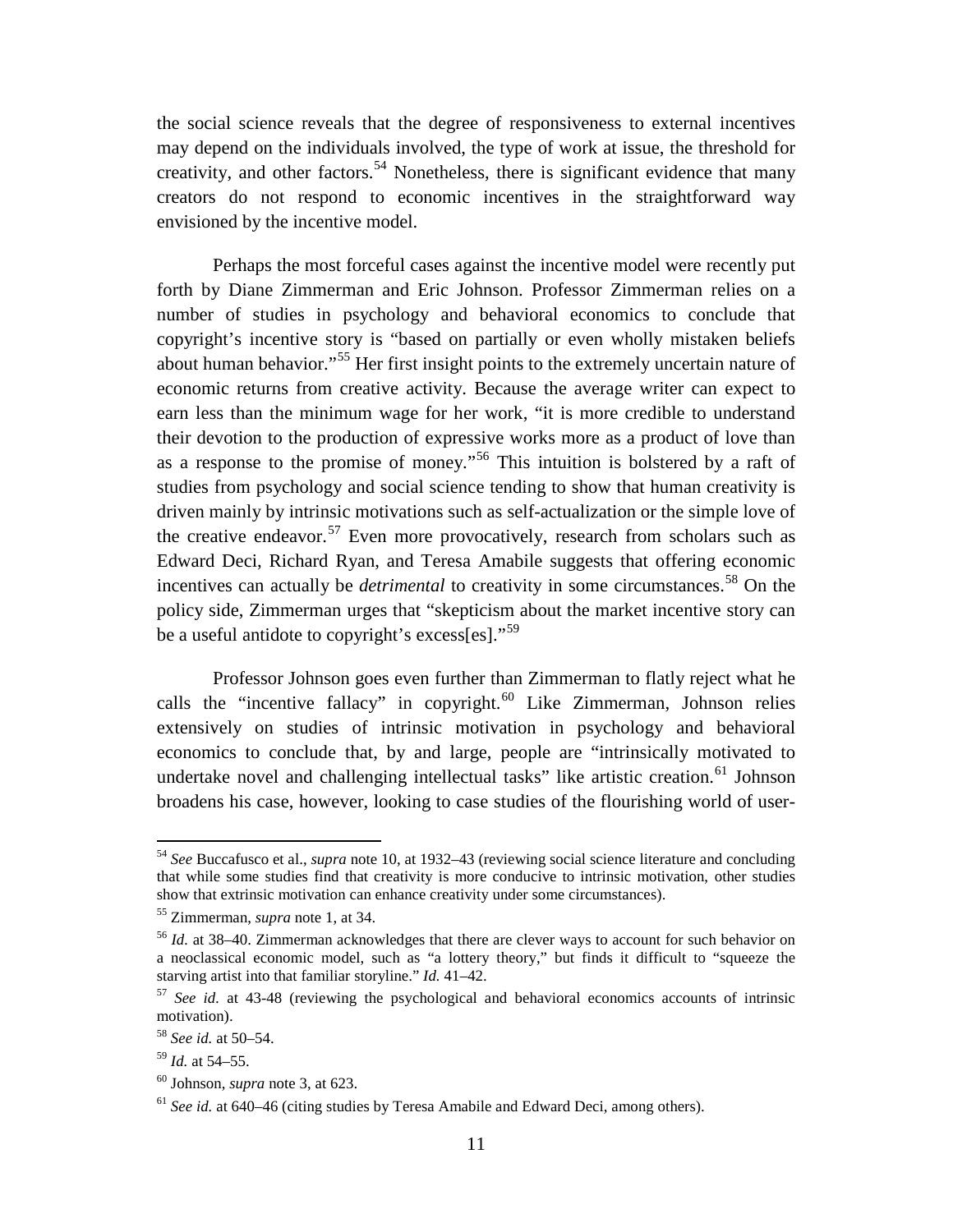the social science reveals that the degree of responsiveness to external incentives may depend on the individuals involved, the type of work at issue, the threshold for creativity, and other factors.[54] Nonetheless, there is significant evidence that many creators do not respond to economic incentives in the straightforward way envisioned by the incentive model.

Perhaps the most forceful cases against the incentive model were recently put forth by Diane Zimmerman and Eric Johnson. Professor Zimmerman relies on a number of studies in psychology and behavioral economics to conclude that copyright's incentive story is "based on partially or even wholly mistaken beliefs about human behavior."[55] Her first insight points to the extremely uncertain nature of economic returns from creative activity. Because the average writer can expect to earn less than the minimum wage for her work, "it is more credible to understand their devotion to the production of expressive works more as a product of love than as a response to the promise of money."[56] This intuition is bolstered by a raft of studies from psychology and social science tending to show that human creativity is driven mainly by intrinsic motivations such as self-actualization or the simple love of the creative endeavor.[57] Even more provocatively, research from scholars such as Edward Deci, Richard Ryan, and Teresa Amabile suggests that offering economic incentives can actually be *detrimental* to creativity in some circumstances.[58] On the policy side, Zimmerman urges that "skepticism about the market incentive story can be a useful antidote to copyright's excess[es]."[59]

Professor Johnson goes even further than Zimmerman to flatly reject what he calls the "incentive fallacy" in copyright.[60] Like Zimmerman, Johnson relies extensively on studies of intrinsic motivation in psychology and behavioral economics to conclude that, by and large, people are "intrinsically motivated to undertake novel and challenging intellectual tasks" like artistic creation.[61] Johnson broadens his case, however, looking to case studies of the flourishing world of user-

---

[54] *See* Buccafusco et al., *supra* note 10, at 1932–43 (reviewing social science literature and concluding that while some studies find that creativity is more conducive to intrinsic motivation, other studies show that extrinsic motivation can enhance creativity under some circumstances).

[55] Zimmerman, *supra* note 1, at 34.

[56] *Id.* at 38–40. Zimmerman acknowledges that there are clever ways to account for such behavior on a neoclassical economic model, such as "a lottery theory," but finds it difficult to "squeeze the starving artist into that familiar storyline." *Id.* 41–42.

[57] *See id.* at 43-48 (reviewing the psychological and behavioral economics accounts of intrinsic motivation).

[58] *See id.* at 50–54.

[59] *Id.* at 54–55.

[60] Johnson, *supra* note 3, at 623.

[61] *See id.* at 640–46 (citing studies by Teresa Amabile and Edward Deci, among others).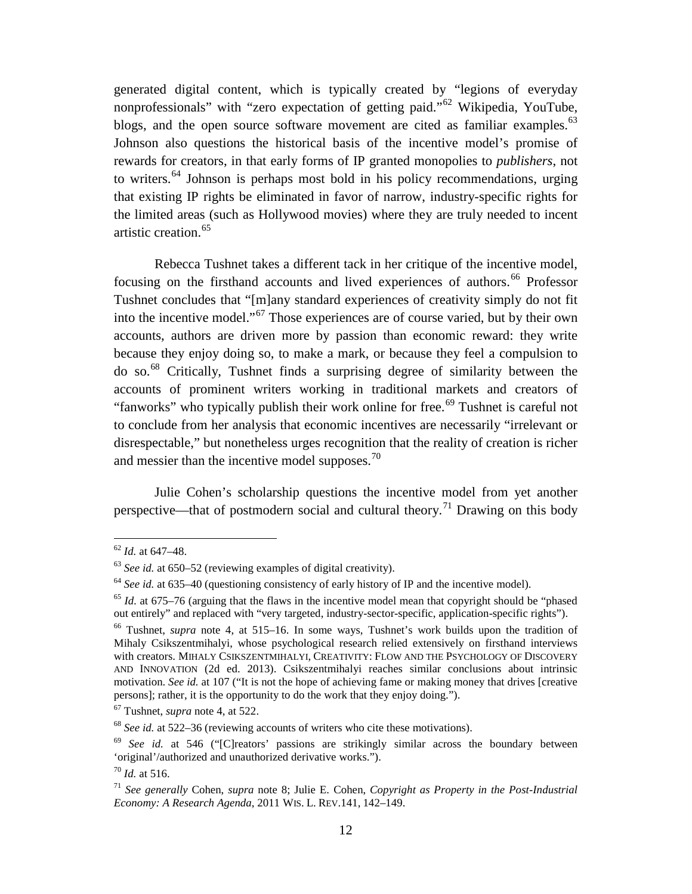generated digital content, which is typically created by "legions of everyday nonprofessionals" with "zero expectation of getting paid."[62] Wikipedia, YouTube, blogs, and the open source software movement are cited as familiar examples.[63] Johnson also questions the historical basis of the incentive model's promise of rewards for creators, in that early forms of IP granted monopolies to *publishers*, not to writers.[64] Johnson is perhaps most bold in his policy recommendations, urging that existing IP rights be eliminated in favor of narrow, industry-specific rights for the limited areas (such as Hollywood movies) where they are truly needed to incent artistic creation.[65]

Rebecca Tushnet takes a different tack in her critique of the incentive model, focusing on the firsthand accounts and lived experiences of authors.[66] Professor Tushnet concludes that "[m]any standard experiences of creativity simply do not fit into the incentive model."[67] Those experiences are of course varied, but by their own accounts, authors are driven more by passion than economic reward: they write because they enjoy doing so, to make a mark, or because they feel a compulsion to do so.[68] Critically, Tushnet finds a surprising degree of similarity between the accounts of prominent writers working in traditional markets and creators of "fanworks" who typically publish their work online for free.[69] Tushnet is careful not to conclude from her analysis that economic incentives are necessarily "irrelevant or disrespectable," but nonetheless urges recognition that the reality of creation is richer and messier than the incentive model supposes.[70]

Julie Cohen's scholarship questions the incentive model from yet another perspective—that of postmodern social and cultural theory.[71] Drawing on this body

---

[62] *Id.* at 647–48.

[63] *See id.* at 650–52 (reviewing examples of digital creativity).

[64] *See id.* at 635–40 (questioning consistency of early history of IP and the incentive model).

[65] *Id.* at 675–76 (arguing that the flaws in the incentive model mean that copyright should be "phased out entirely" and replaced with "very targeted, industry-sector-specific, application-specific rights").

[66] Tushnet, *supra* note 4, at 515–16. In some ways, Tushnet's work builds upon the tradition of Mihaly Csikszentmihalyi, whose psychological research relied extensively on firsthand interviews with creators. MIHALY CSIKSZENTMIHALYI, CREATIVITY: FLOW AND THE PSYCHOLOGY OF DISCOVERY AND INNOVATION (2d ed. 2013). Csikszentmihalyi reaches similar conclusions about intrinsic motivation. *See id.* at 107 ("It is not the hope of achieving fame or making money that drives [creative persons]; rather, it is the opportunity to do the work that they enjoy doing.").

[67] Tushnet, *supra* note 4, at 522.

[68] *See id.* at 522–36 (reviewing accounts of writers who cite these motivations).

[69] *See id.* at 546 ("[C]reators' passions are strikingly similar across the boundary between 'original'/authorized and unauthorized derivative works.").

[70] *Id.* at 516.

[71] *See generally* Cohen, *supra* note 8; Julie E. Cohen, *Copyright as Property in the Post-Industrial Economy: A Research Agenda*, 2011 WIS. L. REV.141, 142–149.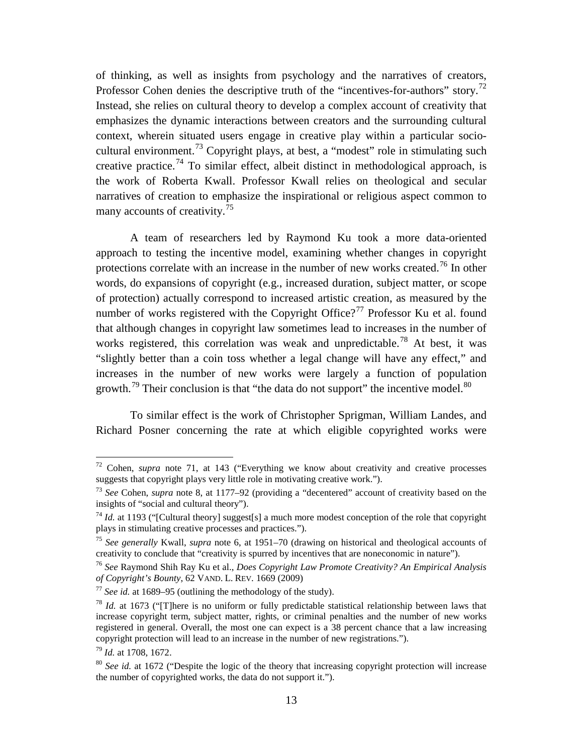of thinking, as well as insights from psychology and the narratives of creators, Professor Cohen denies the descriptive truth of the "incentives-for-authors" story.[72] Instead, she relies on cultural theory to develop a complex account of creativity that emphasizes the dynamic interactions between creators and the surrounding cultural context, wherein situated users engage in creative play within a particular socio-cultural environment.[73] Copyright plays, at best, a "modest" role in stimulating such creative practice.[74] To similar effect, albeit distinct in methodological approach, is the work of Roberta Kwall. Professor Kwall relies on theological and secular narratives of creation to emphasize the inspirational or religious aspect common to many accounts of creativity.[75]

A team of researchers led by Raymond Ku took a more data-oriented approach to testing the incentive model, examining whether changes in copyright protections correlate with an increase in the number of new works created.[76] In other words, do expansions of copyright (e.g., increased duration, subject matter, or scope of protection) actually correspond to increased artistic creation, as measured by the number of works registered with the Copyright Office?[77] Professor Ku et al. found that although changes in copyright law sometimes lead to increases in the number of works registered, this correlation was weak and unpredictable.[78] At best, it was "slightly better than a coin toss whether a legal change will have any effect," and increases in the number of new works were largely a function of population growth.[79] Their conclusion is that "the data do not support" the incentive model.[80]

To similar effect is the work of Christopher Sprigman, William Landes, and Richard Posner concerning the rate at which eligible copyrighted works were

---

[72] Cohen, *supra* note 71, at 143 ("Everything we know about creativity and creative processes suggests that copyright plays very little role in motivating creative work.").

[73] *See* Cohen, *supra* note 8, at 1177–92 (providing a "decentered" account of creativity based on the insights of "social and cultural theory").

[74] *Id.* at 1193 ("[Cultural theory] suggest[s] a much more modest conception of the role that copyright plays in stimulating creative processes and practices.").

[75] *See generally* Kwall, *supra* note 6, at 1951–70 (drawing on historical and theological accounts of creativity to conclude that "creativity is spurred by incentives that are noneconomic in nature").

[76] *See* Raymond Shih Ray Ku et al., *Does Copyright Law Promote Creativity? An Empirical Analysis of Copyright's Bounty*, 62 VAND. L. REV. 1669 (2009)

[77] *See id.* at 1689–95 (outlining the methodology of the study).

[78] *Id.* at 1673 ("[T]here is no uniform or fully predictable statistical relationship between laws that increase copyright term, subject matter, rights, or criminal penalties and the number of new works registered in general. Overall, the most one can expect is a 38 percent chance that a law increasing copyright protection will lead to an increase in the number of new registrations.").

[79] *Id.* at 1708, 1672.

[80] *See id.* at 1672 ("Despite the logic of the theory that increasing copyright protection will increase the number of copyrighted works, the data do not support it.").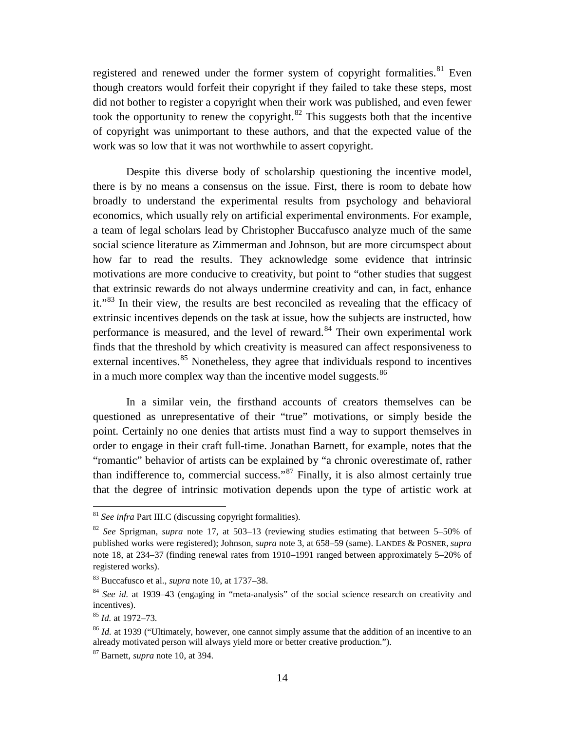registered and renewed under the former system of copyright formalities.[81] Even though creators would forfeit their copyright if they failed to take these steps, most did not bother to register a copyright when their work was published, and even fewer took the opportunity to renew the copyright.[82] This suggests both that the incentive of copyright was unimportant to these authors, and that the expected value of the work was so low that it was not worthwhile to assert copyright.

Despite this diverse body of scholarship questioning the incentive model, there is by no means a consensus on the issue. First, there is room to debate how broadly to understand the experimental results from psychology and behavioral economics, which usually rely on artificial experimental environments. For example, a team of legal scholars lead by Christopher Buccafusco analyze much of the same social science literature as Zimmerman and Johnson, but are more circumspect about how far to read the results. They acknowledge some evidence that intrinsic motivations are more conducive to creativity, but point to "other studies that suggest that extrinsic rewards do not always undermine creativity and can, in fact, enhance it."[83] In their view, the results are best reconciled as revealing that the efficacy of extrinsic incentives depends on the task at issue, how the subjects are instructed, how performance is measured, and the level of reward.[84] Their own experimental work finds that the threshold by which creativity is measured can affect responsiveness to external incentives.[85] Nonetheless, they agree that individuals respond to incentives in a much more complex way than the incentive model suggests.[86]

In a similar vein, the firsthand accounts of creators themselves can be questioned as unrepresentative of their "true" motivations, or simply beside the point. Certainly no one denies that artists must find a way to support themselves in order to engage in their craft full-time. Jonathan Barnett, for example, notes that the "romantic" behavior of artists can be explained by "a chronic overestimate of, rather than indifference to, commercial success."[87] Finally, it is also almost certainly true that the degree of intrinsic motivation depends upon the type of artistic work at

---

[81] *See infra* Part III.C (discussing copyright formalities).

[82] *See* Sprigman, *supra* note 17, at 503–13 (reviewing studies estimating that between 5–50% of published works were registered); Johnson, *supra* note 3, at 658–59 (same). LANDES & POSNER, *supra* note 18, at 234–37 (finding renewal rates from 1910–1991 ranged between approximately 5–20% of registered works).

[83] Buccafusco et al., *supra* note 10, at 1737–38.

[84] *See id.* at 1939–43 (engaging in "meta-analysis" of the social science research on creativity and incentives).

[85] *Id.* at 1972–73.

[86] *Id.* at 1939 ("Ultimately, however, one cannot simply assume that the addition of an incentive to an already motivated person will always yield more or better creative production.").

[87] Barnett, *supra* note 10, at 394.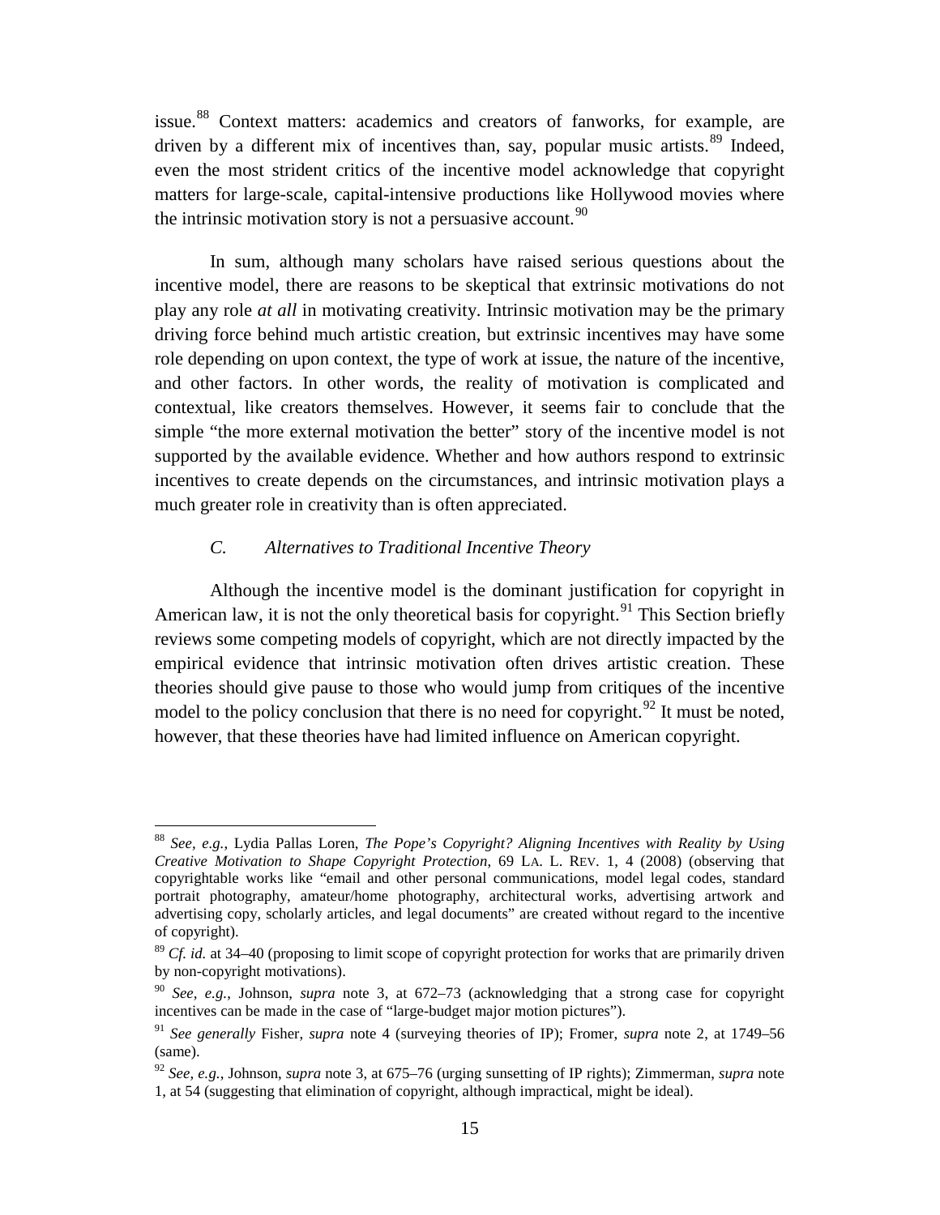issue.[88] Context matters: academics and creators of fanworks, for example, are driven by a different mix of incentives than, say, popular music artists.[89] Indeed, even the most strident critics of the incentive model acknowledge that copyright matters for large-scale, capital-intensive productions like Hollywood movies where the intrinsic motivation story is not a persuasive account.[90]

In sum, although many scholars have raised serious questions about the incentive model, there are reasons to be skeptical that extrinsic motivations do not play any role *at all* in motivating creativity. Intrinsic motivation may be the primary driving force behind much artistic creation, but extrinsic incentives may have some role depending on upon context, the type of work at issue, the nature of the incentive, and other factors. In other words, the reality of motivation is complicated and contextual, like creators themselves. However, it seems fair to conclude that the simple "the more external motivation the better" story of the incentive model is not supported by the available evidence. Whether and how authors respond to extrinsic incentives to create depends on the circumstances, and intrinsic motivation plays a much greater role in creativity than is often appreciated.

### *C. Alternatives to Traditional Incentive Theory*

Although the incentive model is the dominant justification for copyright in American law, it is not the only theoretical basis for copyright.[91] This Section briefly reviews some competing models of copyright, which are not directly impacted by the empirical evidence that intrinsic motivation often drives artistic creation. These theories should give pause to those who would jump from critiques of the incentive model to the policy conclusion that there is no need for copyright.[92] It must be noted, however, that these theories have had limited influence on American copyright.

---

[88] *See, e.g.*, Lydia Pallas Loren, *The Pope's Copyright? Aligning Incentives with Reality by Using Creative Motivation to Shape Copyright Protection*, 69 LA. L. REV. 1, 4 (2008) (observing that copyrightable works like "email and other personal communications, model legal codes, standard portrait photography, amateur/home photography, architectural works, advertising artwork and advertising copy, scholarly articles, and legal documents" are created without regard to the incentive of copyright).

[89] *Cf. id.* at 34–40 (proposing to limit scope of copyright protection for works that are primarily driven by non-copyright motivations).

[90] *See, e.g.*, Johnson, *supra* note 3, at 672–73 (acknowledging that a strong case for copyright incentives can be made in the case of "large-budget major motion pictures").

[91] *See generally* Fisher, *supra* note 4 (surveying theories of IP); Fromer, *supra* note 2, at 1749–56 (same).

[92] *See, e.g.*, Johnson, *supra* note 3, at 675–76 (urging sunsetting of IP rights); Zimmerman, *supra* note 1, at 54 (suggesting that elimination of copyright, although impractical, might be ideal).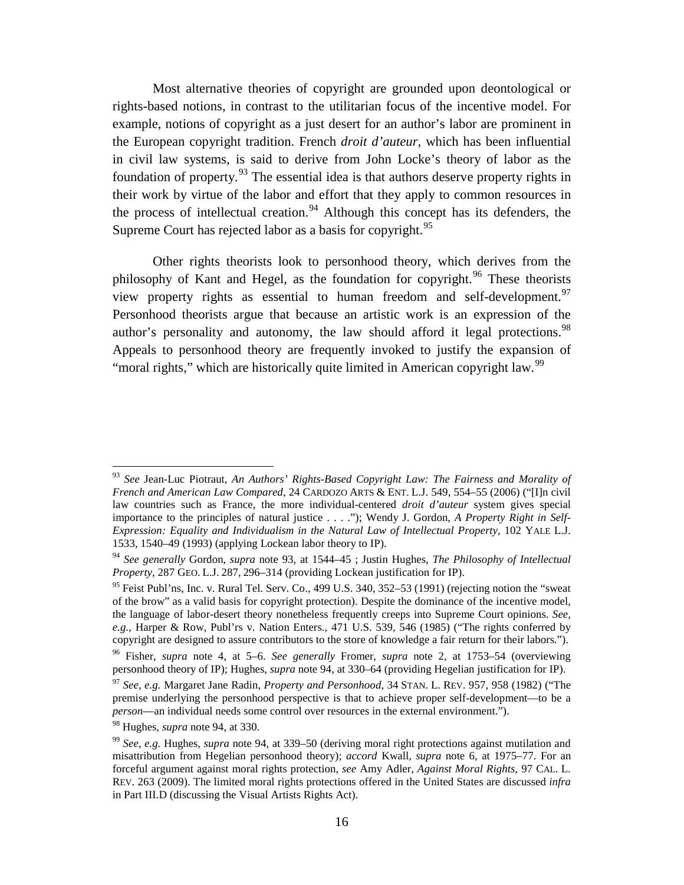Most alternative theories of copyright are grounded upon deontological or rights-based notions, in contrast to the utilitarian focus of the incentive model. For example, notions of copyright as a just desert for an author's labor are prominent in the European copyright tradition. French *droit d'auteur*, which has been influential in civil law systems, is said to derive from John Locke's theory of labor as the foundation of property.[93] The essential idea is that authors deserve property rights in their work by virtue of the labor and effort that they apply to common resources in the process of intellectual creation.[94] Although this concept has its defenders, the Supreme Court has rejected labor as a basis for copyright.[95]

Other rights theorists look to personhood theory, which derives from the philosophy of Kant and Hegel, as the foundation for copyright.[96] These theorists view property rights as essential to human freedom and self-development.[97] Personhood theorists argue that because an artistic work is an expression of the author's personality and autonomy, the law should afford it legal protections.[98] Appeals to personhood theory are frequently invoked to justify the expansion of "moral rights," which are historically quite limited in American copyright law.[99]

---

[93] *See* Jean-Luc Piotraut, *An Authors' Rights-Based Copyright Law: The Fairness and Morality of French and American Law Compared*, 24 CARDOZO ARTS & ENT. L.J. 549, 554–55 (2006) ("[I]n civil law countries such as France, the more individual-centered *droit d'auteur* system gives special importance to the principles of natural justice . . . ."); Wendy J. Gordon, *A Property Right in Self-Expression: Equality and Individualism in the Natural Law of Intellectual Property*, 102 YALE L.J. 1533, 1540–49 (1993) (applying Lockean labor theory to IP).

[94] *See generally* Gordon, *supra* note 93, at 1544–45 ; Justin Hughes, *The Philosophy of Intellectual Property*, 287 GEO. L.J. 287, 296–314 (providing Lockean justification for IP).

[95] Feist Publ'ns, Inc. v. Rural Tel. Serv. Co., 499 U.S. 340, 352–53 (1991) (rejecting notion the "sweat of the brow" as a valid basis for copyright protection). Despite the dominance of the incentive model, the language of labor-desert theory nonetheless frequently creeps into Supreme Court opinions. *See, e.g.*, Harper & Row, Publ'rs v. Nation Enters., 471 U.S. 539, 546 (1985) ("The rights conferred by copyright are designed to assure contributors to the store of knowledge a fair return for their labors.").

[96] Fisher, *supra* note 4, at 5–6. *See generally* Fromer, *supra* note 2, at 1753–54 (overviewing personhood theory of IP); Hughes, *supra* note 94, at 330–64 (providing Hegelian justification for IP).

[97] *See, e.g.* Margaret Jane Radin, *Property and Personhood*, 34 STAN. L. REV. 957, 958 (1982) ("The premise underlying the personhood perspective is that to achieve proper self-development—to be a *person*—an individual needs some control over resources in the external environment.").

[98] Hughes, *supra* note 94, at 330.

[99] *See, e.g.* Hughes, *supra* note 94, at 339–50 (deriving moral right protections against mutilation and misattribution from Hegelian personhood theory); *accord* Kwall, *supra* note 6, at 1975–77. For an forceful argument against moral rights protection, *see* Amy Adler, *Against Moral Rights*, 97 CAL. L. REV. 263 (2009). The limited moral rights protections offered in the United States are discussed *infra* in Part III.D (discussing the Visual Artists Rights Act).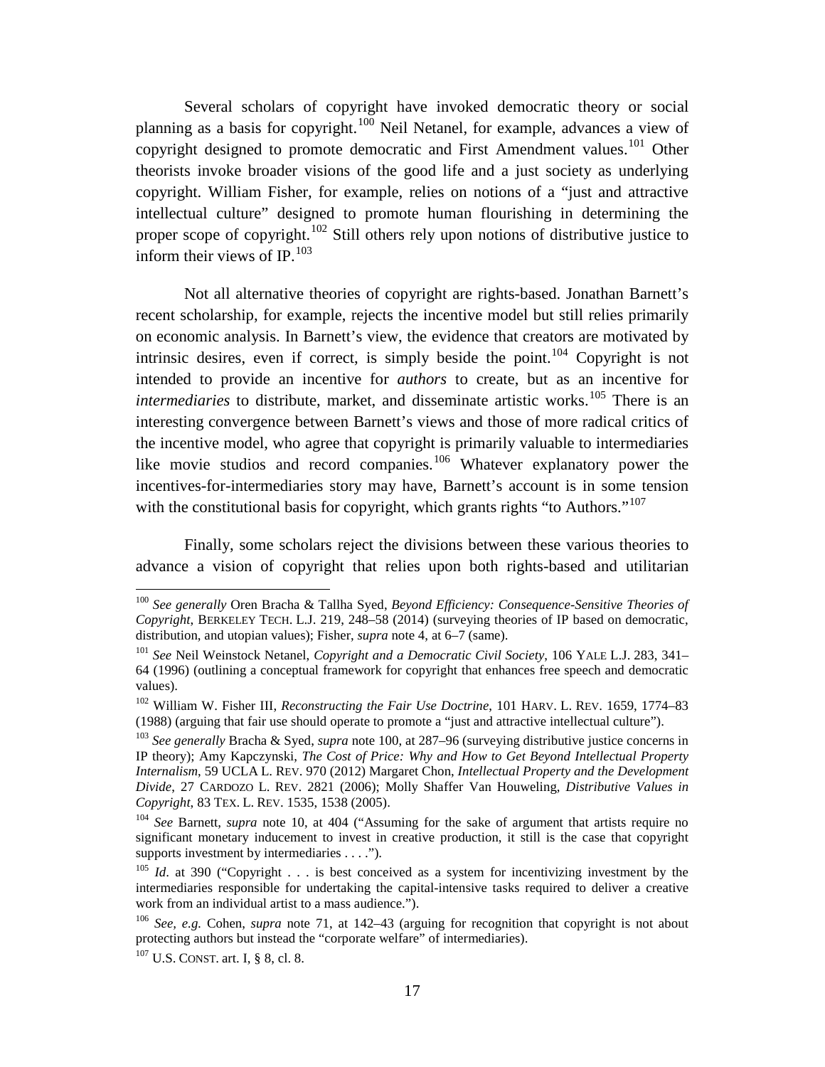Several scholars of copyright have invoked democratic theory or social planning as a basis for copyright.[100] Neil Netanel, for example, advances a view of copyright designed to promote democratic and First Amendment values.[101] Other theorists invoke broader visions of the good life and a just society as underlying copyright. William Fisher, for example, relies on notions of a "just and attractive intellectual culture" designed to promote human flourishing in determining the proper scope of copyright.[102] Still others rely upon notions of distributive justice to inform their views of IP.[103]

Not all alternative theories of copyright are rights-based. Jonathan Barnett's recent scholarship, for example, rejects the incentive model but still relies primarily on economic analysis. In Barnett's view, the evidence that creators are motivated by intrinsic desires, even if correct, is simply beside the point.[104] Copyright is not intended to provide an incentive for *authors* to create, but as an incentive for *intermediaries* to distribute, market, and disseminate artistic works.[105] There is an interesting convergence between Barnett's views and those of more radical critics of the incentive model, who agree that copyright is primarily valuable to intermediaries like movie studios and record companies.[106] Whatever explanatory power the incentives-for-intermediaries story may have, Barnett's account is in some tension with the constitutional basis for copyright, which grants rights "to Authors."[107]

Finally, some scholars reject the divisions between these various theories to advance a vision of copyright that relies upon both rights-based and utilitarian

---

[100] *See generally* Oren Bracha & Tallha Syed, *Beyond Efficiency: Consequence-Sensitive Theories of Copyright*, BERKELEY TECH. L.J. 219, 248–58 (2014) (surveying theories of IP based on democratic, distribution, and utopian values); Fisher, *supra* note 4, at 6–7 (same).

[101] *See* Neil Weinstock Netanel, *Copyright and a Democratic Civil Society*, 106 YALE L.J. 283, 341–64 (1996) (outlining a conceptual framework for copyright that enhances free speech and democratic values).

[102] William W. Fisher III, *Reconstructing the Fair Use Doctrine*, 101 HARV. L. REV. 1659, 1774–83 (1988) (arguing that fair use should operate to promote a "just and attractive intellectual culture").

[103] *See generally* Bracha & Syed, *supra* note 100, at 287–96 (surveying distributive justice concerns in IP theory); Amy Kapczynski, *The Cost of Price: Why and How to Get Beyond Intellectual Property Internalism*, 59 UCLA L. REV. 970 (2012) Margaret Chon, *Intellectual Property and the Development Divide*, 27 CARDOZO L. REV. 2821 (2006); Molly Shaffer Van Houweling, *Distributive Values in Copyright*, 83 TEX. L. REV. 1535, 1538 (2005).

[104] *See* Barnett, *supra* note 10, at 404 ("Assuming for the sake of argument that artists require no significant monetary inducement to invest in creative production, it still is the case that copyright supports investment by intermediaries . . . .").

[105] *Id*. at 390 ("Copyright . . . is best conceived as a system for incentivizing investment by the intermediaries responsible for undertaking the capital-intensive tasks required to deliver a creative work from an individual artist to a mass audience.").

[106] *See, e.g.* Cohen, *supra* note 71, at 142–43 (arguing for recognition that copyright is not about protecting authors but instead the "corporate welfare" of intermediaries).

[107] U.S. CONST. art. I, § 8, cl. 8.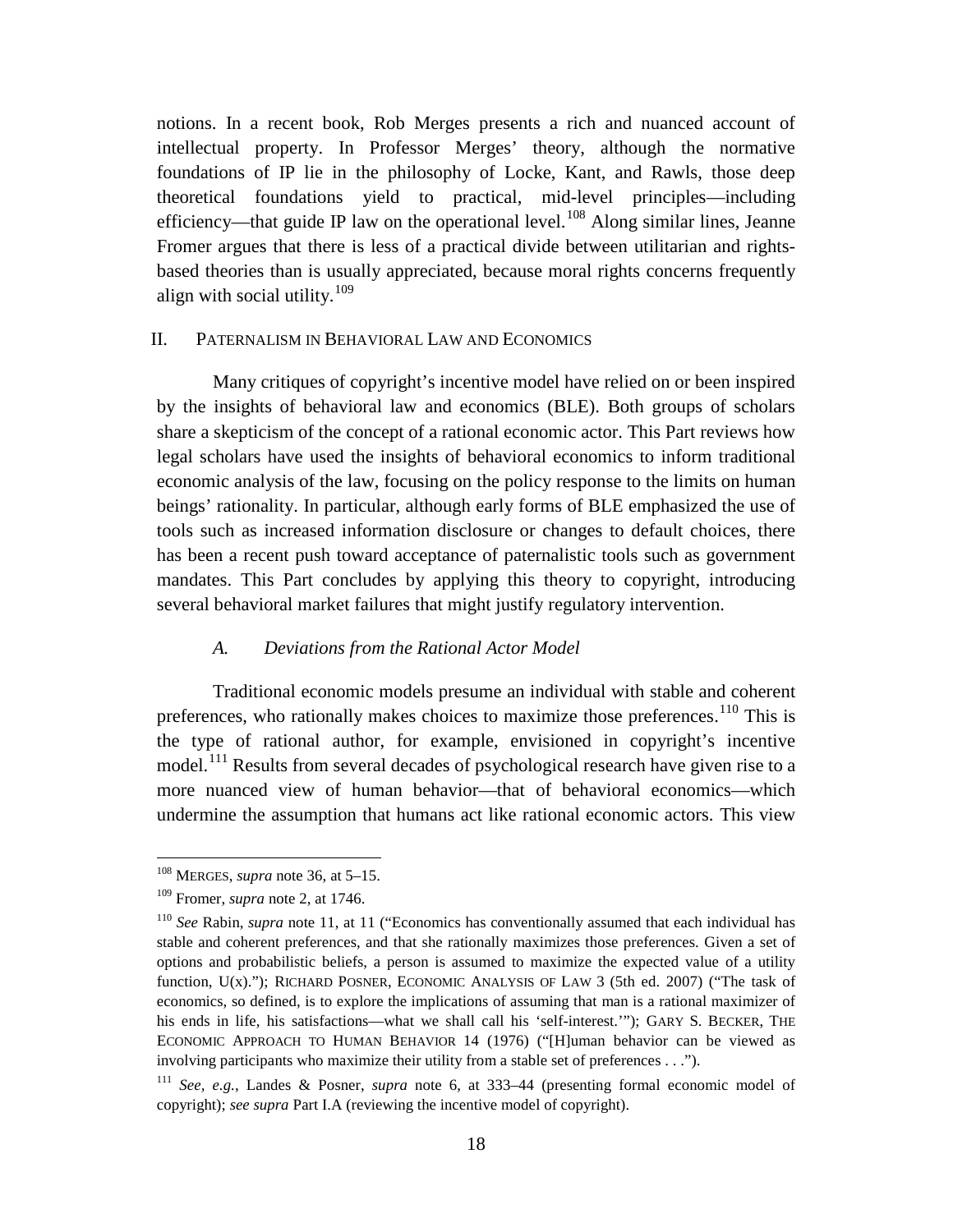notions. In a recent book, Rob Merges presents a rich and nuanced account of intellectual property. In Professor Merges' theory, although the normative foundations of IP lie in the philosophy of Locke, Kant, and Rawls, those deep theoretical foundations yield to practical, mid-level principles—including efficiency—that guide IP law on the operational level.[108] Along similar lines, Jeanne Fromer argues that there is less of a practical divide between utilitarian and rights-based theories than is usually appreciated, because moral rights concerns frequently align with social utility.[109]

## II. PATERNALISM IN BEHAVIORAL LAW AND ECONOMICS

Many critiques of copyright's incentive model have relied on or been inspired by the insights of behavioral law and economics (BLE). Both groups of scholars share a skepticism of the concept of a rational economic actor. This Part reviews how legal scholars have used the insights of behavioral economics to inform traditional economic analysis of the law, focusing on the policy response to the limits on human beings' rationality. In particular, although early forms of BLE emphasized the use of tools such as increased information disclosure or changes to default choices, there has been a recent push toward acceptance of paternalistic tools such as government mandates. This Part concludes by applying this theory to copyright, introducing several behavioral market failures that might justify regulatory intervention.

### *A. Deviations from the Rational Actor Model*

Traditional economic models presume an individual with stable and coherent preferences, who rationally makes choices to maximize those preferences.[110] This is the type of rational author, for example, envisioned in copyright's incentive model.[111] Results from several decades of psychological research have given rise to a more nuanced view of human behavior—that of behavioral economics—which undermine the assumption that humans act like rational economic actors. This view

---

[108] MERGES, *supra* note 36, at 5–15.

[109] Fromer, *supra* note 2, at 1746.

[110] *See* Rabin, *supra* note 11, at 11 ("Economics has conventionally assumed that each individual has stable and coherent preferences, and that she rationally maximizes those preferences. Given a set of options and probabilistic beliefs, a person is assumed to maximize the expected value of a utility function, U(x)."); RICHARD POSNER, ECONOMIC ANALYSIS OF LAW 3 (5th ed. 2007) ("The task of economics, so defined, is to explore the implications of assuming that man is a rational maximizer of his ends in life, his satisfactions—what we shall call his 'self-interest.'"); GARY S. BECKER, THE ECONOMIC APPROACH TO HUMAN BEHAVIOR 14 (1976) ("[H]uman behavior can be viewed as involving participants who maximize their utility from a stable set of preferences . . .").

[111] *See, e.g.*, Landes & Posner, *supra* note 6, at 333–44 (presenting formal economic model of copyright); *see supra* Part I.A (reviewing the incentive model of copyright).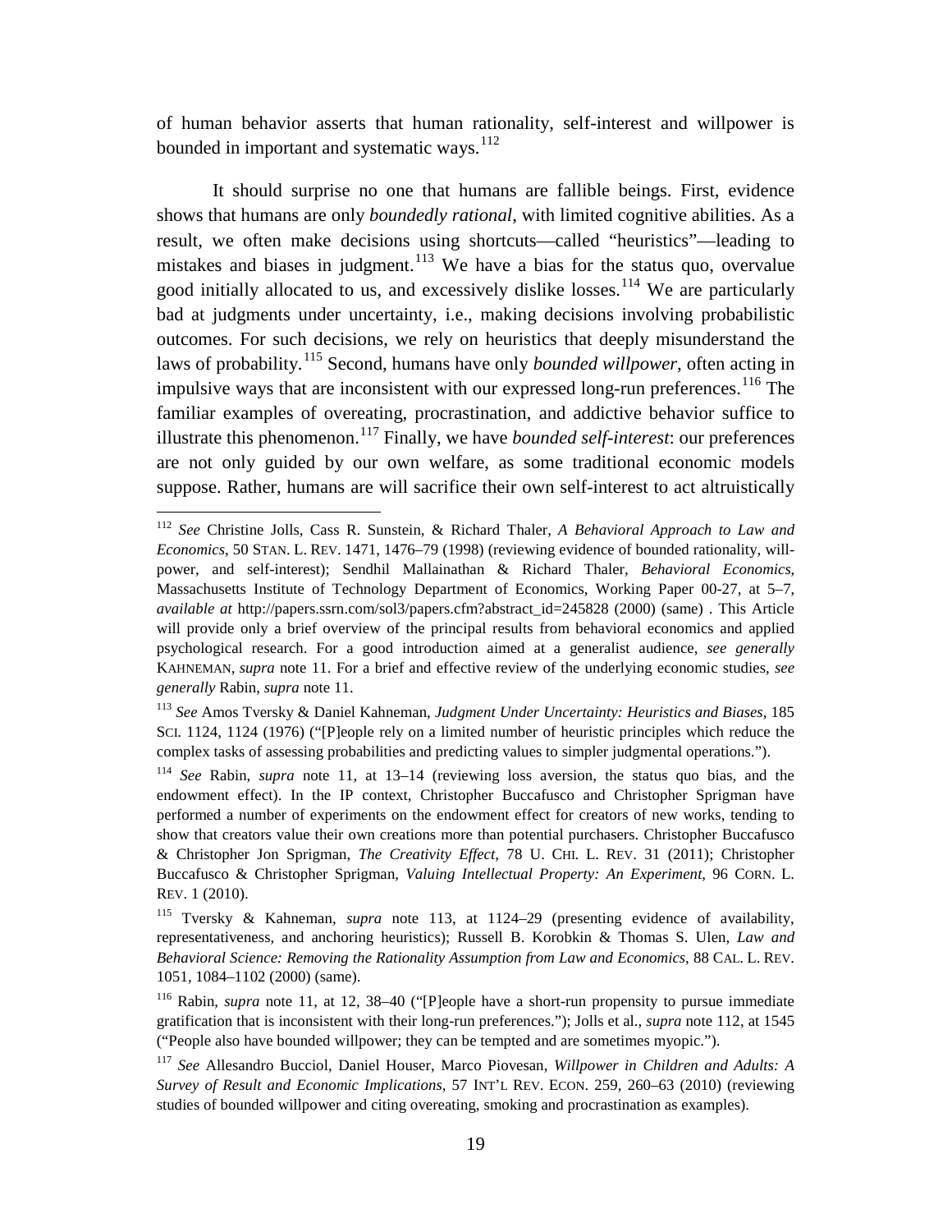of human behavior asserts that human rationality, self-interest and willpower is bounded in important and systematic ways.[112]

It should surprise no one that humans are fallible beings. First, evidence shows that humans are only *boundedly rational*, with limited cognitive abilities. As a result, we often make decisions using shortcuts—called "heuristics"—leading to mistakes and biases in judgment.[113] We have a bias for the status quo, overvalue good initially allocated to us, and excessively dislike losses.[114] We are particularly bad at judgments under uncertainty, i.e., making decisions involving probabilistic outcomes. For such decisions, we rely on heuristics that deeply misunderstand the laws of probability.[115] Second, humans have only *bounded willpower*, often acting in impulsive ways that are inconsistent with our expressed long-run preferences.[116] The familiar examples of overeating, procrastination, and addictive behavior suffice to illustrate this phenomenon.[117] Finally, we have *bounded self-interest*: our preferences are not only guided by our own welfare, as some traditional economic models suppose. Rather, humans are will sacrifice their own self-interest to act altruistically

---

[112] *See* Christine Jolls, Cass R. Sunstein, & Richard Thaler, *A Behavioral Approach to Law and Economics*, 50 STAN. L. REV. 1471, 1476–79 (1998) (reviewing evidence of bounded rationality, will-power, and self-interest); Sendhil Mallainathan & Richard Thaler, *Behavioral Economics*, Massachusetts Institute of Technology Department of Economics, Working Paper 00-27, at 5–7, *available at* http://papers.ssrn.com/sol3/papers.cfm?abstract_id=245828 (2000) (same) . This Article will provide only a brief overview of the principal results from behavioral economics and applied psychological research. For a good introduction aimed at a generalist audience, *see generally* KAHNEMAN, *supra* note 11. For a brief and effective review of the underlying economic studies, *see generally* Rabin, *supra* note 11.

[113] *See* Amos Tversky & Daniel Kahneman, *Judgment Under Uncertainty: Heuristics and Biases*, 185 SCI. 1124, 1124 (1976) ("[P]eople rely on a limited number of heuristic principles which reduce the complex tasks of assessing probabilities and predicting values to simpler judgmental operations.").

[114] *See* Rabin, *supra* note 11, at 13–14 (reviewing loss aversion, the status quo bias, and the endowment effect). In the IP context, Christopher Buccafusco and Christopher Sprigman have performed a number of experiments on the endowment effect for creators of new works, tending to show that creators value their own creations more than potential purchasers. Christopher Buccafusco & Christopher Jon Sprigman, *The Creativity Effect*, 78 U. CHI. L. REV. 31 (2011); Christopher Buccafusco & Christopher Sprigman, *Valuing Intellectual Property: An Experiment*, 96 CORN. L. REV. 1 (2010).

[115] Tversky & Kahneman, *supra* note 113, at 1124–29 (presenting evidence of availability, representativeness, and anchoring heuristics); Russell B. Korobkin & Thomas S. Ulen, *Law and Behavioral Science: Removing the Rationality Assumption from Law and Economics*, 88 CAL. L. REV. 1051, 1084–1102 (2000) (same).

[116] Rabin, *supra* note 11, at 12, 38–40 ("[P]eople have a short-run propensity to pursue immediate gratification that is inconsistent with their long-run preferences."); Jolls et al., *supra* note 112, at 1545 ("People also have bounded willpower; they can be tempted and are sometimes myopic.").

[117] *See* Allesandro Bucciol, Daniel Houser, Marco Piovesan, *Willpower in Children and Adults: A Survey of Result and Economic Implications*, 57 INT'L REV. ECON. 259, 260–63 (2010) (reviewing studies of bounded willpower and citing overeating, smoking and procrastination as examples).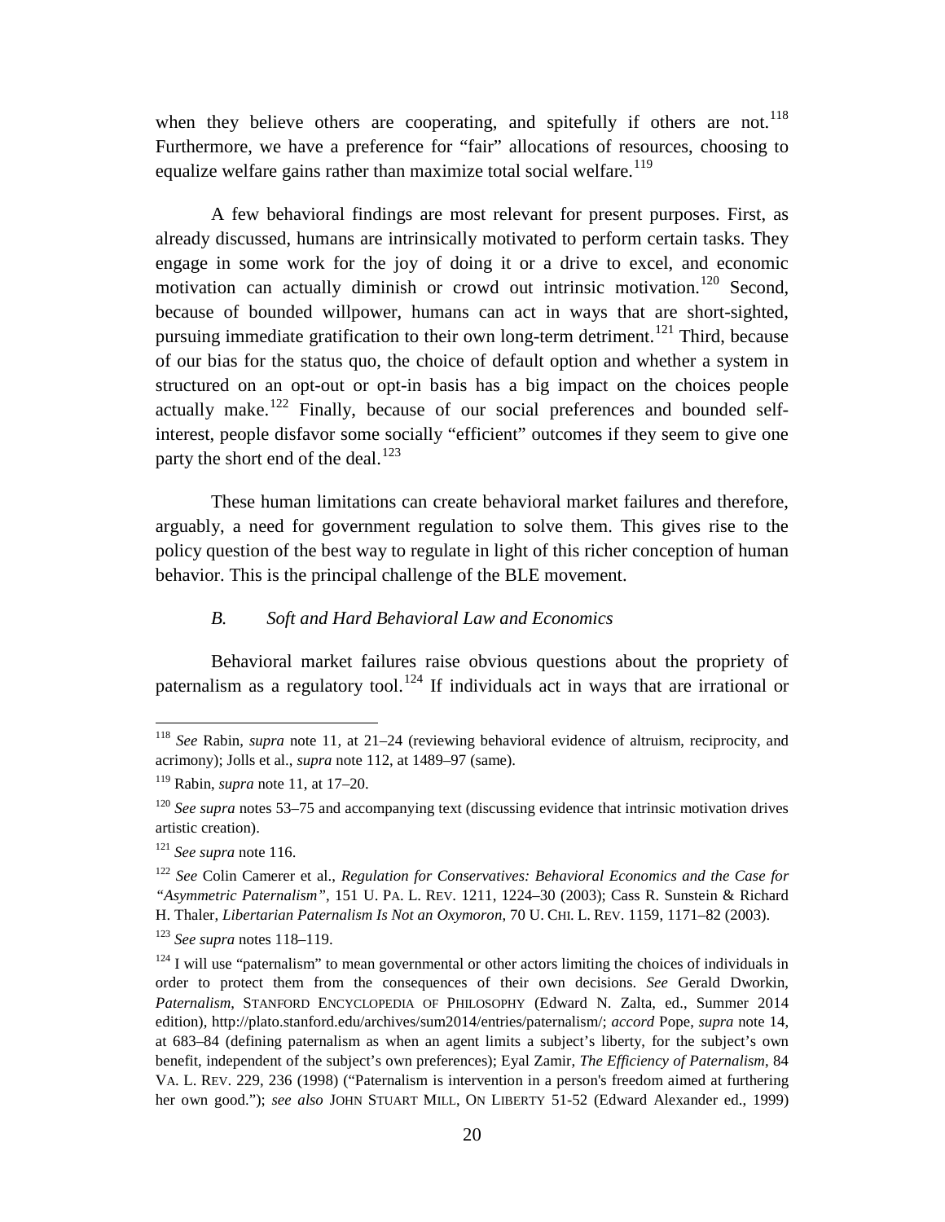when they believe others are cooperating, and spitefully if others are not.[118] Furthermore, we have a preference for "fair" allocations of resources, choosing to equalize welfare gains rather than maximize total social welfare.[119]

A few behavioral findings are most relevant for present purposes. First, as already discussed, humans are intrinsically motivated to perform certain tasks. They engage in some work for the joy of doing it or a drive to excel, and economic motivation can actually diminish or crowd out intrinsic motivation.[120] Second, because of bounded willpower, humans can act in ways that are short-sighted, pursuing immediate gratification to their own long-term detriment.[121] Third, because of our bias for the status quo, the choice of default option and whether a system in structured on an opt-out or opt-in basis has a big impact on the choices people actually make.[122] Finally, because of our social preferences and bounded self-interest, people disfavor some socially "efficient" outcomes if they seem to give one party the short end of the deal.[123]

These human limitations can create behavioral market failures and therefore, arguably, a need for government regulation to solve them. This gives rise to the policy question of the best way to regulate in light of this richer conception of human behavior. This is the principal challenge of the BLE movement.

### *B. Soft and Hard Behavioral Law and Economics*

Behavioral market failures raise obvious questions about the propriety of paternalism as a regulatory tool.[124] If individuals act in ways that are irrational or

---

[118] *See* Rabin, *supra* note 11, at 21–24 (reviewing behavioral evidence of altruism, reciprocity, and acrimony); Jolls et al., *supra* note 112, at 1489–97 (same).

[119] Rabin, *supra* note 11, at 17–20.

[120] *See supra* notes 53–75 and accompanying text (discussing evidence that intrinsic motivation drives artistic creation).

[121] *See supra* note 116.

[122] *See* Colin Camerer et al., *Regulation for Conservatives: Behavioral Economics and the Case for "Asymmetric Paternalism"*, 151 U. PA. L. REV. 1211, 1224–30 (2003); Cass R. Sunstein & Richard H. Thaler, *Libertarian Paternalism Is Not an Oxymoron*, 70 U. CHI. L. REV. 1159, 1171–82 (2003).

[123] *See supra* notes 118–119.

[124] I will use "paternalism" to mean governmental or other actors limiting the choices of individuals in order to protect them from the consequences of their own decisions. *See* Gerald Dworkin, *Paternalism*, STANFORD ENCYCLOPEDIA OF PHILOSOPHY (Edward N. Zalta, ed., Summer 2014 edition), http://plato.stanford.edu/archives/sum2014/entries/paternalism/; *accord* Pope, *supra* note 14, at 683–84 (defining paternalism as when an agent limits a subject's liberty, for the subject's own benefit, independent of the subject's own preferences); Eyal Zamir, *The Efficiency of Paternalism*, 84 VA. L. REV. 229, 236 (1998) ("Paternalism is intervention in a person's freedom aimed at furthering her own good."); *see also* JOHN STUART MILL, ON LIBERTY 51-52 (Edward Alexander ed., 1999)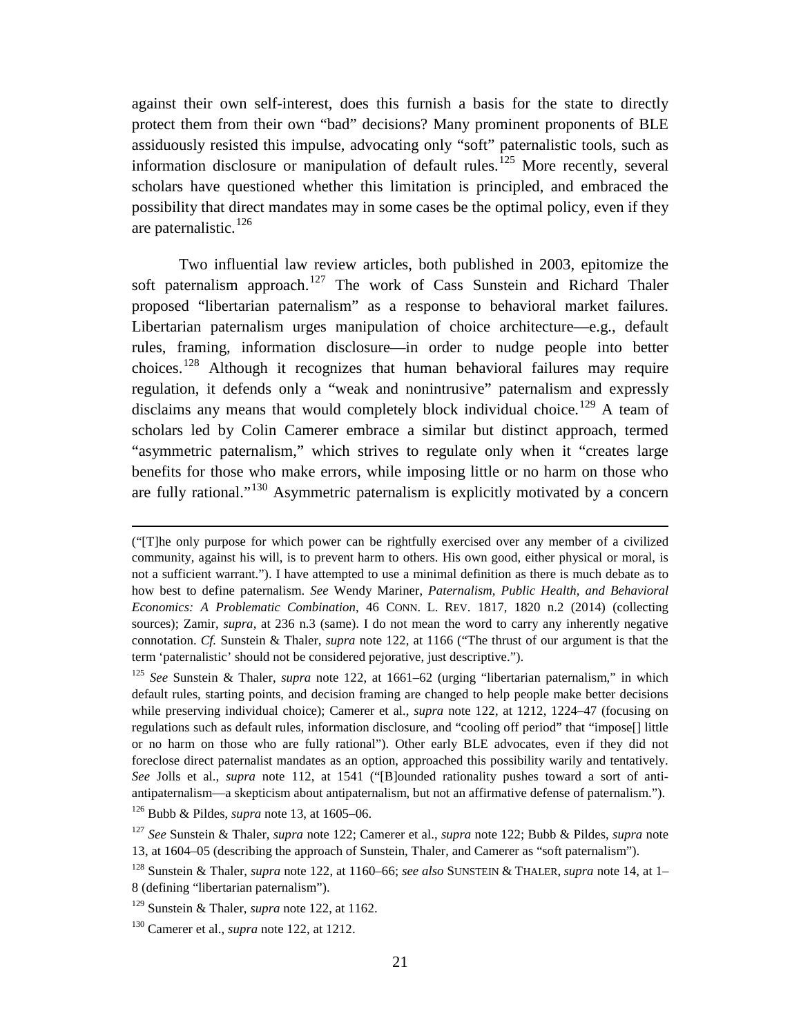against their own self-interest, does this furnish a basis for the state to directly protect them from their own "bad" decisions? Many prominent proponents of BLE assiduously resisted this impulse, advocating only "soft" paternalistic tools, such as information disclosure or manipulation of default rules.[125] More recently, several scholars have questioned whether this limitation is principled, and embraced the possibility that direct mandates may in some cases be the optimal policy, even if they are paternalistic.[126]

Two influential law review articles, both published in 2003, epitomize the soft paternalism approach.[127] The work of Cass Sunstein and Richard Thaler proposed "libertarian paternalism" as a response to behavioral market failures. Libertarian paternalism urges manipulation of choice architecture—e.g., default rules, framing, information disclosure—in order to nudge people into better choices.[128] Although it recognizes that human behavioral failures may require regulation, it defends only a "weak and nonintrusive" paternalism and expressly disclaims any means that would completely block individual choice.[129] A team of scholars led by Colin Camerer embrace a similar but distinct approach, termed "asymmetric paternalism," which strives to regulate only when it "creates large benefits for those who make errors, while imposing little or no harm on those who are fully rational."[130] Asymmetric paternalism is explicitly motivated by a concern

---

("[T]he only purpose for which power can be rightfully exercised over any member of a civilized community, against his will, is to prevent harm to others. His own good, either physical or moral, is not a sufficient warrant."). I have attempted to use a minimal definition as there is much debate as to how best to define paternalism. *See* Wendy Mariner, *Paternalism, Public Health, and Behavioral Economics: A Problematic Combination*, 46 CONN. L. REV. 1817, 1820 n.2 (2014) (collecting sources); Zamir, *supra*, at 236 n.3 (same). I do not mean the word to carry any inherently negative connotation. *Cf.* Sunstein & Thaler, *supra* note 122, at 1166 ("The thrust of our argument is that the term 'paternalistic' should not be considered pejorative, just descriptive.").

[125] *See* Sunstein & Thaler, *supra* note 122, at 1661–62 (urging "libertarian paternalism," in which default rules, starting points, and decision framing are changed to help people make better decisions while preserving individual choice); Camerer et al., *supra* note 122, at 1212, 1224–47 (focusing on regulations such as default rules, information disclosure, and "cooling off period" that "impose[] little or no harm on those who are fully rational"). Other early BLE advocates, even if they did not foreclose direct paternalist mandates as an option, approached this possibility warily and tentatively. *See* Jolls et al., *supra* note 112, at 1541 ("[B]ounded rationality pushes toward a sort of anti-antipaternalism—a skepticism about antipaternalism, but not an affirmative defense of paternalism.").

[126] Bubb & Pildes, *supra* note 13, at 1605–06.

[127] *See* Sunstein & Thaler, *supra* note 122; Camerer et al., *supra* note 122; Bubb & Pildes, *supra* note 13, at 1604–05 (describing the approach of Sunstein, Thaler, and Camerer as "soft paternalism").

[128] Sunstein & Thaler, *supra* note 122, at 1160–66; *see also* SUNSTEIN & THALER, *supra* note 14, at 1–8 (defining "libertarian paternalism").

[129] Sunstein & Thaler, *supra* note 122, at 1162.

[130] Camerer et al., *supra* note 122, at 1212.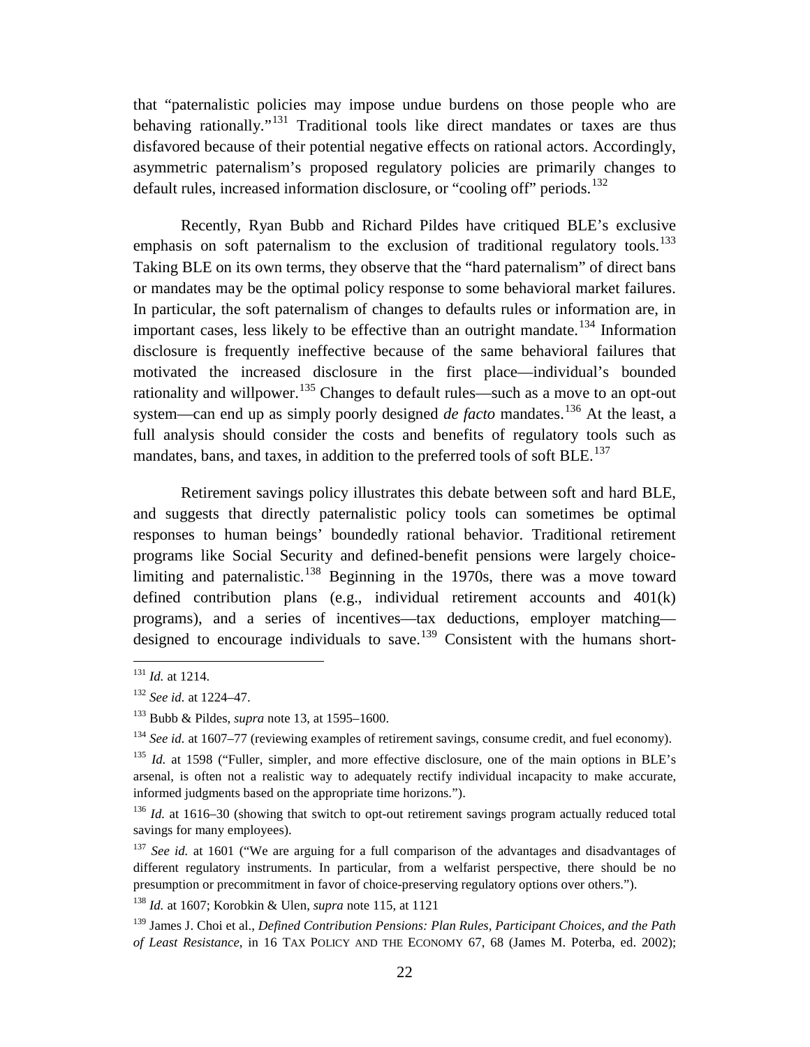that "paternalistic policies may impose undue burdens on those people who are behaving rationally."[131] Traditional tools like direct mandates or taxes are thus disfavored because of their potential negative effects on rational actors. Accordingly, asymmetric paternalism's proposed regulatory policies are primarily changes to default rules, increased information disclosure, or "cooling off" periods.[132]

Recently, Ryan Bubb and Richard Pildes have critiqued BLE's exclusive emphasis on soft paternalism to the exclusion of traditional regulatory tools.[133] Taking BLE on its own terms, they observe that the "hard paternalism" of direct bans or mandates may be the optimal policy response to some behavioral market failures. In particular, the soft paternalism of changes to defaults rules or information are, in important cases, less likely to be effective than an outright mandate.[134] Information disclosure is frequently ineffective because of the same behavioral failures that motivated the increased disclosure in the first place—individual's bounded rationality and willpower.[135] Changes to default rules—such as a move to an opt-out system—can end up as simply poorly designed *de facto* mandates.[136] At the least, a full analysis should consider the costs and benefits of regulatory tools such as mandates, bans, and taxes, in addition to the preferred tools of soft BLE.[137]

Retirement savings policy illustrates this debate between soft and hard BLE, and suggests that directly paternalistic policy tools can sometimes be optimal responses to human beings' boundedly rational behavior. Traditional retirement programs like Social Security and defined-benefit pensions were largely choice-limiting and paternalistic.[138] Beginning in the 1970s, there was a move toward defined contribution plans (e.g., individual retirement accounts and 401(k) programs), and a series of incentives—tax deductions, employer matching—designed to encourage individuals to save.[139] Consistent with the humans short-

---

[131] *Id.* at 1214.

[132] *See id.* at 1224–47.

[133] Bubb & Pildes, *supra* note 13, at 1595–1600.

[134] *See id.* at 1607–77 (reviewing examples of retirement savings, consume credit, and fuel economy).

[135] *Id.* at 1598 ("Fuller, simpler, and more effective disclosure, one of the main options in BLE's arsenal, is often not a realistic way to adequately rectify individual incapacity to make accurate, informed judgments based on the appropriate time horizons.").

[136] *Id.* at 1616–30 (showing that switch to opt-out retirement savings program actually reduced total savings for many employees).

[137] *See id.* at 1601 ("We are arguing for a full comparison of the advantages and disadvantages of different regulatory instruments. In particular, from a welfarist perspective, there should be no presumption or precommitment in favor of choice-preserving regulatory options over others.").

[138] *Id.* at 1607; Korobkin & Ulen, *supra* note 115, at 1121

[139] James J. Choi et al., *Defined Contribution Pensions: Plan Rules, Participant Choices, and the Path of Least Resistance*, in 16 TAX POLICY AND THE ECONOMY 67, 68 (James M. Poterba, ed. 2002);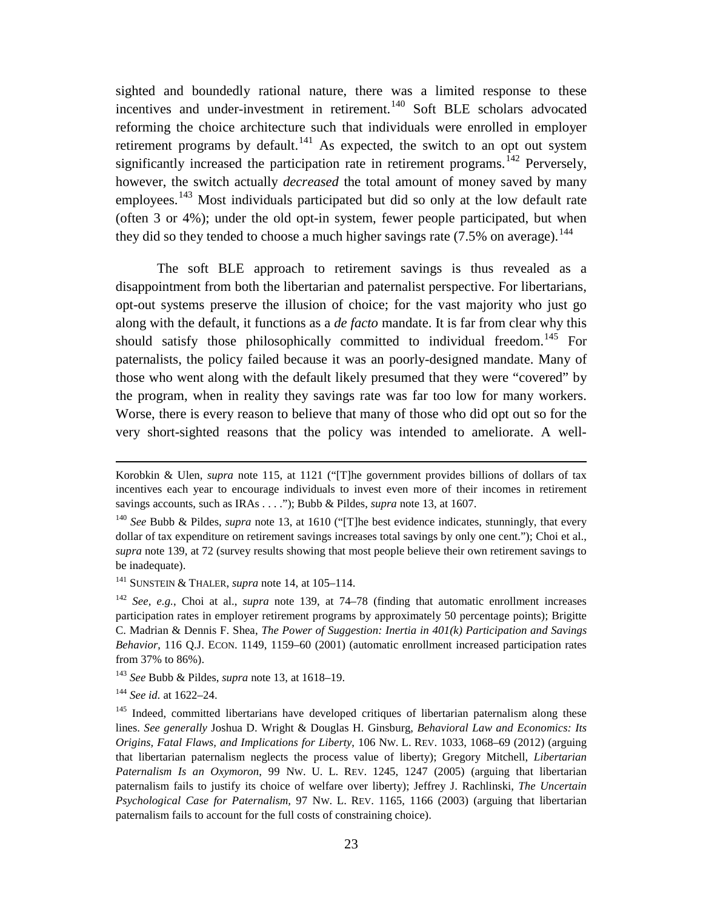sighted and boundedly rational nature, there was a limited response to these incentives and under-investment in retirement.[140] Soft BLE scholars advocated reforming the choice architecture such that individuals were enrolled in employer retirement programs by default.[141] As expected, the switch to an opt out system significantly increased the participation rate in retirement programs.[142] Perversely, however, the switch actually *decreased* the total amount of money saved by many employees.[143] Most individuals participated but did so only at the low default rate (often 3 or 4%); under the old opt-in system, fewer people participated, but when they did so they tended to choose a much higher savings rate (7.5% on average).[144]

The soft BLE approach to retirement savings is thus revealed as a disappointment from both the libertarian and paternalist perspective. For libertarians, opt-out systems preserve the illusion of choice; for the vast majority who just go along with the default, it functions as a *de facto* mandate. It is far from clear why this should satisfy those philosophically committed to individual freedom.[145] For paternalists, the policy failed because it was an poorly-designed mandate. Many of those who went along with the default likely presumed that they were "covered" by the program, when in reality they savings rate was far too low for many workers. Worse, there is every reason to believe that many of those who did opt out so for the very short-sighted reasons that the policy was intended to ameliorate. A well-

---

Korobkin & Ulen, *supra* note 115, at 1121 ("[T]he government provides billions of dollars of tax incentives each year to encourage individuals to invest even more of their incomes in retirement savings accounts, such as IRAs . . . ."); Bubb & Pildes, *supra* note 13, at 1607.

[140] *See* Bubb & Pildes, *supra* note 13, at 1610 ("[T]he best evidence indicates, stunningly, that every dollar of tax expenditure on retirement savings increases total savings by only one cent."); Choi et al., *supra* note 139, at 72 (survey results showing that most people believe their own retirement savings to be inadequate).

[141] SUNSTEIN & THALER, *supra* note 14, at 105–114.

[142] *See, e.g.*, Choi at al., *supra* note 139, at 74–78 (finding that automatic enrollment increases participation rates in employer retirement programs by approximately 50 percentage points); Brigitte C. Madrian & Dennis F. Shea, *The Power of Suggestion: Inertia in 401(k) Participation and Savings Behavior*, 116 Q.J. ECON. 1149, 1159–60 (2001) (automatic enrollment increased participation rates from 37% to 86%).

[143] *See* Bubb & Pildes, *supra* note 13, at 1618–19.

[144] *See id.* at 1622–24.

[145] Indeed, committed libertarians have developed critiques of libertarian paternalism along these lines. *See generally* Joshua D. Wright & Douglas H. Ginsburg, *Behavioral Law and Economics: Its Origins, Fatal Flaws, and Implications for Liberty*, 106 NW. L. REV. 1033, 1068–69 (2012) (arguing that libertarian paternalism neglects the process value of liberty); Gregory Mitchell, *Libertarian Paternalism Is an Oxymoron*, 99 NW. U. L. REV. 1245, 1247 (2005) (arguing that libertarian paternalism fails to justify its choice of welfare over liberty); Jeffrey J. Rachlinski, *The Uncertain Psychological Case for Paternalism*, 97 NW. L. REV. 1165, 1166 (2003) (arguing that libertarian paternalism fails to account for the full costs of constraining choice).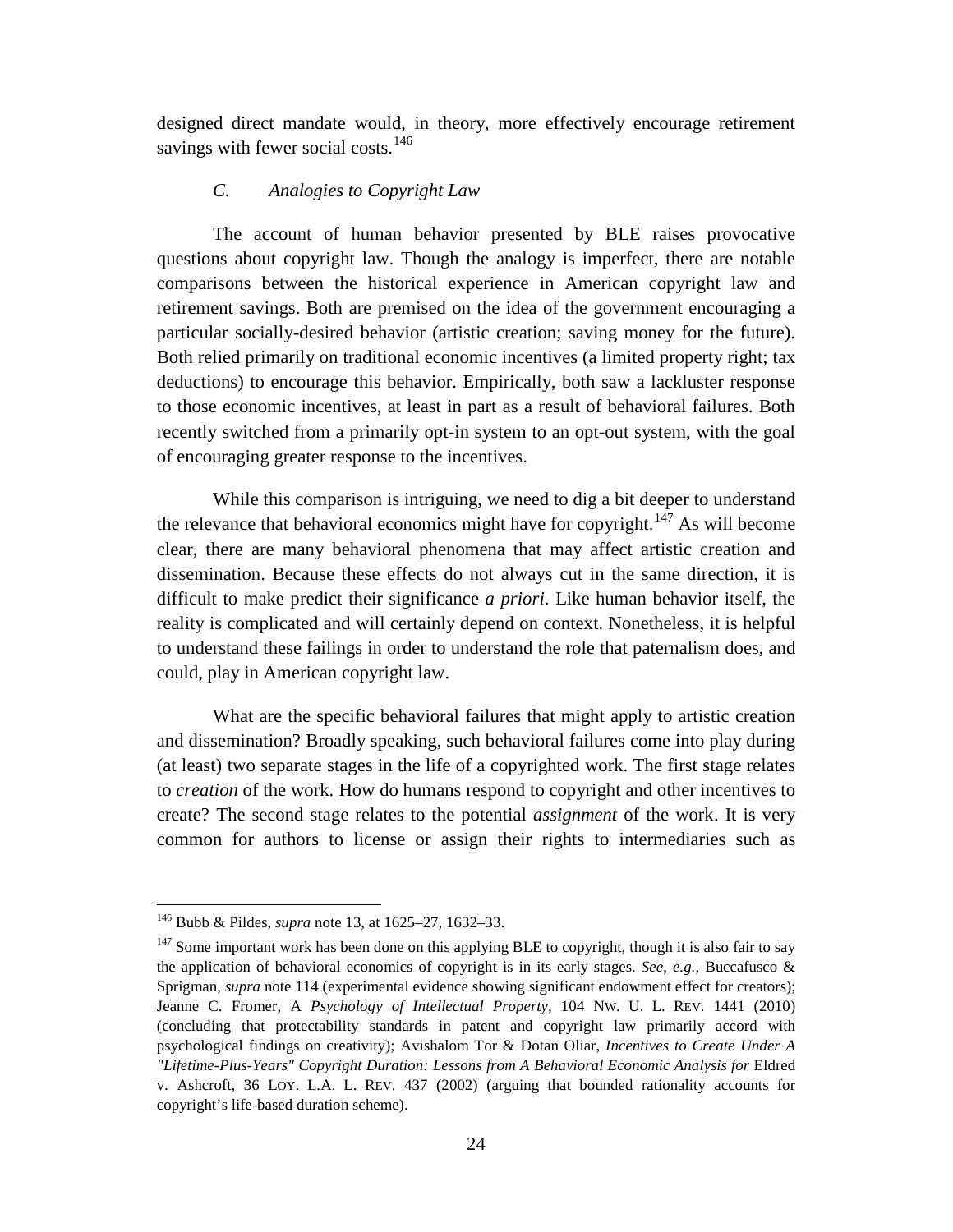designed direct mandate would, in theory, more effectively encourage retirement savings with fewer social costs.[146]

### *C. Analogies to Copyright Law*

The account of human behavior presented by BLE raises provocative questions about copyright law. Though the analogy is imperfect, there are notable comparisons between the historical experience in American copyright law and retirement savings. Both are premised on the idea of the government encouraging a particular socially-desired behavior (artistic creation; saving money for the future). Both relied primarily on traditional economic incentives (a limited property right; tax deductions) to encourage this behavior. Empirically, both saw a lackluster response to those economic incentives, at least in part as a result of behavioral failures. Both recently switched from a primarily opt-in system to an opt-out system, with the goal of encouraging greater response to the incentives.

While this comparison is intriguing, we need to dig a bit deeper to understand the relevance that behavioral economics might have for copyright.[147] As will become clear, there are many behavioral phenomena that may affect artistic creation and dissemination. Because these effects do not always cut in the same direction, it is difficult to make predict their significance *a priori*. Like human behavior itself, the reality is complicated and will certainly depend on context. Nonetheless, it is helpful to understand these failings in order to understand the role that paternalism does, and could, play in American copyright law.

What are the specific behavioral failures that might apply to artistic creation and dissemination? Broadly speaking, such behavioral failures come into play during (at least) two separate stages in the life of a copyrighted work. The first stage relates to *creation* of the work. How do humans respond to copyright and other incentives to create? The second stage relates to the potential *assignment* of the work. It is very common for authors to license or assign their rights to intermediaries such as

---

[146] Bubb & Pildes, *supra* note 13, at 1625–27, 1632–33.

[147] Some important work has been done on this applying BLE to copyright, though it is also fair to say the application of behavioral economics of copyright is in its early stages. *See, e.g.*, Buccafusco & Sprigman, *supra* note 114 (experimental evidence showing significant endowment effect for creators); Jeanne C. Fromer, A *Psychology of Intellectual Property*, 104 NW. U. L. REV. 1441 (2010) (concluding that protectability standards in patent and copyright law primarily accord with psychological findings on creativity); Avishalom Tor & Dotan Oliar, *Incentives to Create Under A "Lifetime-Plus-Years" Copyright Duration: Lessons from A Behavioral Economic Analysis for* Eldred v. Ashcroft, 36 LOY. L.A. L. REV. 437 (2002) (arguing that bounded rationality accounts for copyright's life-based duration scheme).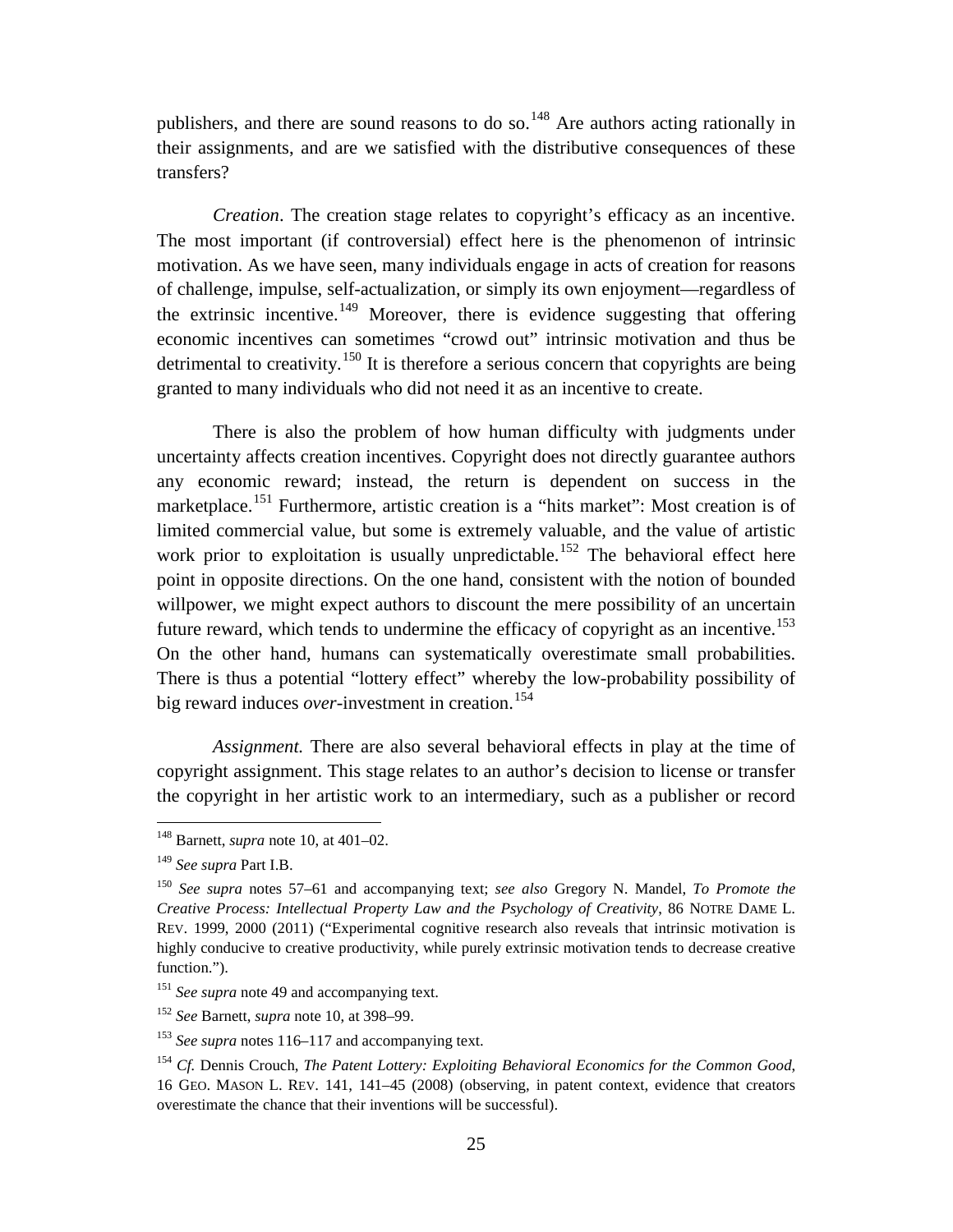publishers, and there are sound reasons to do so.[148] Are authors acting rationally in their assignments, and are we satisfied with the distributive consequences of these transfers?

*Creation*. The creation stage relates to copyright's efficacy as an incentive. The most important (if controversial) effect here is the phenomenon of intrinsic motivation. As we have seen, many individuals engage in acts of creation for reasons of challenge, impulse, self-actualization, or simply its own enjoyment—regardless of the extrinsic incentive.[149] Moreover, there is evidence suggesting that offering economic incentives can sometimes "crowd out" intrinsic motivation and thus be detrimental to creativity.[150] It is therefore a serious concern that copyrights are being granted to many individuals who did not need it as an incentive to create.

There is also the problem of how human difficulty with judgments under uncertainty affects creation incentives. Copyright does not directly guarantee authors any economic reward; instead, the return is dependent on success in the marketplace.[151] Furthermore, artistic creation is a "hits market": Most creation is of limited commercial value, but some is extremely valuable, and the value of artistic work prior to exploitation is usually unpredictable.[152] The behavioral effect here point in opposite directions. On the one hand, consistent with the notion of bounded willpower, we might expect authors to discount the mere possibility of an uncertain future reward, which tends to undermine the efficacy of copyright as an incentive.[153] On the other hand, humans can systematically overestimate small probabilities. There is thus a potential "lottery effect" whereby the low-probability possibility of big reward induces *over*-investment in creation.[154]

*Assignment.* There are also several behavioral effects in play at the time of copyright assignment. This stage relates to an author's decision to license or transfer the copyright in her artistic work to an intermediary, such as a publisher or record

---

[148] Barnett, *supra* note 10, at 401–02.

[149] *See supra* Part I.B.

[150] *See supra* notes 57–61 and accompanying text; *see also* Gregory N. Mandel, *To Promote the Creative Process: Intellectual Property Law and the Psychology of Creativity*, 86 NOTRE DAME L. REV. 1999, 2000 (2011) ("Experimental cognitive research also reveals that intrinsic motivation is highly conducive to creative productivity, while purely extrinsic motivation tends to decrease creative function.").

[151] *See supra* note 49 and accompanying text.

[152] *See* Barnett, *supra* note 10, at 398–99.

[153] *See supra* notes 116–117 and accompanying text.

[154] *Cf.* Dennis Crouch, *The Patent Lottery: Exploiting Behavioral Economics for the Common Good*, 16 GEO. MASON L. REV. 141, 141–45 (2008) (observing, in patent context, evidence that creators overestimate the chance that their inventions will be successful).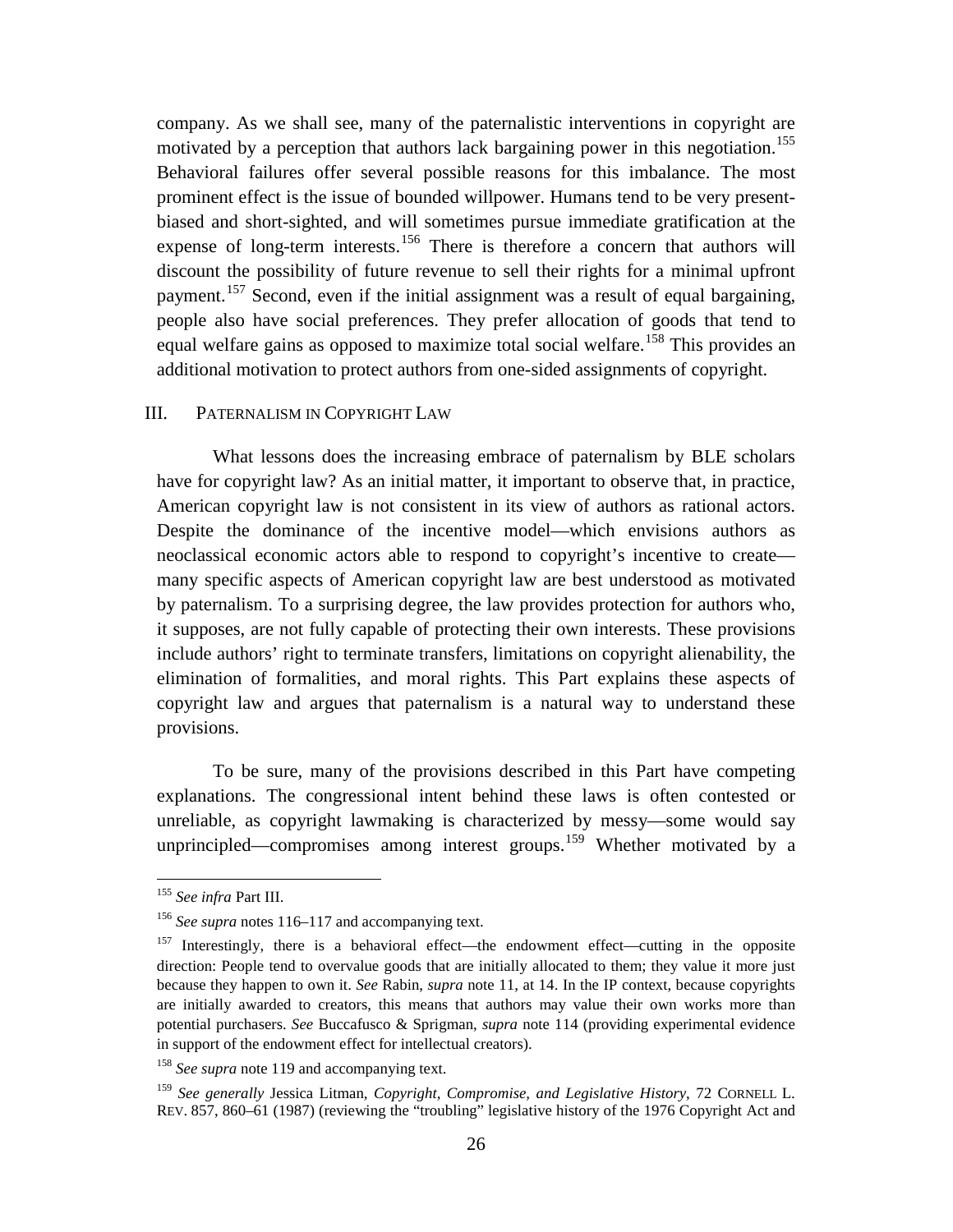company. As we shall see, many of the paternalistic interventions in copyright are motivated by a perception that authors lack bargaining power in this negotiation.[155] Behavioral failures offer several possible reasons for this imbalance. The most prominent effect is the issue of bounded willpower. Humans tend to be very present-biased and short-sighted, and will sometimes pursue immediate gratification at the expense of long-term interests.[156] There is therefore a concern that authors will discount the possibility of future revenue to sell their rights for a minimal upfront payment.[157] Second, even if the initial assignment was a result of equal bargaining, people also have social preferences. They prefer allocation of goods that tend to equal welfare gains as opposed to maximize total social welfare.[158] This provides an additional motivation to protect authors from one-sided assignments of copyright.

## III. PATERNALISM IN COPYRIGHT LAW

What lessons does the increasing embrace of paternalism by BLE scholars have for copyright law? As an initial matter, it important to observe that, in practice, American copyright law is not consistent in its view of authors as rational actors. Despite the dominance of the incentive model—which envisions authors as neoclassical economic actors able to respond to copyright's incentive to create—many specific aspects of American copyright law are best understood as motivated by paternalism. To a surprising degree, the law provides protection for authors who, it supposes, are not fully capable of protecting their own interests. These provisions include authors' right to terminate transfers, limitations on copyright alienability, the elimination of formalities, and moral rights. This Part explains these aspects of copyright law and argues that paternalism is a natural way to understand these provisions.

To be sure, many of the provisions described in this Part have competing explanations. The congressional intent behind these laws is often contested or unreliable, as copyright lawmaking is characterized by messy—some would say unprincipled—compromises among interest groups.[159] Whether motivated by a

---

[155] *See infra* Part III.

[156] *See supra* notes 116–117 and accompanying text.

[157] Interestingly, there is a behavioral effect—the endowment effect—cutting in the opposite direction: People tend to overvalue goods that are initially allocated to them; they value it more just because they happen to own it. *See* Rabin, *supra* note 11, at 14. In the IP context, because copyrights are initially awarded to creators, this means that authors may value their own works more than potential purchasers. *See* Buccafusco & Sprigman, *supra* note 114 (providing experimental evidence in support of the endowment effect for intellectual creators).

[158] *See supra* note 119 and accompanying text.

[159] *See generally* Jessica Litman, *Copyright, Compromise, and Legislative History*, 72 CORNELL L. REV. 857, 860–61 (1987) (reviewing the "troubling" legislative history of the 1976 Copyright Act and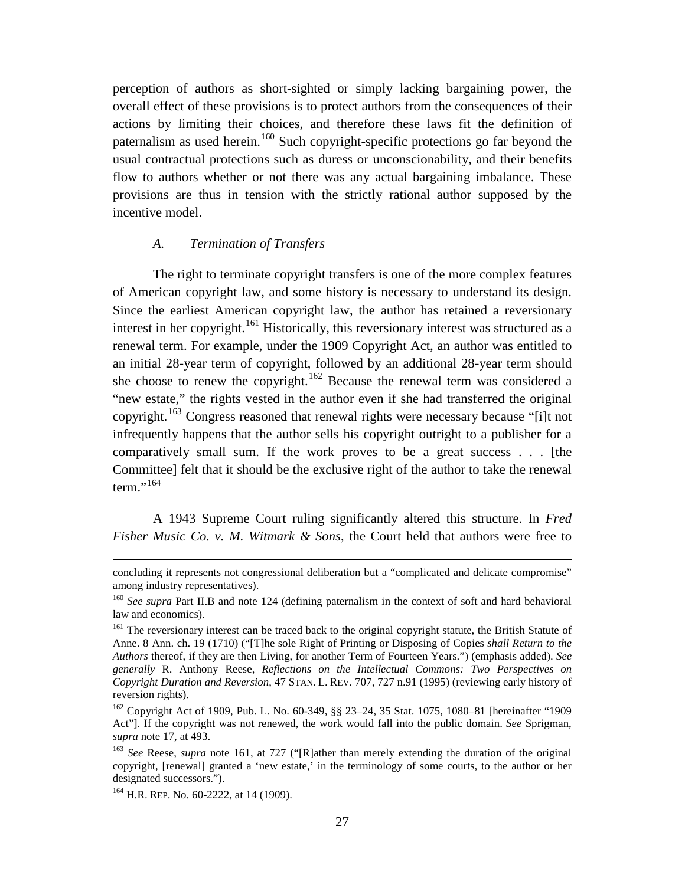perception of authors as short-sighted or simply lacking bargaining power, the overall effect of these provisions is to protect authors from the consequences of their actions by limiting their choices, and therefore these laws fit the definition of paternalism as used herein.[160] Such copyright-specific protections go far beyond the usual contractual protections such as duress or unconscionability, and their benefits flow to authors whether or not there was any actual bargaining imbalance. These provisions are thus in tension with the strictly rational author supposed by the incentive model.

### *A. Termination of Transfers*

The right to terminate copyright transfers is one of the more complex features of American copyright law, and some history is necessary to understand its design. Since the earliest American copyright law, the author has retained a reversionary interest in her copyright.[161] Historically, this reversionary interest was structured as a renewal term. For example, under the 1909 Copyright Act, an author was entitled to an initial 28-year term of copyright, followed by an additional 28-year term should she choose to renew the copyright.[162] Because the renewal term was considered a "new estate," the rights vested in the author even if she had transferred the original copyright.[163] Congress reasoned that renewal rights were necessary because "[i]t not infrequently happens that the author sells his copyright outright to a publisher for a comparatively small sum. If the work proves to be a great success . . . [the Committee] felt that it should be the exclusive right of the author to take the renewal term."[164]

A 1943 Supreme Court ruling significantly altered this structure. In *Fred Fisher Music Co. v. M. Witmark & Sons*, the Court held that authors were free to

---

concluding it represents not congressional deliberation but a "complicated and delicate compromise" among industry representatives).

[160] *See supra* Part II.B and note 124 (defining paternalism in the context of soft and hard behavioral law and economics).

[161] The reversionary interest can be traced back to the original copyright statute, the British Statute of Anne. 8 Ann. ch. 19 (1710) ("[T]he sole Right of Printing or Disposing of Copies *shall Return to the Authors* thereof, if they are then Living, for another Term of Fourteen Years.") (emphasis added). *See generally* R. Anthony Reese, *Reflections on the Intellectual Commons: Two Perspectives on Copyright Duration and Reversion*, 47 STAN. L. REV. 707, 727 n.91 (1995) (reviewing early history of reversion rights).

[162] Copyright Act of 1909, Pub. L. No. 60-349, §§ 23–24, 35 Stat. 1075, 1080–81 [hereinafter "1909 Act"]. If the copyright was not renewed, the work would fall into the public domain. *See* Sprigman, *supra* note 17, at 493.

[163] *See* Reese, *supra* note 161, at 727 ("[R]ather than merely extending the duration of the original copyright, [renewal] granted a 'new estate,' in the terminology of some courts, to the author or her designated successors.").

[164] H.R. REP. No. 60-2222, at 14 (1909).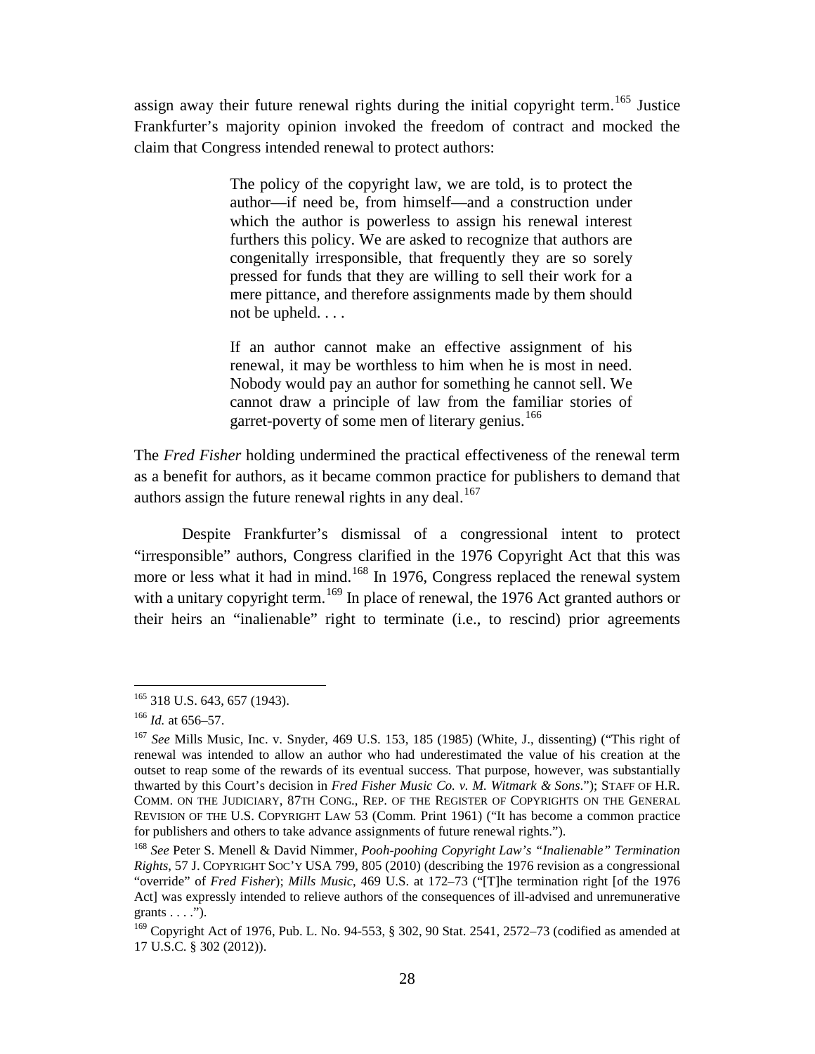assign away their future renewal rights during the initial copyright term.[165] Justice Frankfurter's majority opinion invoked the freedom of contract and mocked the claim that Congress intended renewal to protect authors:

> The policy of the copyright law, we are told, is to protect the author—if need be, from himself—and a construction under which the author is powerless to assign his renewal interest furthers this policy. We are asked to recognize that authors are congenitally irresponsible, that frequently they are so sorely pressed for funds that they are willing to sell their work for a mere pittance, and therefore assignments made by them should not be upheld. . . .
>
> If an author cannot make an effective assignment of his renewal, it may be worthless to him when he is most in need. Nobody would pay an author for something he cannot sell. We cannot draw a principle of law from the familiar stories of garret-poverty of some men of literary genius.[166]

The *Fred Fisher* holding undermined the practical effectiveness of the renewal term as a benefit for authors, as it became common practice for publishers to demand that authors assign the future renewal rights in any deal.[167]

Despite Frankfurter's dismissal of a congressional intent to protect "irresponsible" authors, Congress clarified in the 1976 Copyright Act that this was more or less what it had in mind.[168] In 1976, Congress replaced the renewal system with a unitary copyright term.[169] In place of renewal, the 1976 Act granted authors or their heirs an "inalienable" right to terminate (i.e., to rescind) prior agreements

---

[165] 318 U.S. 643, 657 (1943).

[166] *Id.* at 656–57.

[167] *See* Mills Music, Inc. v. Snyder, 469 U.S. 153, 185 (1985) (White, J., dissenting) ("This right of renewal was intended to allow an author who had underestimated the value of his creation at the outset to reap some of the rewards of its eventual success. That purpose, however, was substantially thwarted by this Court's decision in *Fred Fisher Music Co. v. M. Witmark & Sons*."); STAFF OF H.R. COMM. ON THE JUDICIARY, 87TH CONG., REP. OF THE REGISTER OF COPYRIGHTS ON THE GENERAL REVISION OF THE U.S. COPYRIGHT LAW 53 (Comm. Print 1961) ("It has become a common practice for publishers and others to take advance assignments of future renewal rights.").

[168] *See* Peter S. Menell & David Nimmer, *Pooh-poohing Copyright Law's "Inalienable" Termination Rights*, 57 J. COPYRIGHT SOC'Y USA 799, 805 (2010) (describing the 1976 revision as a congressional "override" of *Fred Fisher*); *Mills Music*, 469 U.S. at 172–73 ("[T]he termination right [of the 1976 Act] was expressly intended to relieve authors of the consequences of ill-advised and unremunerative grants . . . .").

[169] Copyright Act of 1976, Pub. L. No. 94-553, § 302, 90 Stat. 2541, 2572–73 (codified as amended at 17 U.S.C. § 302 (2012)).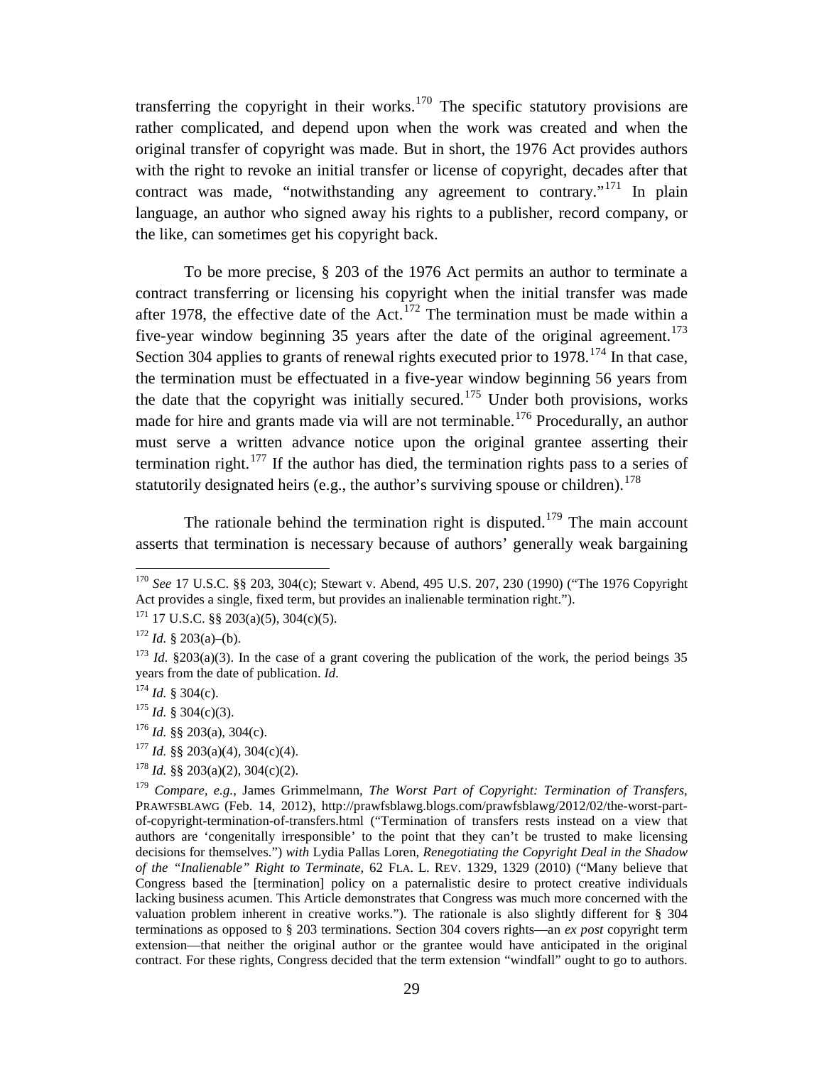transferring the copyright in their works.[170] The specific statutory provisions are rather complicated, and depend upon when the work was created and when the original transfer of copyright was made. But in short, the 1976 Act provides authors with the right to revoke an initial transfer or license of copyright, decades after that contract was made, "notwithstanding any agreement to contrary."[171] In plain language, an author who signed away his rights to a publisher, record company, or the like, can sometimes get his copyright back.

To be more precise, § 203 of the 1976 Act permits an author to terminate a contract transferring or licensing his copyright when the initial transfer was made after 1978, the effective date of the Act.[172] The termination must be made within a five-year window beginning 35 years after the date of the original agreement.[173] Section 304 applies to grants of renewal rights executed prior to 1978.[174] In that case, the termination must be effectuated in a five-year window beginning 56 years from the date that the copyright was initially secured.[175] Under both provisions, works made for hire and grants made via will are not terminable.[176] Procedurally, an author must serve a written advance notice upon the original grantee asserting their termination right.[177] If the author has died, the termination rights pass to a series of statutorily designated heirs (e.g., the author's surviving spouse or children).[178]

The rationale behind the termination right is disputed.[179] The main account asserts that termination is necessary because of authors' generally weak bargaining

---

[170] *See* 17 U.S.C. §§ 203, 304(c); Stewart v. Abend, 495 U.S. 207, 230 (1990) ("The 1976 Copyright Act provides a single, fixed term, but provides an inalienable termination right.").

[171] 17 U.S.C. §§ 203(a)(5), 304(c)(5).

[172] *Id.* § 203(a)–(b).

[173] *Id.* §203(a)(3). In the case of a grant covering the publication of the work, the period beings 35 years from the date of publication. *Id.*

[174] *Id.* § 304(c).

[175] *Id.* § 304(c)(3).

[176] *Id.* §§ 203(a), 304(c).

[177] *Id.* §§ 203(a)(4), 304(c)(4).

[178] *Id.* §§ 203(a)(2), 304(c)(2).

[179] *Compare, e.g.*, James Grimmelmann, *The Worst Part of Copyright: Termination of Transfers*, PRAWFSBLAWG (Feb. 14, 2012), http://prawfsblawg.blogs.com/prawfsblawg/2012/02/the-worst-part-of-copyright-termination-of-transfers.html ("Termination of transfers rests instead on a view that authors are 'congenitally irresponsible' to the point that they can't be trusted to make licensing decisions for themselves.") *with* Lydia Pallas Loren, *Renegotiating the Copyright Deal in the Shadow of the "Inalienable" Right to Terminate*, 62 FLA. L. REV. 1329, 1329 (2010) ("Many believe that Congress based the [termination] policy on a paternalistic desire to protect creative individuals lacking business acumen. This Article demonstrates that Congress was much more concerned with the valuation problem inherent in creative works."). The rationale is also slightly different for § 304 terminations as opposed to § 203 terminations. Section 304 covers rights—an *ex post* copyright term extension—that neither the original author or the grantee would have anticipated in the original contract. For these rights, Congress decided that the term extension "windfall" ought to go to authors.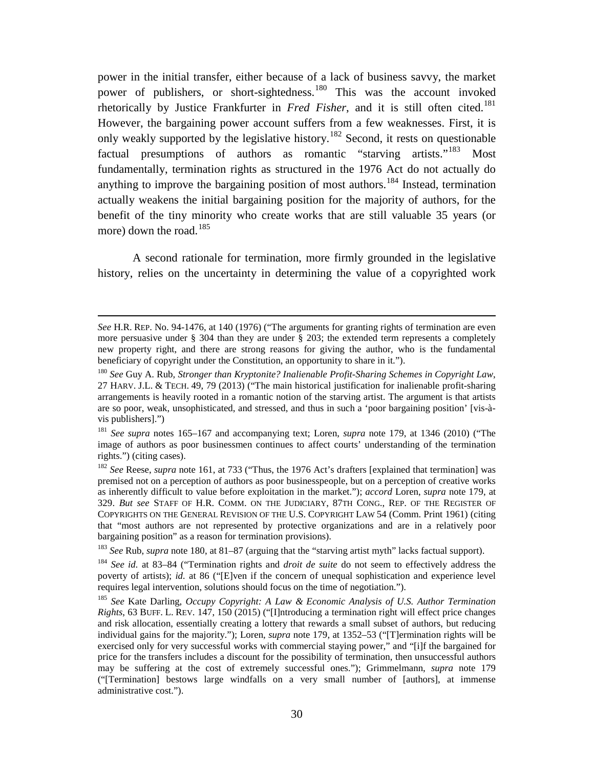power in the initial transfer, either because of a lack of business savvy, the market power of publishers, or short-sightedness.[180] This was the account invoked rhetorically by Justice Frankfurter in *Fred Fisher*, and it is still often cited.[181] However, the bargaining power account suffers from a few weaknesses. First, it is only weakly supported by the legislative history.[182] Second, it rests on questionable factual presumptions of authors as romantic "starving artists."[183] Most fundamentally, termination rights as structured in the 1976 Act do not actually do anything to improve the bargaining position of most authors.[184] Instead, termination actually weakens the initial bargaining position for the majority of authors, for the benefit of the tiny minority who create works that are still valuable 35 years (or more) down the road.[185]

A second rationale for termination, more firmly grounded in the legislative history, relies on the uncertainty in determining the value of a copyrighted work

---

*See* H.R. REP. No. 94-1476, at 140 (1976) ("The arguments for granting rights of termination are even more persuasive under § 304 than they are under § 203; the extended term represents a completely new property right, and there are strong reasons for giving the author, who is the fundamental beneficiary of copyright under the Constitution, an opportunity to share in it.").

[180] *See* Guy A. Rub*, Stronger than Kryptonite? Inalienable Profit-Sharing Schemes in Copyright Law*, 27 HARV. J.L. & TECH. 49, 79 (2013) ("The main historical justification for inalienable profit-sharing arrangements is heavily rooted in a romantic notion of the starving artist. The argument is that artists are so poor, weak, unsophisticated, and stressed, and thus in such a 'poor bargaining position' [vis-à-vis publishers].")

[181] *See supra* notes 165–167 and accompanying text; Loren, *supra* note 179, at 1346 (2010) ("The image of authors as poor businessmen continues to affect courts' understanding of the termination rights.") (citing cases).

[182] *See* Reese, *supra* note 161, at 733 ("Thus, the 1976 Act's drafters [explained that termination] was premised not on a perception of authors as poor businesspeople, but on a perception of creative works as inherently difficult to value before exploitation in the market."); *accord* Loren, *supra* note 179, at 329. *But see* STAFF OF H.R. COMM. ON THE JUDICIARY, 87TH CONG., REP. OF THE REGISTER OF COPYRIGHTS ON THE GENERAL REVISION OF THE U.S. COPYRIGHT LAW 54 (Comm. Print 1961) (citing that "most authors are not represented by protective organizations and are in a relatively poor bargaining position" as a reason for termination provisions).

[183] *See* Rub, *supra* note 180, at 81–87 (arguing that the "starving artist myth" lacks factual support).

[184] *See id.* at 83–84 ("Termination rights and *droit de suite* do not seem to effectively address the poverty of artists); *id.* at 86 ("[E]ven if the concern of unequal sophistication and experience level requires legal intervention, solutions should focus on the time of negotiation.").

[185] *See* Kate Darling, *Occupy Copyright: A Law & Economic Analysis of U.S. Author Termination Rights*, 63 BUFF. L. REV. 147, 150 (2015) ("[I]ntroducing a termination right will effect price changes and risk allocation, essentially creating a lottery that rewards a small subset of authors, but reducing individual gains for the majority."); Loren, *supra* note 179, at 1352–53 ("[T]ermination rights will be exercised only for very successful works with commercial staying power," and "[i]f the bargained for price for the transfers includes a discount for the possibility of termination, then unsuccessful authors may be suffering at the cost of extremely successful ones."); Grimmelmann, *supra* note 179 ("[Termination] bestows large windfalls on a very small number of [authors], at immense administrative cost.").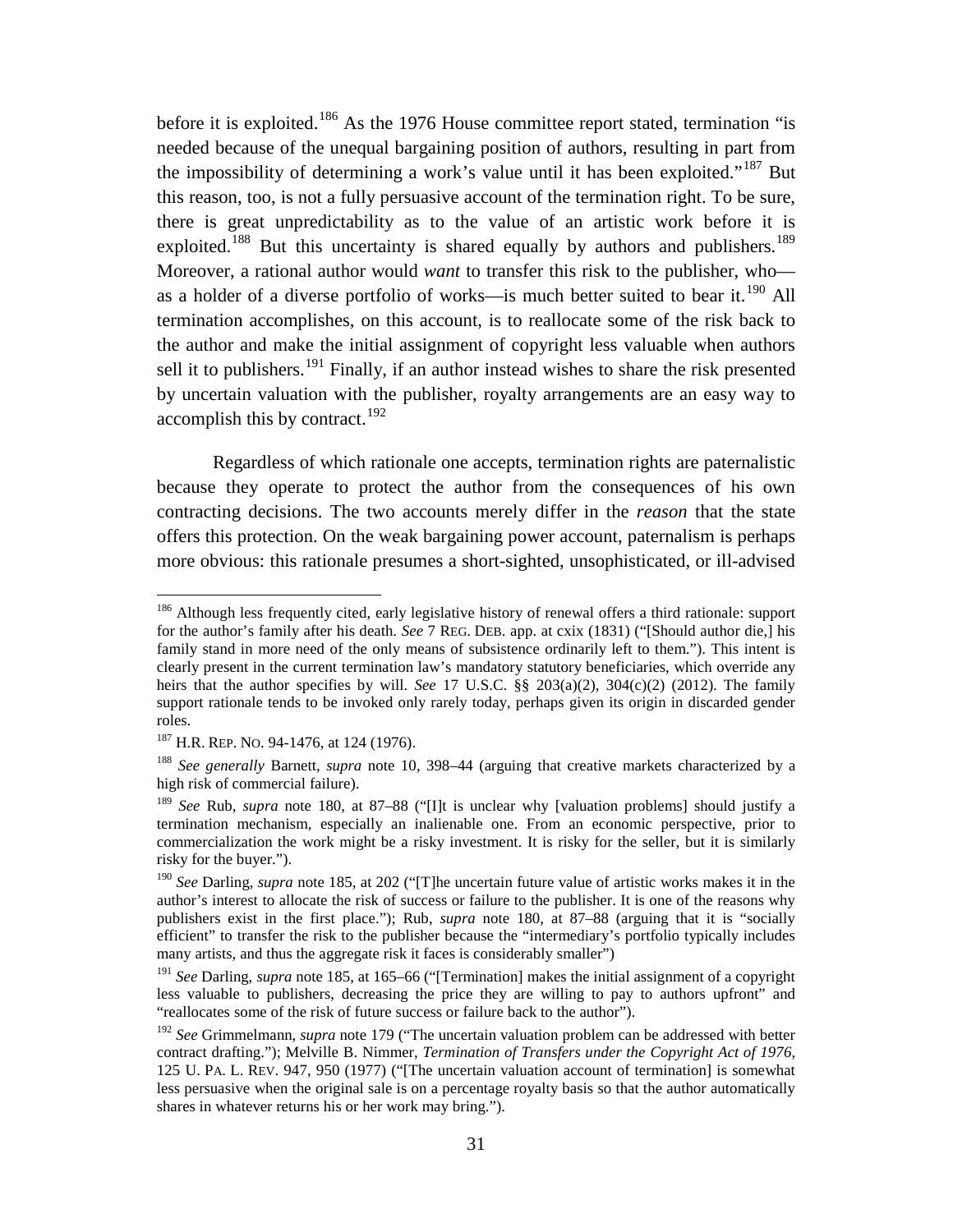before it is exploited.[186] As the 1976 House committee report stated, termination "is needed because of the unequal bargaining position of authors, resulting in part from the impossibility of determining a work's value until it has been exploited."[187] But this reason, too, is not a fully persuasive account of the termination right. To be sure, there is great unpredictability as to the value of an artistic work before it is exploited.[188] But this uncertainty is shared equally by authors and publishers.[189] Moreover, a rational author would *want* to transfer this risk to the publisher, who—as a holder of a diverse portfolio of works—is much better suited to bear it.[190] All termination accomplishes, on this account, is to reallocate some of the risk back to the author and make the initial assignment of copyright less valuable when authors sell it to publishers.[191] Finally, if an author instead wishes to share the risk presented by uncertain valuation with the publisher, royalty arrangements are an easy way to accomplish this by contract.[192]

Regardless of which rationale one accepts, termination rights are paternalistic because they operate to protect the author from the consequences of his own contracting decisions. The two accounts merely differ in the *reason* that the state offers this protection. On the weak bargaining power account, paternalism is perhaps more obvious: this rationale presumes a short-sighted, unsophisticated, or ill-advised

---

[186] Although less frequently cited, early legislative history of renewal offers a third rationale: support for the author's family after his death. *See* 7 REG. DEB. app. at cxix (1831) ("[Should author die,] his family stand in more need of the only means of subsistence ordinarily left to them."). This intent is clearly present in the current termination law's mandatory statutory beneficiaries, which override any heirs that the author specifies by will. *See* 17 U.S.C. §§ 203(a)(2), 304(c)(2) (2012). The family support rationale tends to be invoked only rarely today, perhaps given its origin in discarded gender roles.

[187] H.R. REP. NO. 94-1476, at 124 (1976).

[188] *See generally* Barnett, *supra* note 10, 398–44 (arguing that creative markets characterized by a high risk of commercial failure).

[189] *See* Rub, *supra* note 180, at 87–88 ("[I]t is unclear why [valuation problems] should justify a termination mechanism, especially an inalienable one. From an economic perspective, prior to commercialization the work might be a risky investment. It is risky for the seller, but it is similarly risky for the buyer.").

[190] *See* Darling, *supra* note 185, at 202 ("[T]he uncertain future value of artistic works makes it in the author's interest to allocate the risk of success or failure to the publisher. It is one of the reasons why publishers exist in the first place."); Rub, *supra* note 180, at 87–88 (arguing that it is "socially efficient" to transfer the risk to the publisher because the "intermediary's portfolio typically includes many artists, and thus the aggregate risk it faces is considerably smaller")

[191] *See* Darling, *supra* note 185, at 165–66 ("[Termination] makes the initial assignment of a copyright less valuable to publishers, decreasing the price they are willing to pay to authors upfront" and "reallocates some of the risk of future success or failure back to the author").

[192] *See* Grimmelmann, *supra* note 179 ("The uncertain valuation problem can be addressed with better contract drafting."); Melville B. Nimmer, *Termination of Transfers under the Copyright Act of 1976*, 125 U. PA. L. REV. 947, 950 (1977) ("[The uncertain valuation account of termination] is somewhat less persuasive when the original sale is on a percentage royalty basis so that the author automatically shares in whatever returns his or her work may bring.").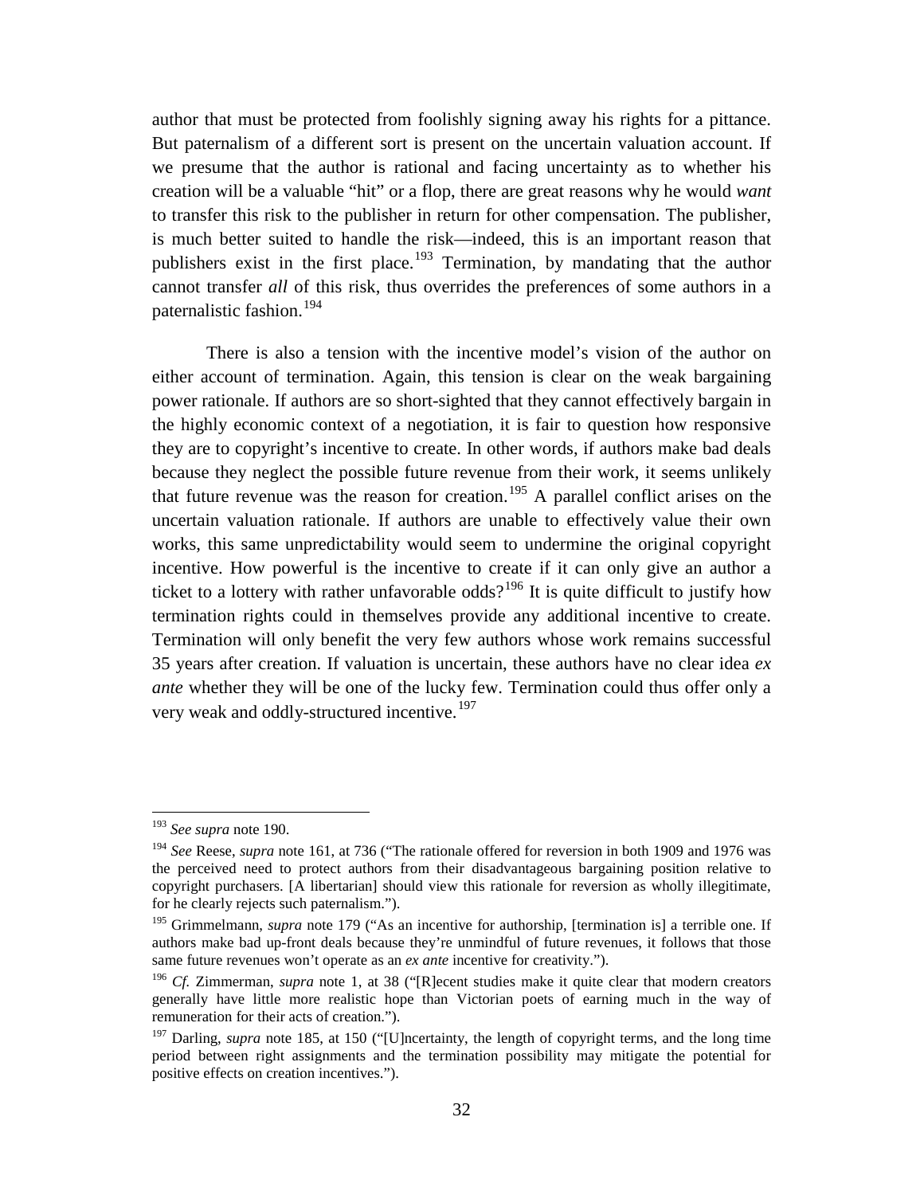author that must be protected from foolishly signing away his rights for a pittance. But paternalism of a different sort is present on the uncertain valuation account. If we presume that the author is rational and facing uncertainty as to whether his creation will be a valuable "hit" or a flop, there are great reasons why he would *want* to transfer this risk to the publisher in return for other compensation. The publisher, is much better suited to handle the risk—indeed, this is an important reason that publishers exist in the first place.[193] Termination, by mandating that the author cannot transfer *all* of this risk, thus overrides the preferences of some authors in a paternalistic fashion.[194]

There is also a tension with the incentive model's vision of the author on either account of termination. Again, this tension is clear on the weak bargaining power rationale. If authors are so short-sighted that they cannot effectively bargain in the highly economic context of a negotiation, it is fair to question how responsive they are to copyright's incentive to create. In other words, if authors make bad deals because they neglect the possible future revenue from their work, it seems unlikely that future revenue was the reason for creation.[195] A parallel conflict arises on the uncertain valuation rationale. If authors are unable to effectively value their own works, this same unpredictability would seem to undermine the original copyright incentive. How powerful is the incentive to create if it can only give an author a ticket to a lottery with rather unfavorable odds?[196] It is quite difficult to justify how termination rights could in themselves provide any additional incentive to create. Termination will only benefit the very few authors whose work remains successful 35 years after creation. If valuation is uncertain, these authors have no clear idea *ex ante* whether they will be one of the lucky few. Termination could thus offer only a very weak and oddly-structured incentive.[197]

---

[193] *See supra* note 190.

[194] *See* Reese, *supra* note 161, at 736 ("The rationale offered for reversion in both 1909 and 1976 was the perceived need to protect authors from their disadvantageous bargaining position relative to copyright purchasers. [A libertarian] should view this rationale for reversion as wholly illegitimate, for he clearly rejects such paternalism.").

[195] Grimmelmann, *supra* note 179 ("As an incentive for authorship, [termination is] a terrible one. If authors make bad up-front deals because they're unmindful of future revenues, it follows that those same future revenues won't operate as an *ex ante* incentive for creativity.").

[196] *Cf.* Zimmerman, *supra* note 1, at 38 ("[R]ecent studies make it quite clear that modern creators generally have little more realistic hope than Victorian poets of earning much in the way of remuneration for their acts of creation.").

[197] Darling, *supra* note 185, at 150 ("[U]ncertainty, the length of copyright terms, and the long time period between right assignments and the termination possibility may mitigate the potential for positive effects on creation incentives.").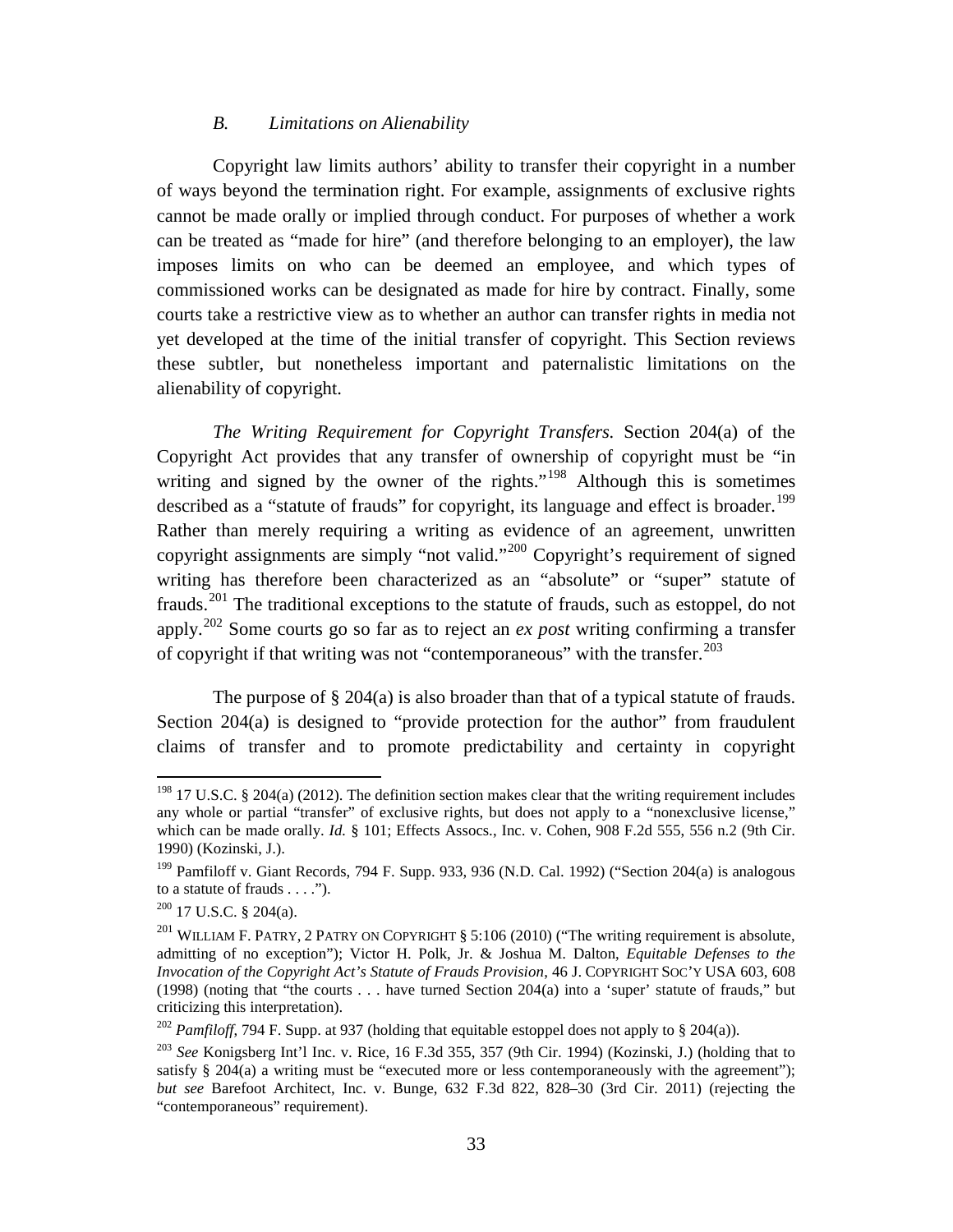### *B. Limitations on Alienability*

Copyright law limits authors' ability to transfer their copyright in a number of ways beyond the termination right. For example, assignments of exclusive rights cannot be made orally or implied through conduct. For purposes of whether a work can be treated as "made for hire" (and therefore belonging to an employer), the law imposes limits on who can be deemed an employee, and which types of commissioned works can be designated as made for hire by contract. Finally, some courts take a restrictive view as to whether an author can transfer rights in media not yet developed at the time of the initial transfer of copyright. This Section reviews these subtler, but nonetheless important and paternalistic limitations on the alienability of copyright.

*The Writing Requirement for Copyright Transfers.* Section 204(a) of the Copyright Act provides that any transfer of ownership of copyright must be "in writing and signed by the owner of the rights."[198] Although this is sometimes described as a "statute of frauds" for copyright, its language and effect is broader.[199] Rather than merely requiring a writing as evidence of an agreement, unwritten copyright assignments are simply "not valid."[200] Copyright's requirement of signed writing has therefore been characterized as an "absolute" or "super" statute of frauds.[201] The traditional exceptions to the statute of frauds, such as estoppel, do not apply.[202] Some courts go so far as to reject an *ex post* writing confirming a transfer of copyright if that writing was not "contemporaneous" with the transfer.[203]

The purpose of § 204(a) is also broader than that of a typical statute of frauds. Section 204(a) is designed to "provide protection for the author" from fraudulent claims of transfer and to promote predictability and certainty in copyright

---

[198] 17 U.S.C. § 204(a) (2012). The definition section makes clear that the writing requirement includes any whole or partial "transfer" of exclusive rights, but does not apply to a "nonexclusive license," which can be made orally. *Id.* § 101; Effects Assocs., Inc. v. Cohen, 908 F.2d 555, 556 n.2 (9th Cir. 1990) (Kozinski, J.).

[199] Pamfiloff v. Giant Records, 794 F. Supp. 933, 936 (N.D. Cal. 1992) ("Section 204(a) is analogous to a statute of frauds . . . .").

[200] 17 U.S.C. § 204(a).

[201] WILLIAM F. PATRY, 2 PATRY ON COPYRIGHT § 5:106 (2010) ("The writing requirement is absolute, admitting of no exception"); Victor H. Polk, Jr. & Joshua M. Dalton, *Equitable Defenses to the Invocation of the Copyright Act's Statute of Frauds Provision*, 46 J. COPYRIGHT SOC'Y USA 603, 608 (1998) (noting that "the courts . . . have turned Section 204(a) into a 'super' statute of frauds," but criticizing this interpretation).

[202] *Pamfiloff*, 794 F. Supp. at 937 (holding that equitable estoppel does not apply to § 204(a)).

[203] *See* Konigsberg Int'l Inc. v. Rice, 16 F.3d 355, 357 (9th Cir. 1994) (Kozinski, J.) (holding that to satisfy § 204(a) a writing must be "executed more or less contemporaneously with the agreement"); *but see* Barefoot Architect, Inc. v. Bunge, 632 F.3d 822, 828–30 (3rd Cir. 2011) (rejecting the "contemporaneous" requirement).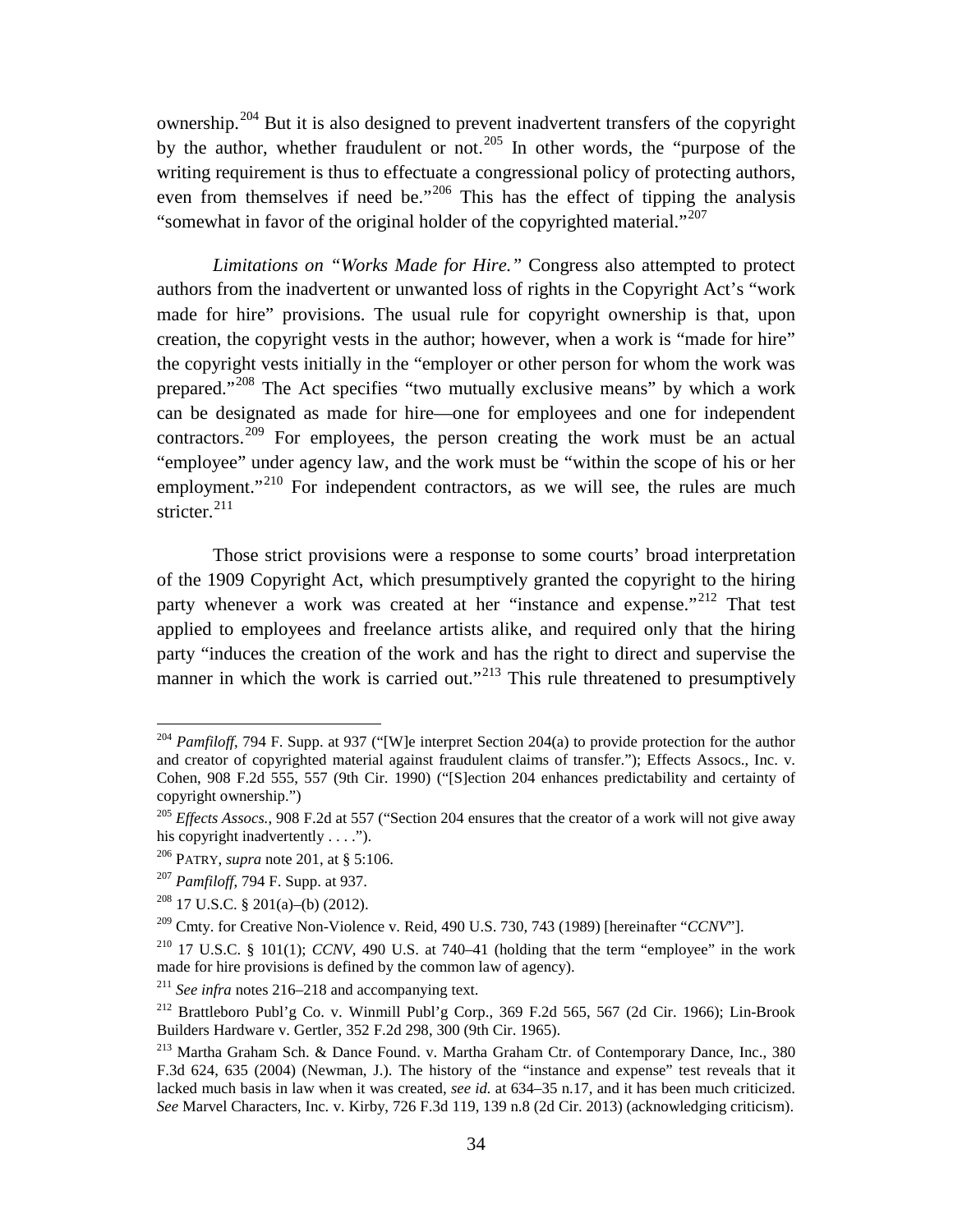ownership.[204] But it is also designed to prevent inadvertent transfers of the copyright by the author, whether fraudulent or not.[205] In other words, the "purpose of the writing requirement is thus to effectuate a congressional policy of protecting authors, even from themselves if need be."[206] This has the effect of tipping the analysis "somewhat in favor of the original holder of the copyrighted material."[207]

*Limitations on "Works Made for Hire."* Congress also attempted to protect authors from the inadvertent or unwanted loss of rights in the Copyright Act's "work made for hire" provisions. The usual rule for copyright ownership is that, upon creation, the copyright vests in the author; however, when a work is "made for hire" the copyright vests initially in the "employer or other person for whom the work was prepared."[208] The Act specifies "two mutually exclusive means" by which a work can be designated as made for hire—one for employees and one for independent contractors.[209] For employees, the person creating the work must be an actual "employee" under agency law, and the work must be "within the scope of his or her employment."[210] For independent contractors, as we will see, the rules are much stricter.[211]

Those strict provisions were a response to some courts' broad interpretation of the 1909 Copyright Act, which presumptively granted the copyright to the hiring party whenever a work was created at her "instance and expense."[212] That test applied to employees and freelance artists alike, and required only that the hiring party "induces the creation of the work and has the right to direct and supervise the manner in which the work is carried out."[213] This rule threatened to presumptively

---

[204] *Pamfiloff*, 794 F. Supp. at 937 ("[W]e interpret Section 204(a) to provide protection for the author and creator of copyrighted material against fraudulent claims of transfer."); Effects Assocs., Inc. v. Cohen, 908 F.2d 555, 557 (9th Cir. 1990) ("[S]ection 204 enhances predictability and certainty of copyright ownership.")

[205] *Effects Assocs.*, 908 F.2d at 557 ("Section 204 ensures that the creator of a work will not give away his copyright inadvertently . . . .").

[206] PATRY, *supra* note 201, at § 5:106.

[207] *Pamfiloff*, 794 F. Supp. at 937.

[208] 17 U.S.C. § 201(a)–(b) (2012).

[209] Cmty. for Creative Non-Violence v. Reid, 490 U.S. 730, 743 (1989) [hereinafter "*CCNV*"].

[210] 17 U.S.C. § 101(1); *CCNV*, 490 U.S. at 740–41 (holding that the term "employee" in the work made for hire provisions is defined by the common law of agency).

[211] *See infra* notes 216–218 and accompanying text.

[212] Brattleboro Publ'g Co. v. Winmill Publ'g Corp., 369 F.2d 565, 567 (2d Cir. 1966); Lin-Brook Builders Hardware v. Gertler, 352 F.2d 298, 300 (9th Cir. 1965).

[213] Martha Graham Sch. & Dance Found. v. Martha Graham Ctr. of Contemporary Dance, Inc., 380 F.3d 624, 635 (2004) (Newman, J.). The history of the "instance and expense" test reveals that it lacked much basis in law when it was created, *see id.* at 634–35 n.17, and it has been much criticized. *See* Marvel Characters, Inc. v. Kirby, 726 F.3d 119, 139 n.8 (2d Cir. 2013) (acknowledging criticism).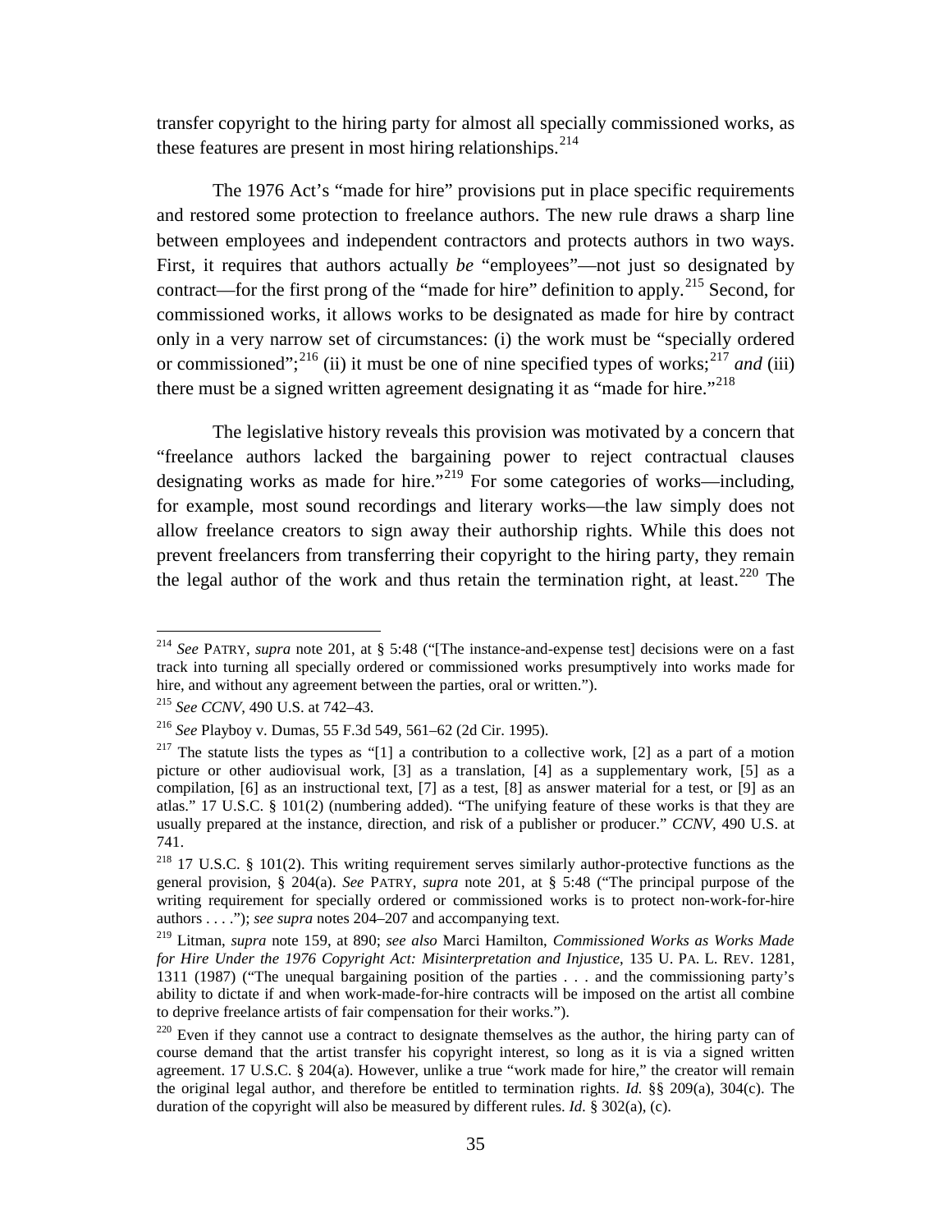transfer copyright to the hiring party for almost all specially commissioned works, as these features are present in most hiring relationships.[214]

The 1976 Act's "made for hire" provisions put in place specific requirements and restored some protection to freelance authors. The new rule draws a sharp line between employees and independent contractors and protects authors in two ways. First, it requires that authors actually *be* "employees"—not just so designated by contract—for the first prong of the "made for hire" definition to apply.[215] Second, for commissioned works, it allows works to be designated as made for hire by contract only in a very narrow set of circumstances: (i) the work must be "specially ordered or commissioned";[216] (ii) it must be one of nine specified types of works;[217] *and* (iii) there must be a signed written agreement designating it as "made for hire."[218]

The legislative history reveals this provision was motivated by a concern that "freelance authors lacked the bargaining power to reject contractual clauses designating works as made for hire."[219] For some categories of works—including, for example, most sound recordings and literary works—the law simply does not allow freelance creators to sign away their authorship rights. While this does not prevent freelancers from transferring their copyright to the hiring party, they remain the legal author of the work and thus retain the termination right, at least.[220] The

---

[214] *See* PATRY, *supra* note 201, at § 5:48 ("[The instance-and-expense test] decisions were on a fast track into turning all specially ordered or commissioned works presumptively into works made for hire, and without any agreement between the parties, oral or written.").

[215] *See CCNV*, 490 U.S. at 742–43.

[216] *See* Playboy v. Dumas, 55 F.3d 549, 561–62 (2d Cir. 1995).

[217] The statute lists the types as "[1] a contribution to a collective work, [2] as a part of a motion picture or other audiovisual work, [3] as a translation, [4] as a supplementary work, [5] as a compilation, [6] as an instructional text, [7] as a test, [8] as answer material for a test, or [9] as an atlas." 17 U.S.C. § 101(2) (numbering added). "The unifying feature of these works is that they are usually prepared at the instance, direction, and risk of a publisher or producer." *CCNV*, 490 U.S. at 741.

[218] 17 U.S.C. § 101(2). This writing requirement serves similarly author-protective functions as the general provision, § 204(a). *See* PATRY, *supra* note 201, at § 5:48 ("The principal purpose of the writing requirement for specially ordered or commissioned works is to protect non-work-for-hire authors . . . ."); *see supra* notes 204–207 and accompanying text.

[219] Litman, *supra* note 159, at 890; *see also* Marci Hamilton, *Commissioned Works as Works Made for Hire Under the 1976 Copyright Act: Misinterpretation and Injustice*, 135 U. PA. L. REV. 1281, 1311 (1987) ("The unequal bargaining position of the parties . . . and the commissioning party's ability to dictate if and when work-made-for-hire contracts will be imposed on the artist all combine to deprive freelance artists of fair compensation for their works.").

[220] Even if they cannot use a contract to designate themselves as the author, the hiring party can of course demand that the artist transfer his copyright interest, so long as it is via a signed written agreement. 17 U.S.C. § 204(a). However, unlike a true "work made for hire," the creator will remain the original legal author, and therefore be entitled to termination rights. *Id.* §§ 209(a), 304(c). The duration of the copyright will also be measured by different rules. *Id.* § 302(a), (c).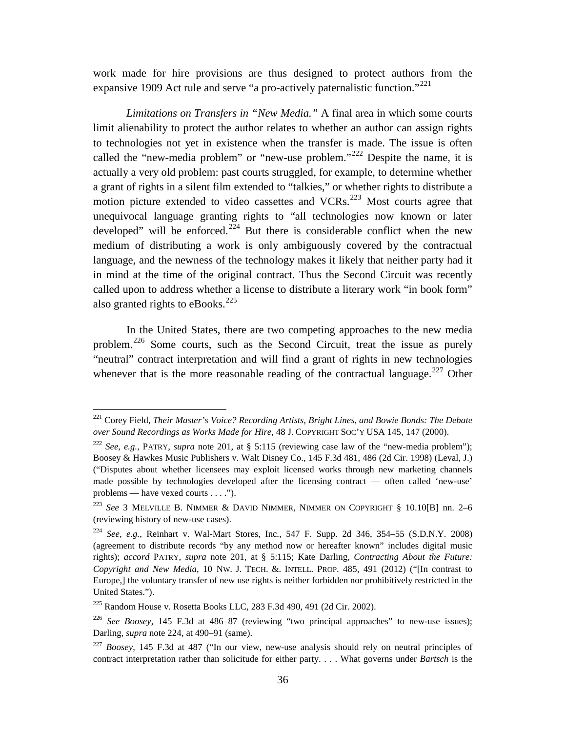work made for hire provisions are thus designed to protect authors from the expansive 1909 Act rule and serve "a pro-actively paternalistic function."[221]

*Limitations on Transfers in "New Media."* A final area in which some courts limit alienability to protect the author relates to whether an author can assign rights to technologies not yet in existence when the transfer is made. The issue is often called the "new-media problem" or "new-use problem."[222] Despite the name, it is actually a very old problem: past courts struggled, for example, to determine whether a grant of rights in a silent film extended to "talkies," or whether rights to distribute a motion picture extended to video cassettes and VCRs.[223] Most courts agree that unequivocal language granting rights to "all technologies now known or later developed" will be enforced.[224] But there is considerable conflict when the new medium of distributing a work is only ambiguously covered by the contractual language, and the newness of the technology makes it likely that neither party had it in mind at the time of the original contract. Thus the Second Circuit was recently called upon to address whether a license to distribute a literary work "in book form" also granted rights to eBooks.[225]

In the United States, there are two competing approaches to the new media problem.[226] Some courts, such as the Second Circuit, treat the issue as purely "neutral" contract interpretation and will find a grant of rights in new technologies whenever that is the more reasonable reading of the contractual language.[227] Other

---

[221] Corey Field, *Their Master's Voice? Recording Artists, Bright Lines, and Bowie Bonds: The Debate over Sound Recordings as Works Made for Hire*, 48 J. COPYRIGHT SOC'Y USA 145, 147 (2000).

[222] *See, e.g.*, PATRY, *supra* note 201, at § 5:115 (reviewing case law of the "new-media problem"); Boosey & Hawkes Music Publishers v. Walt Disney Co., 145 F.3d 481, 486 (2d Cir. 1998) (Leval, J.) ("Disputes about whether licensees may exploit licensed works through new marketing channels made possible by technologies developed after the licensing contract — often called 'new-use' problems — have vexed courts . . . .").

[223] *See* 3 MELVILLE B. NIMMER & DAVID NIMMER, NIMMER ON COPYRIGHT § 10.10[B] nn. 2–6 (reviewing history of new-use cases).

[224] *See, e.g.*, Reinhart v. Wal-Mart Stores, Inc., 547 F. Supp. 2d 346, 354–55 (S.D.N.Y. 2008) (agreement to distribute records "by any method now or hereafter known" includes digital music rights); *accord* PATRY, *supra* note 201, at § 5:115; Kate Darling, *Contracting About the Future: Copyright and New Media*, 10 NW. J. TECH. &. INTELL. PROP. 485, 491 (2012) ("[In contrast to Europe,] the voluntary transfer of new use rights is neither forbidden nor prohibitively restricted in the United States.").

[225] Random House v. Rosetta Books LLC, 283 F.3d 490, 491 (2d Cir. 2002).

[226] *See Boosey*, 145 F.3d at 486–87 (reviewing "two principal approaches" to new-use issues); Darling, *supra* note 224, at 490–91 (same).

[227] *Boosey*, 145 F.3d at 487 ("In our view, new-use analysis should rely on neutral principles of contract interpretation rather than solicitude for either party. . . . What governs under *Bartsch* is the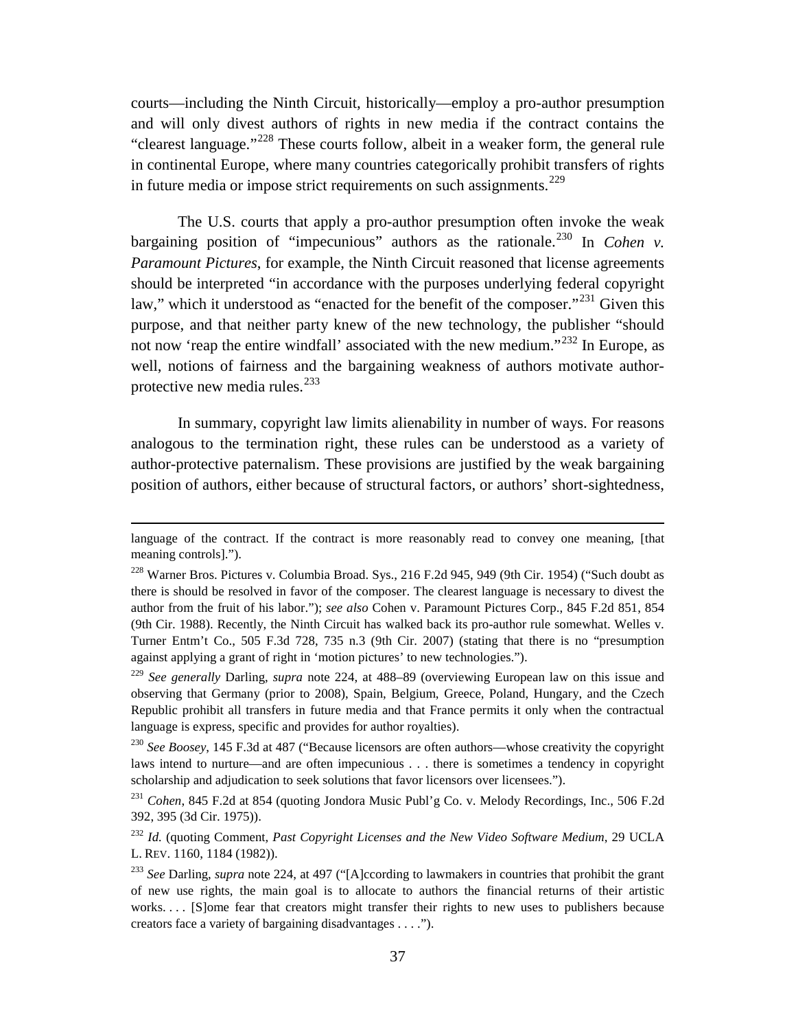courts—including the Ninth Circuit, historically—employ a pro-author presumption and will only divest authors of rights in new media if the contract contains the "clearest language."[228] These courts follow, albeit in a weaker form, the general rule in continental Europe, where many countries categorically prohibit transfers of rights in future media or impose strict requirements on such assignments.[229]

The U.S. courts that apply a pro-author presumption often invoke the weak bargaining position of "impecunious" authors as the rationale.[230] In *Cohen v. Paramount Pictures*, for example, the Ninth Circuit reasoned that license agreements should be interpreted "in accordance with the purposes underlying federal copyright law," which it understood as "enacted for the benefit of the composer."[231] Given this purpose, and that neither party knew of the new technology, the publisher "should not now 'reap the entire windfall' associated with the new medium."[232] In Europe, as well, notions of fairness and the bargaining weakness of authors motivate author-protective new media rules.[233]

In summary, copyright law limits alienability in number of ways. For reasons analogous to the termination right, these rules can be understood as a variety of author-protective paternalism. These provisions are justified by the weak bargaining position of authors, either because of structural factors, or authors' short-sightedness,

---

language of the contract. If the contract is more reasonably read to convey one meaning, [that meaning controls].").

[228] Warner Bros. Pictures v. Columbia Broad. Sys., 216 F.2d 945, 949 (9th Cir. 1954) ("Such doubt as there is should be resolved in favor of the composer. The clearest language is necessary to divest the author from the fruit of his labor."); *see also* Cohen v. Paramount Pictures Corp., 845 F.2d 851, 854 (9th Cir. 1988). Recently, the Ninth Circuit has walked back its pro-author rule somewhat. Welles v. Turner Entm't Co., 505 F.3d 728, 735 n.3 (9th Cir. 2007) (stating that there is no "presumption against applying a grant of right in 'motion pictures' to new technologies.").

[229] *See generally* Darling, *supra* note 224, at 488–89 (overviewing European law on this issue and observing that Germany (prior to 2008), Spain, Belgium, Greece, Poland, Hungary, and the Czech Republic prohibit all transfers in future media and that France permits it only when the contractual language is express, specific and provides for author royalties).

[230] *See Boosey*, 145 F.3d at 487 ("Because licensors are often authors—whose creativity the copyright laws intend to nurture—and are often impecunious . . . there is sometimes a tendency in copyright scholarship and adjudication to seek solutions that favor licensors over licensees.").

[231] *Cohen*, 845 F.2d at 854 (quoting Jondora Music Publ'g Co. v. Melody Recordings, Inc., 506 F.2d 392, 395 (3d Cir. 1975)).

[232] *Id.* (quoting Comment, *Past Copyright Licenses and the New Video Software Medium*, 29 UCLA L. REV. 1160, 1184 (1982)).

[233] *See* Darling, *supra* note 224, at 497 ("[A]ccording to lawmakers in countries that prohibit the grant of new use rights, the main goal is to allocate to authors the financial returns of their artistic works. . . . [S]ome fear that creators might transfer their rights to new uses to publishers because creators face a variety of bargaining disadvantages . . . .").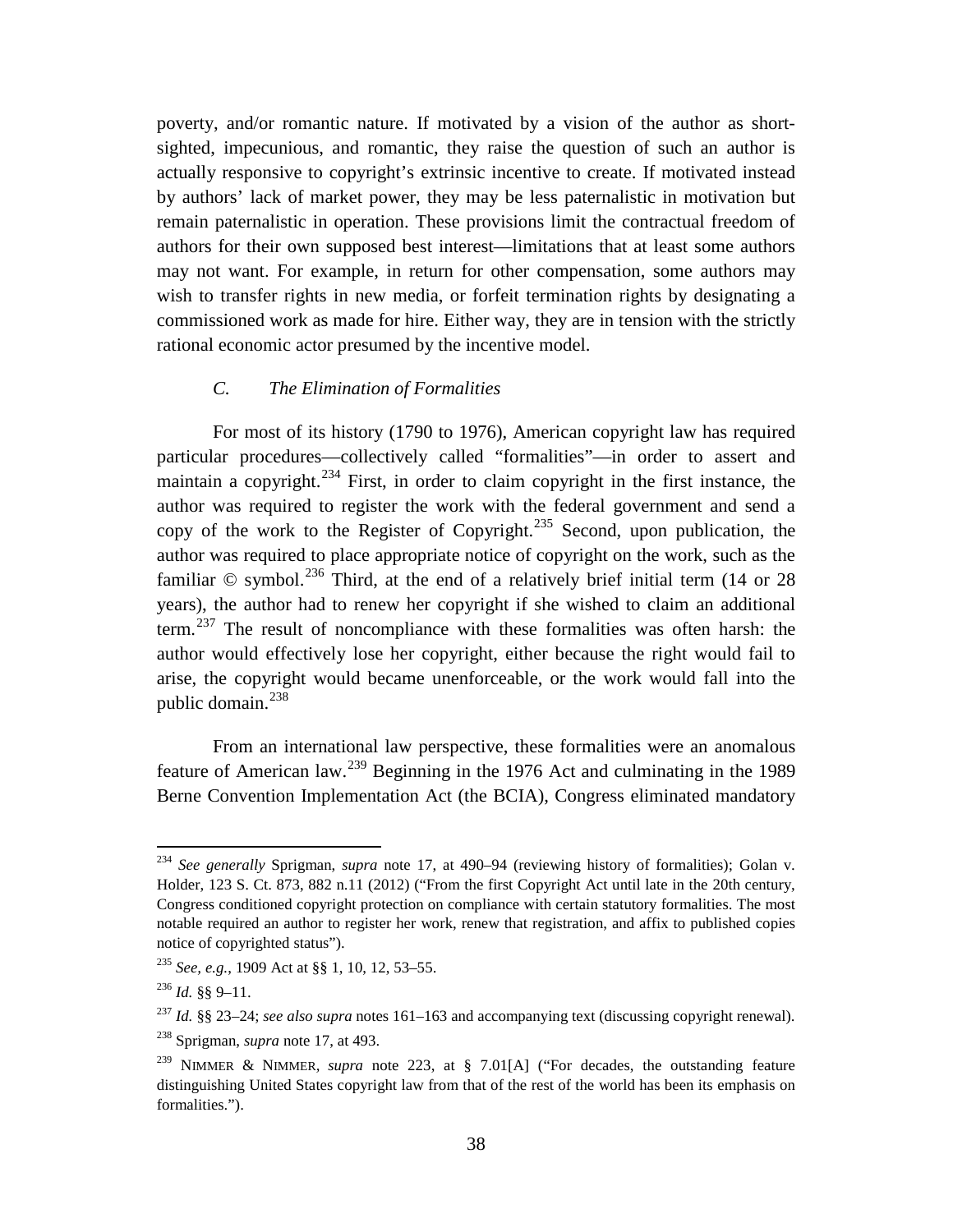poverty, and/or romantic nature. If motivated by a vision of the author as short-sighted, impecunious, and romantic, they raise the question of such an author is actually responsive to copyright's extrinsic incentive to create. If motivated instead by authors' lack of market power, they may be less paternalistic in motivation but remain paternalistic in operation. These provisions limit the contractual freedom of authors for their own supposed best interest—limitations that at least some authors may not want. For example, in return for other compensation, some authors may wish to transfer rights in new media, or forfeit termination rights by designating a commissioned work as made for hire. Either way, they are in tension with the strictly rational economic actor presumed by the incentive model.

### *C. The Elimination of Formalities*

For most of its history (1790 to 1976), American copyright law has required particular procedures—collectively called "formalities"—in order to assert and maintain a copyright.[234] First, in order to claim copyright in the first instance, the author was required to register the work with the federal government and send a copy of the work to the Register of Copyright.[235] Second, upon publication, the author was required to place appropriate notice of copyright on the work, such as the familiar © symbol.[236] Third, at the end of a relatively brief initial term (14 or 28 years), the author had to renew her copyright if she wished to claim an additional term.[237] The result of noncompliance with these formalities was often harsh: the author would effectively lose her copyright, either because the right would fail to arise, the copyright would became unenforceable, or the work would fall into the public domain.[238]

From an international law perspective, these formalities were an anomalous feature of American law.[239] Beginning in the 1976 Act and culminating in the 1989 Berne Convention Implementation Act (the BCIA), Congress eliminated mandatory

---

[234] *See generally* Sprigman, *supra* note 17, at 490–94 (reviewing history of formalities); Golan v. Holder, 123 S. Ct. 873, 882 n.11 (2012) ("From the first Copyright Act until late in the 20th century, Congress conditioned copyright protection on compliance with certain statutory formalities. The most notable required an author to register her work, renew that registration, and affix to published copies notice of copyrighted status").

[235] *See, e.g.*, 1909 Act at §§ 1, 10, 12, 53–55.

[236] *Id.* §§ 9–11.

[237] *Id.* §§ 23–24; *see also supra* notes 161–163 and accompanying text (discussing copyright renewal).

[238] Sprigman, *supra* note 17, at 493.

[239] NIMMER & NIMMER, *supra* note 223, at § 7.01[A] ("For decades, the outstanding feature distinguishing United States copyright law from that of the rest of the world has been its emphasis on formalities.").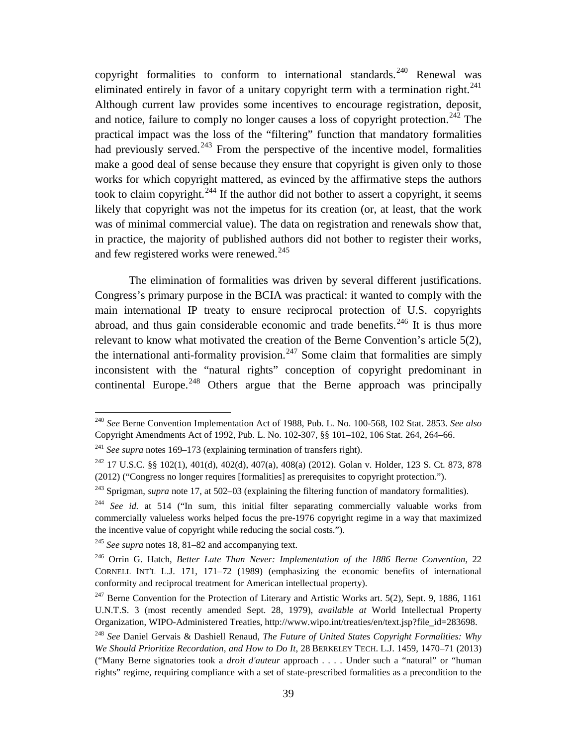copyright formalities to conform to international standards.[240] Renewal was eliminated entirely in favor of a unitary copyright term with a termination right.[241] Although current law provides some incentives to encourage registration, deposit, and notice, failure to comply no longer causes a loss of copyright protection.[242] The practical impact was the loss of the "filtering" function that mandatory formalities had previously served.[243] From the perspective of the incentive model, formalities make a good deal of sense because they ensure that copyright is given only to those works for which copyright mattered, as evinced by the affirmative steps the authors took to claim copyright.[244] If the author did not bother to assert a copyright, it seems likely that copyright was not the impetus for its creation (or, at least, that the work was of minimal commercial value). The data on registration and renewals show that, in practice, the majority of published authors did not bother to register their works, and few registered works were renewed.[245]

The elimination of formalities was driven by several different justifications. Congress's primary purpose in the BCIA was practical: it wanted to comply with the main international IP treaty to ensure reciprocal protection of U.S. copyrights abroad, and thus gain considerable economic and trade benefits.[246] It is thus more relevant to know what motivated the creation of the Berne Convention's article 5(2), the international anti-formality provision.[247] Some claim that formalities are simply inconsistent with the "natural rights" conception of copyright predominant in continental Europe.[248] Others argue that the Berne approach was principally

---

[240] *See* Berne Convention Implementation Act of 1988, Pub. L. No. 100-568, 102 Stat. 2853. *See also* Copyright Amendments Act of 1992, Pub. L. No. 102-307, §§ 101–102, 106 Stat. 264, 264–66.

[241] *See supra* notes 169–173 (explaining termination of transfers right).

[242] 17 U.S.C. §§ 102(1), 401(d), 402(d), 407(a), 408(a) (2012). Golan v. Holder, 123 S. Ct. 873, 878 (2012) ("Congress no longer requires [formalities] as prerequisites to copyright protection.").

[243] Sprigman, *supra* note 17, at 502–03 (explaining the filtering function of mandatory formalities).

[244] *See id.* at 514 ("In sum, this initial filter separating commercially valuable works from commercially valueless works helped focus the pre-1976 copyright regime in a way that maximized the incentive value of copyright while reducing the social costs.").

[245] *See supra* notes 18, 81–82 and accompanying text.

[246] Orrin G. Hatch, *Better Late Than Never: Implementation of the 1886 Berne Convention*, 22 CORNELL INT'L L.J. 171, 171–72 (1989) (emphasizing the economic benefits of international conformity and reciprocal treatment for American intellectual property).

[247] Berne Convention for the Protection of Literary and Artistic Works art. 5(2), Sept. 9, 1886, 1161 U.N.T.S. 3 (most recently amended Sept. 28, 1979), *available at* World Intellectual Property Organization, WIPO-Administered Treaties, http://www.wipo.int/treaties/en/text.jsp?file_id=283698.

[248] *See* Daniel Gervais & Dashiell Renaud, *The Future of United States Copyright Formalities: Why We Should Prioritize Recordation, and How to Do It*, 28 BERKELEY TECH. L.J. 1459, 1470–71 (2013) ("Many Berne signatories took a *droit d'auteur* approach . . . . Under such a "natural" or "human rights" regime, requiring compliance with a set of state-prescribed formalities as a precondition to the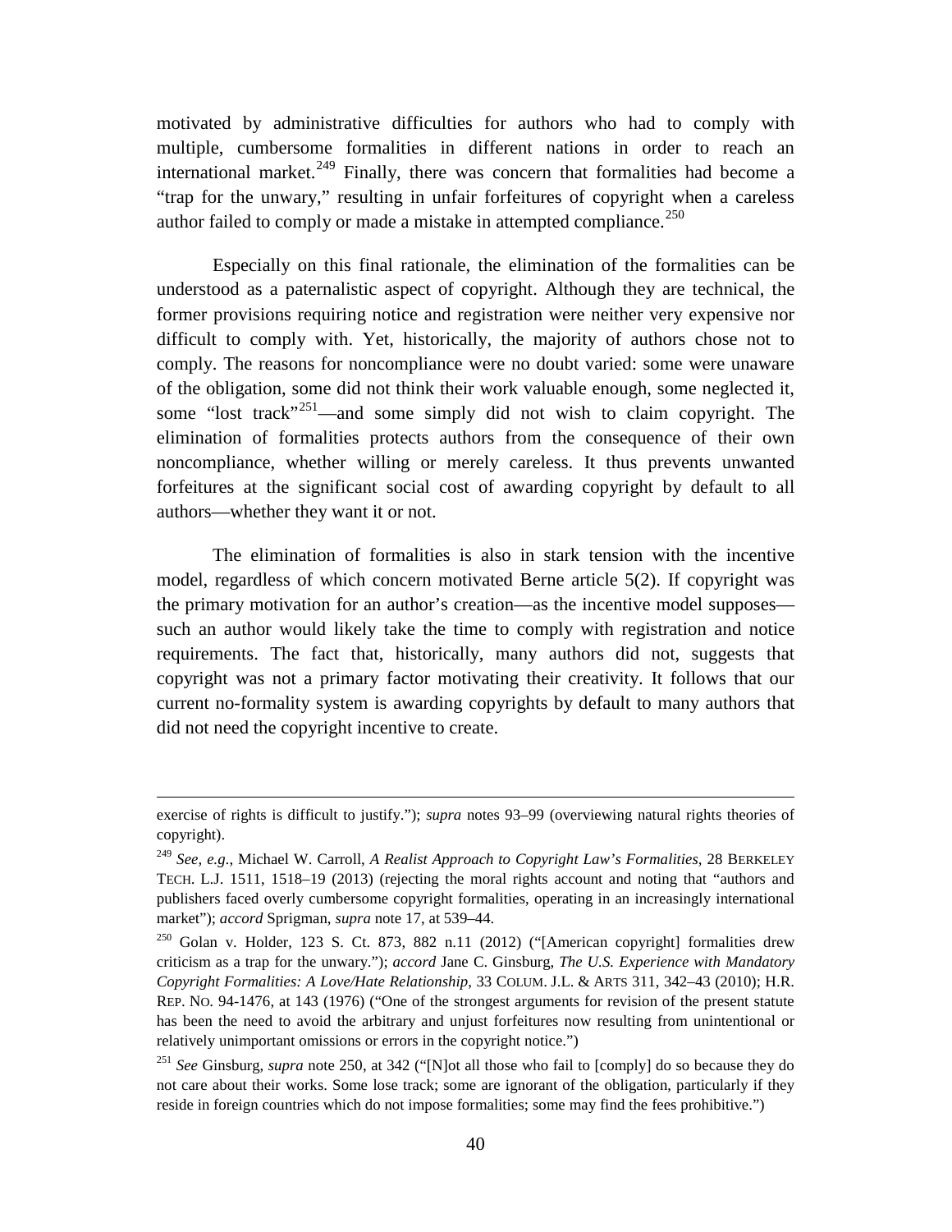motivated by administrative difficulties for authors who had to comply with multiple, cumbersome formalities in different nations in order to reach an international market.[249] Finally, there was concern that formalities had become a "trap for the unwary," resulting in unfair forfeitures of copyright when a careless author failed to comply or made a mistake in attempted compliance.[250]

Especially on this final rationale, the elimination of the formalities can be understood as a paternalistic aspect of copyright. Although they are technical, the former provisions requiring notice and registration were neither very expensive nor difficult to comply with. Yet, historically, the majority of authors chose not to comply. The reasons for noncompliance were no doubt varied: some were unaware of the obligation, some did not think their work valuable enough, some neglected it, some "lost track"[251]—and some simply did not wish to claim copyright. The elimination of formalities protects authors from the consequence of their own noncompliance, whether willing or merely careless. It thus prevents unwanted forfeitures at the significant social cost of awarding copyright by default to all authors—whether they want it or not.

The elimination of formalities is also in stark tension with the incentive model, regardless of which concern motivated Berne article 5(2). If copyright was the primary motivation for an author's creation—as the incentive model supposes—such an author would likely take the time to comply with registration and notice requirements. The fact that, historically, many authors did not, suggests that copyright was not a primary factor motivating their creativity. It follows that our current no-formality system is awarding copyrights by default to many authors that did not need the copyright incentive to create.

---

exercise of rights is difficult to justify."); *supra* notes 93–99 (overviewing natural rights theories of copyright).

[249] *See, e.g.*, Michael W. Carroll, *A Realist Approach to Copyright Law's Formalities*, 28 BERKELEY TECH. L.J. 1511, 1518–19 (2013) (rejecting the moral rights account and noting that "authors and publishers faced overly cumbersome copyright formalities, operating in an increasingly international market"); *accord* Sprigman, *supra* note 17, at 539–44.

[250] Golan v. Holder, 123 S. Ct. 873, 882 n.11 (2012) ("[American copyright] formalities drew criticism as a trap for the unwary."); *accord* Jane C. Ginsburg, *The U.S. Experience with Mandatory Copyright Formalities: A Love/Hate Relationship*, 33 COLUM. J.L. & ARTS 311, 342–43 (2010); H.R. REP. NO. 94-1476, at 143 (1976) ("One of the strongest arguments for revision of the present statute has been the need to avoid the arbitrary and unjust forfeitures now resulting from unintentional or relatively unimportant omissions or errors in the copyright notice.")

[251] *See* Ginsburg, *supra* note 250, at 342 ("[N]ot all those who fail to [comply] do so because they do not care about their works. Some lose track; some are ignorant of the obligation, particularly if they reside in foreign countries which do not impose formalities; some may find the fees prohibitive.")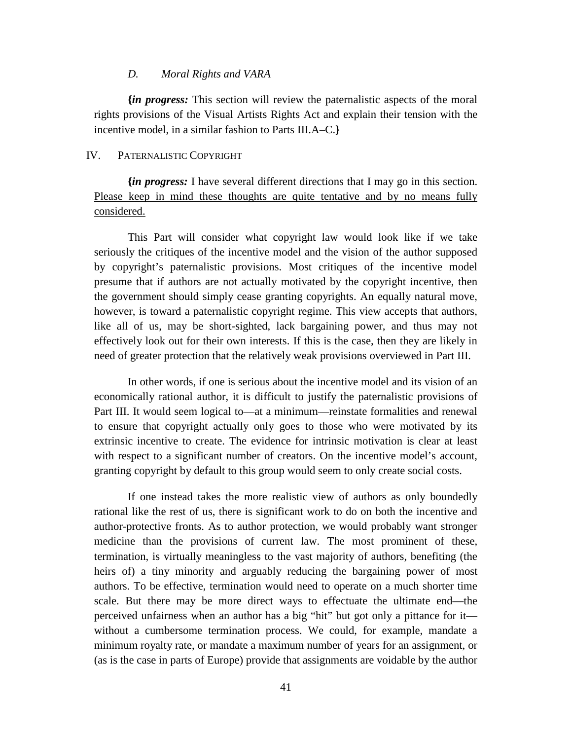### *D. Moral Rights and VARA*

**{*in progress:*** This section will review the paternalistic aspects of the moral rights provisions of the Visual Artists Rights Act and explain their tension with the incentive model, in a similar fashion to Parts III.A–C.**}**

## IV. Paternalistic Copyright

**{*in progress:*** I have several different directions that I may go in this section. <u>Please keep in mind these thoughts are quite tentative and by no means fully considered.</u>

This Part will consider what copyright law would look like if we take seriously the critiques of the incentive model and the vision of the author supposed by copyright's paternalistic provisions. Most critiques of the incentive model presume that if authors are not actually motivated by the copyright incentive, then the government should simply cease granting copyrights. An equally natural move, however, is toward a paternalistic copyright regime. This view accepts that authors, like all of us, may be short-sighted, lack bargaining power, and thus may not effectively look out for their own interests. If this is the case, then they are likely in need of greater protection that the relatively weak provisions overviewed in Part III.

In other words, if one is serious about the incentive model and its vision of an economically rational author, it is difficult to justify the paternalistic provisions of Part III. It would seem logical to—at a minimum—reinstate formalities and renewal to ensure that copyright actually only goes to those who were motivated by its extrinsic incentive to create. The evidence for intrinsic motivation is clear at least with respect to a significant number of creators. On the incentive model's account, granting copyright by default to this group would seem to only create social costs.

If one instead takes the more realistic view of authors as only boundedly rational like the rest of us, there is significant work to do on both the incentive and author-protective fronts. As to author protection, we would probably want stronger medicine than the provisions of current law. The most prominent of these, termination, is virtually meaningless to the vast majority of authors, benefiting (the heirs of) a tiny minority and arguably reducing the bargaining power of most authors. To be effective, termination would need to operate on a much shorter time scale. But there may be more direct ways to effectuate the ultimate end—the perceived unfairness when an author has a big "hit" but got only a pittance for it—without a cumbersome termination process. We could, for example, mandate a minimum royalty rate, or mandate a maximum number of years for an assignment, or (as is the case in parts of Europe) provide that assignments are voidable by the author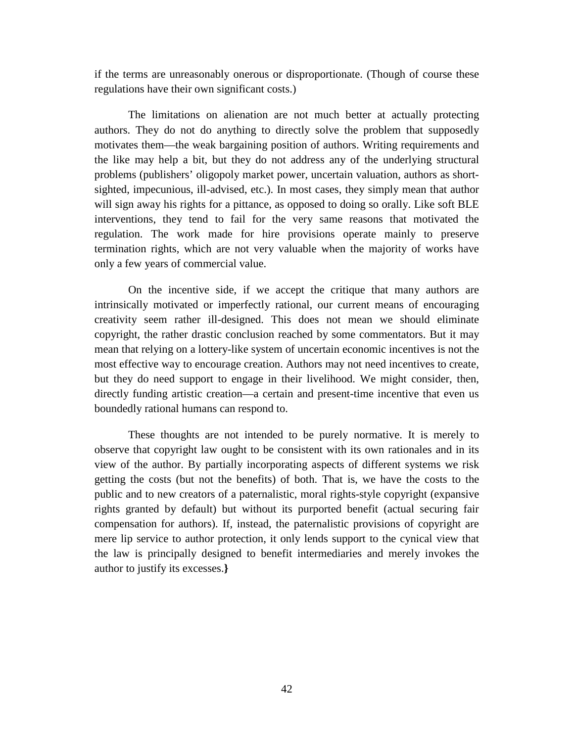if the terms are unreasonably onerous or disproportionate. (Though of course these regulations have their own significant costs.)

The limitations on alienation are not much better at actually protecting authors. They do not do anything to directly solve the problem that supposedly motivates them—the weak bargaining position of authors. Writing requirements and the like may help a bit, but they do not address any of the underlying structural problems (publishers' oligopoly market power, uncertain valuation, authors as short-sighted, impecunious, ill-advised, etc.). In most cases, they simply mean that author will sign away his rights for a pittance, as opposed to doing so orally. Like soft BLE interventions, they tend to fail for the very same reasons that motivated the regulation. The work made for hire provisions operate mainly to preserve termination rights, which are not very valuable when the majority of works have only a few years of commercial value.

On the incentive side, if we accept the critique that many authors are intrinsically motivated or imperfectly rational, our current means of encouraging creativity seem rather ill-designed. This does not mean we should eliminate copyright, the rather drastic conclusion reached by some commentators. But it may mean that relying on a lottery-like system of uncertain economic incentives is not the most effective way to encourage creation. Authors may not need incentives to create, but they do need support to engage in their livelihood. We might consider, then, directly funding artistic creation—a certain and present-time incentive that even us boundedly rational humans can respond to.

These thoughts are not intended to be purely normative. It is merely to observe that copyright law ought to be consistent with its own rationales and in its view of the author. By partially incorporating aspects of different systems we risk getting the costs (but not the benefits) of both. That is, we have the costs to the public and to new creators of a paternalistic, moral rights-style copyright (expansive rights granted by default) but without its purported benefit (actual securing fair compensation for authors). If, instead, the paternalistic provisions of copyright are mere lip service to author protection, it only lends support to the cynical view that the law is principally designed to benefit intermediaries and merely invokes the author to justify its excesses.**}**